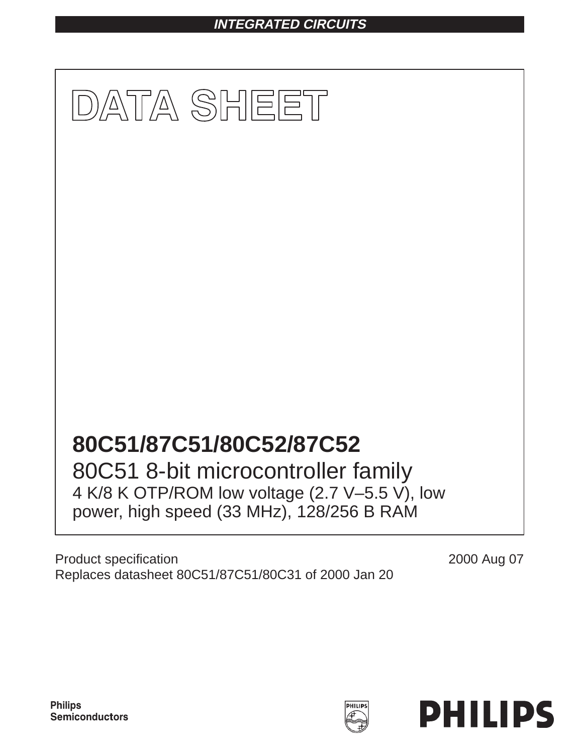INTEGRATED CIRCUITS

# DATA SHEET

## 80C51/87C51/80C52/87C52

80C51 8-bit microcontroller family

4 K/8 K OTP/ROM low voltage (2.7 V–5.5 V), low power, high speed (33 MHz), 128/256 B RAM

Product specification
Replaces datasheet 80C51/87C51/80C31 of 2000 Jan 20

2000 Aug 07

Philips Semiconductors

PHILIPS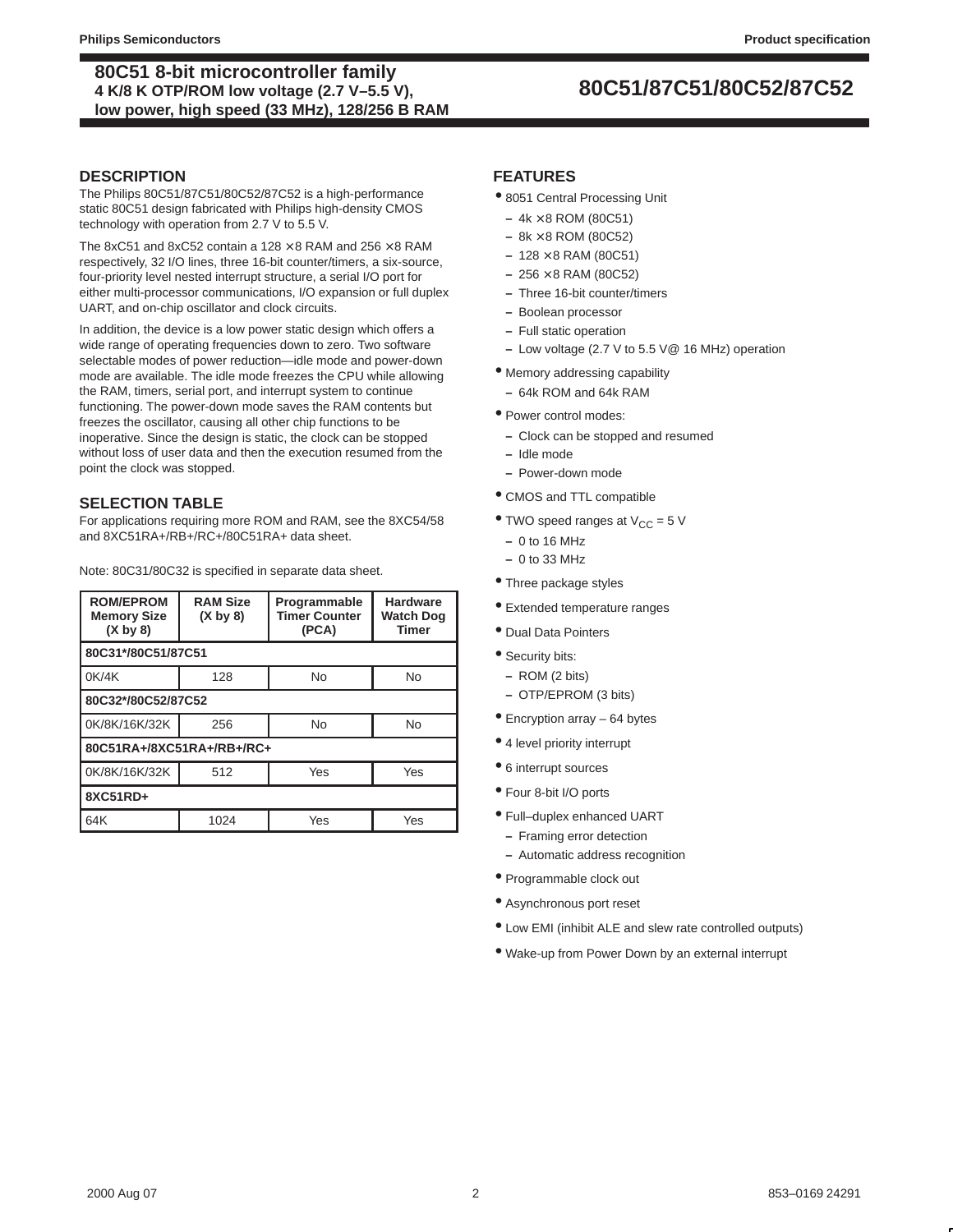# 80C51 8-bit microcontroller family
## 4 K/8 K OTP/ROM low voltage (2.7 V–5.5 V), low power, high speed (33 MHz), 128/256 B RAM

## 80C51/87C51/80C52/87C52

## DESCRIPTION

The Philips 80C51/87C51/80C52/87C52 is a high-performance static 80C51 design fabricated with Philips high-density CMOS technology with operation from 2.7 V to 5.5 V.

The 8xC51 and 8xC52 contain a 128 × 8 RAM and 256 × 8 RAM respectively, 32 I/O lines, three 16-bit counter/timers, a six-source, four-priority level nested interrupt structure, a serial I/O port for either multi-processor communications, I/O expansion or full duplex UART, and on-chip oscillator and clock circuits.

In addition, the device is a low power static design which offers a wide range of operating frequencies down to zero. Two software selectable modes of power reduction—idle mode and power-down mode are available. The idle mode freezes the CPU while allowing the RAM, timers, serial port, and interrupt system to continue functioning. The power-down mode saves the RAM contents but freezes the oscillator, causing all other chip functions to be inoperative. Since the design is static, the clock can be stopped without loss of user data and then the execution resumed from the point the clock was stopped.

## SELECTION TABLE

For applications requiring more ROM and RAM, see the 8XC54/58 and 8XC51RA+/RB+/RC+/80C51RA+ data sheet.

Note: 80C31/80C32 is specified in separate data sheet.

| ROM/EPROM Memory Size (X by 8) | RAM Size (X by 8) | Programmable Timer Counter (PCA) | Hardware Watch Dog Timer |
|---|---|---|---|
| **80C31*/80C51/87C51** | | | |
| 0K/4K | 128 | No | No |
| **80C32*/80C52/87C52** | | | |
| 0K/8K/16K/32K | 256 | No | No |
| **80C51RA+/8XC51RA+/RB+/RC+** | | | |
| 0K/8K/16K/32K | 512 | Yes | Yes |
| **8XC51RD+** | | | |
| 64K | 1024 | Yes | Yes |

## FEATURES

- 8051 Central Processing Unit
  - 4k × 8 ROM (80C51)
  - 8k × 8 ROM (80C52)
  - 128 × 8 RAM (80C51)
  - 256 × 8 RAM (80C52)
  - Three 16-bit counter/timers
  - Boolean processor
  - Full static operation
  - Low voltage (2.7 V to 5.5 V@ 16 MHz) operation
- Memory addressing capability
  - 64k ROM and 64k RAM
- Power control modes:
  - Clock can be stopped and resumed
  - Idle mode
  - Power-down mode
- CMOS and TTL compatible
- TWO speed ranges at $V_{CC}$ = 5 V
  - 0 to 16 MHz
  - 0 to 33 MHz
- Three package styles
- Extended temperature ranges
- Dual Data Pointers
- Security bits:
  - ROM (2 bits)
  - OTP/EPROM (3 bits)
- Encryption array – 64 bytes
- 4 level priority interrupt
- 6 interrupt sources
- Four 8-bit I/O ports
- Full–duplex enhanced UART
  - Framing error detection
  - Automatic address recognition
- Programmable clock out
- Asynchronous port reset
- Low EMI (inhibit ALE and slew rate controlled outputs)
- Wake-up from Power Down by an external interrupt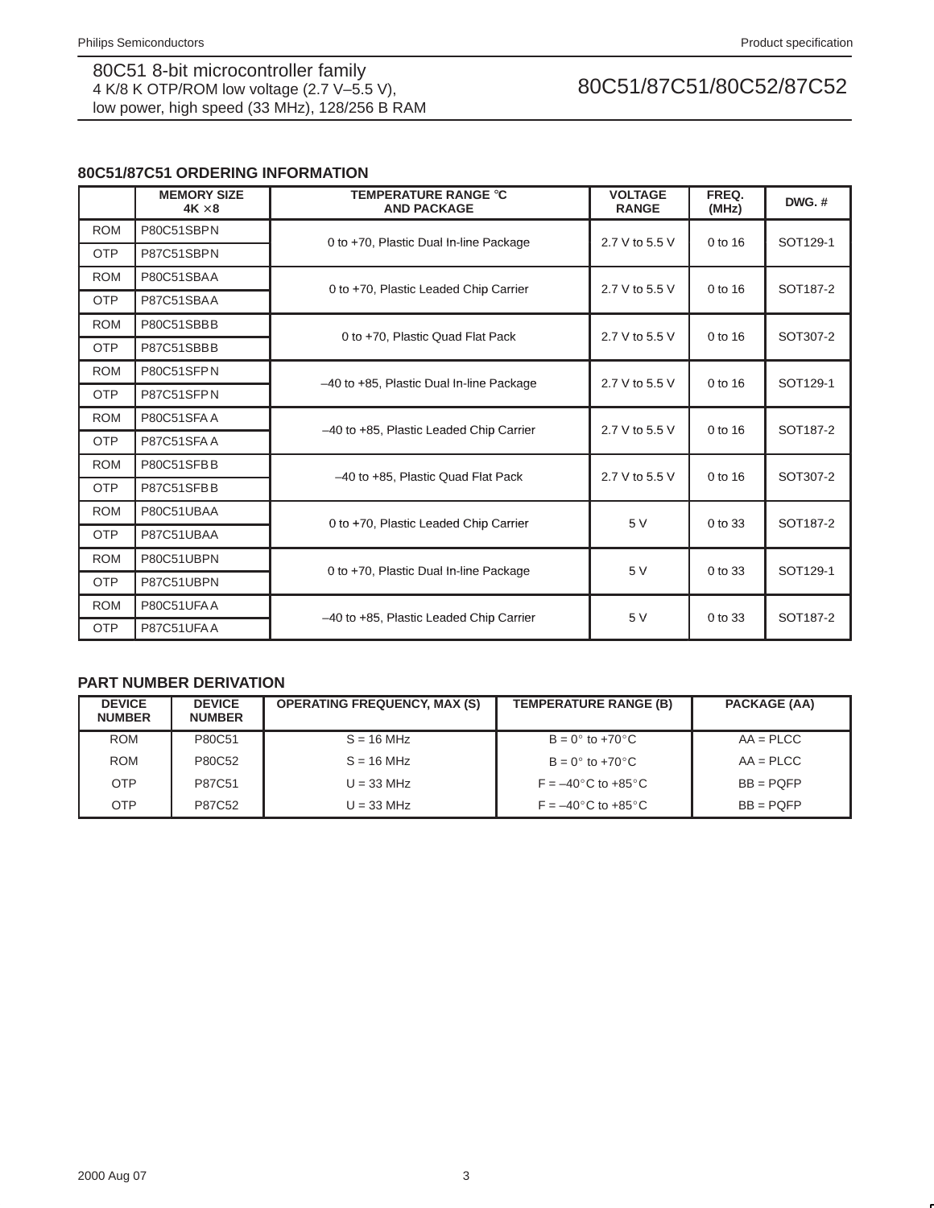## 80C51/87C51 ORDERING INFORMATION

| | MEMORY SIZE 4K × 8 | TEMPERATURE RANGE °C AND PACKAGE | VOLTAGE RANGE | FREQ. (MHz) | DWG. # |
|---|---|---|---|---|---|
| ROM | P80C51SBPN | 0 to +70, Plastic Dual In-line Package | 2.7 V to 5.5 V | 0 to 16 | SOT129-1 |
| OTP | P87C51SBPN | | | | |
| ROM | P80C51SBAA | 0 to +70, Plastic Leaded Chip Carrier | 2.7 V to 5.5 V | 0 to 16 | SOT187-2 |
| OTP | P87C51SBAA | | | | |
| ROM | P80C51SBBB | 0 to +70, Plastic Quad Flat Pack | 2.7 V to 5.5 V | 0 to 16 | SOT307-2 |
| OTP | P87C51SBBB | | | | |
| ROM | P80C51SFPN | –40 to +85, Plastic Dual In-line Package | 2.7 V to 5.5 V | 0 to 16 | SOT129-1 |
| OTP | P87C51SFPN | | | | |
| ROM | P80C51SFA A | –40 to +85, Plastic Leaded Chip Carrier | 2.7 V to 5.5 V | 0 to 16 | SOT187-2 |
| OTP | P87C51SFA A | | | | |
| ROM | P80C51SFBB | –40 to +85, Plastic Quad Flat Pack | 2.7 V to 5.5 V | 0 to 16 | SOT307-2 |
| OTP | P87C51SFBB | | | | |
| ROM | P80C51UBAA | 0 to +70, Plastic Leaded Chip Carrier | 5 V | 0 to 33 | SOT187-2 |
| OTP | P87C51UBAA | | | | |
| ROM | P80C51UBPN | 0 to +70, Plastic Dual In-line Package | 5 V | 0 to 33 | SOT129-1 |
| OTP | P87C51UBPN | | | | |
| ROM | P80C51UFA A | –40 to +85, Plastic Leaded Chip Carrier | 5 V | 0 to 33 | SOT187-2 |
| OTP | P87C51UFA A | | | | |

## PART NUMBER DERIVATION

| DEVICE NUMBER | DEVICE NUMBER | OPERATING FREQUENCY, MAX (S) | TEMPERATURE RANGE (B) | PACKAGE (AA) |
|---|---|---|---|---|
| ROM | P80C51 | S = 16 MHz | B = 0° to +70°C | AA = PLCC |
| ROM | P80C52 | S = 16 MHz | B = 0° to +70°C | AA = PLCC |
| OTP | P87C51 | U = 33 MHz | F = –40°C to +85°C | BB = PQFP |
| OTP | P87C52 | U = 33 MHz | F = –40°C to +85°C | BB = PQFP |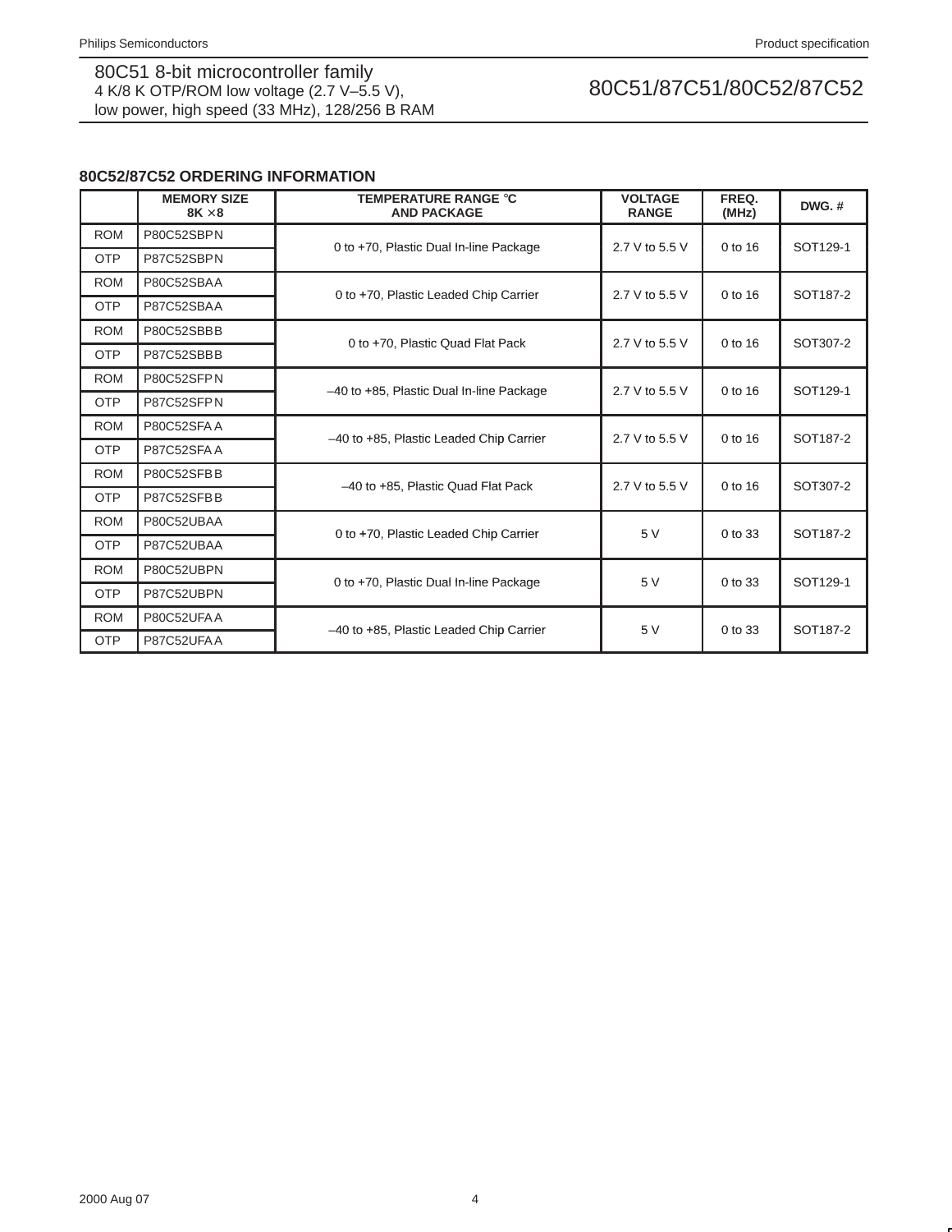## 80C52/87C52 ORDERING INFORMATION

| | MEMORY SIZE 8K × 8 | TEMPERATURE RANGE °C AND PACKAGE | VOLTAGE RANGE | FREQ. (MHz) | DWG. # |
|---|---|---|---|---|---|
| ROM | P80C52SBPN | 0 to +70, Plastic Dual In-line Package | 2.7 V to 5.5 V | 0 to 16 | SOT129-1 |
| OTP | P87C52SBPN | | | | |
| ROM | P80C52SBAA | 0 to +70, Plastic Leaded Chip Carrier | 2.7 V to 5.5 V | 0 to 16 | SOT187-2 |
| OTP | P87C52SBAA | | | | |
| ROM | P80C52SBBB | 0 to +70, Plastic Quad Flat Pack | 2.7 V to 5.5 V | 0 to 16 | SOT307-2 |
| OTP | P87C52SBBB | | | | |
| ROM | P80C52SFPN | –40 to +85, Plastic Dual In-line Package | 2.7 V to 5.5 V | 0 to 16 | SOT129-1 |
| OTP | P87C52SFPN | | | | |
| ROM | P80C52SFAA | –40 to +85, Plastic Leaded Chip Carrier | 2.7 V to 5.5 V | 0 to 16 | SOT187-2 |
| OTP | P87C52SFAA | | | | |
| ROM | P80C52SFBB | –40 to +85, Plastic Quad Flat Pack | 2.7 V to 5.5 V | 0 to 16 | SOT307-2 |
| OTP | P87C52SFBB | | | | |
| ROM | P80C52UBAA | 0 to +70, Plastic Leaded Chip Carrier | 5 V | 0 to 33 | SOT187-2 |
| OTP | P87C52UBAA | | | | |
| ROM | P80C52UBPN | 0 to +70, Plastic Dual In-line Package | 5 V | 0 to 33 | SOT129-1 |
| OTP | P87C52UBPN | | | | |
| ROM | P80C52UFAA | –40 to +85, Plastic Leaded Chip Carrier | 5 V | 0 to 33 | SOT187-2 |
| OTP | P87C52UFAA | | | | |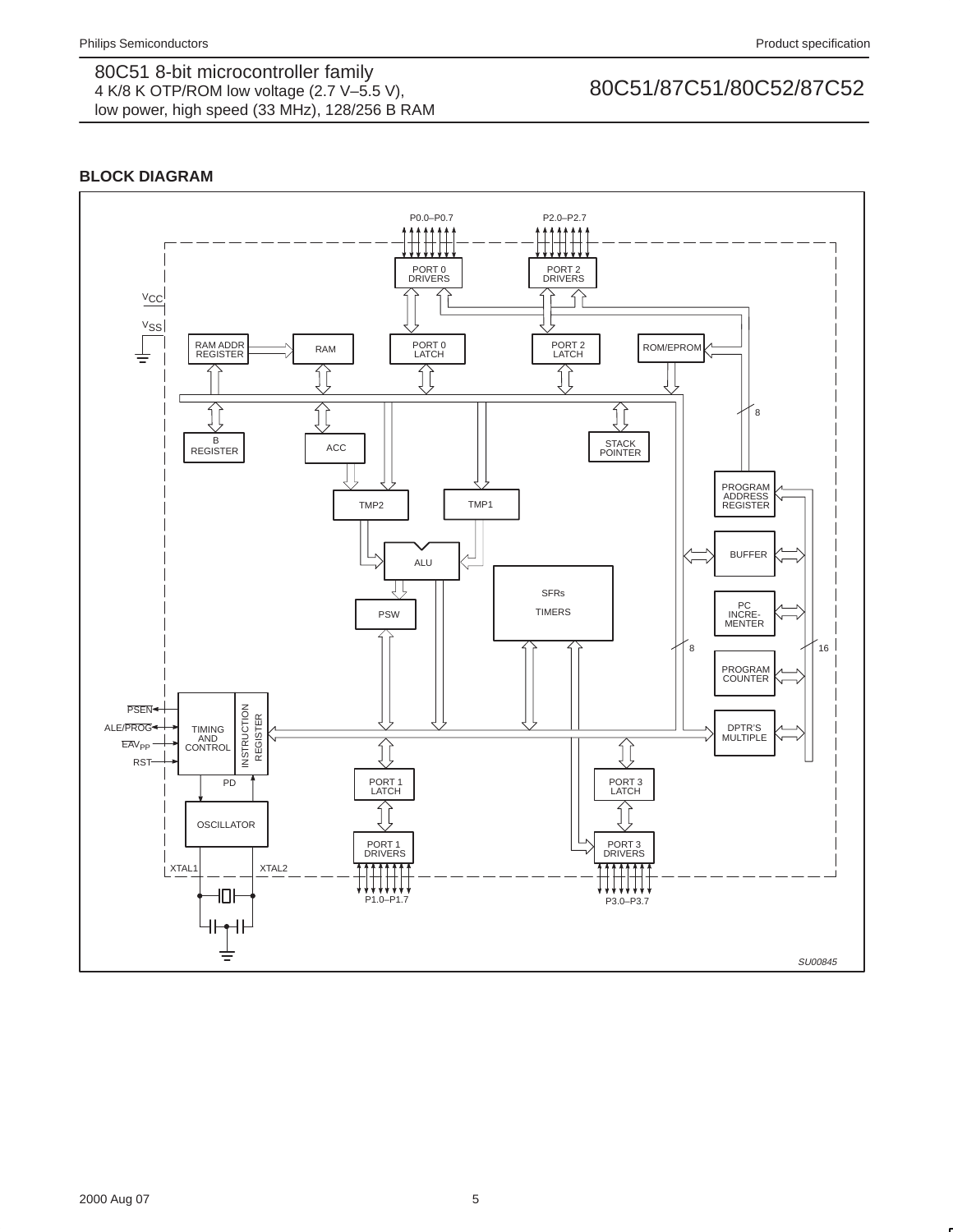## BLOCK DIAGRAM

P0.0–P0.7

P2.0–P2.7

PORT 0 DRIVERS

PORT 2 DRIVERS

$V_{CC}$

$V_{SS}$

RAM ADDR REGISTER

RAM

PORT 0 LATCH

PORT 2 LATCH

ROM/EPROM

8

B REGISTER

ACC

STACK POINTER

PROGRAM ADDRESS REGISTER

TMP2

TMP1

ALU

BUFFER

SFRs

TIMERS

PSW

PC INCRE-MENTER

8

16

PROGRAM COUNTER

PSEN

ALE/PROG

$\overline{EA}V_{PP}$

RST

TIMING AND CONTROL

INSTRUCTION REGISTER

DPTR'S MULTIPLE

PD

PORT 1 LATCH

PORT 3 LATCH

OSCILLATOR

PORT 1 DRIVERS

PORT 3 DRIVERS

XTAL1

XTAL2

P1.0–P1.7

P3.0–P3.7

SU00845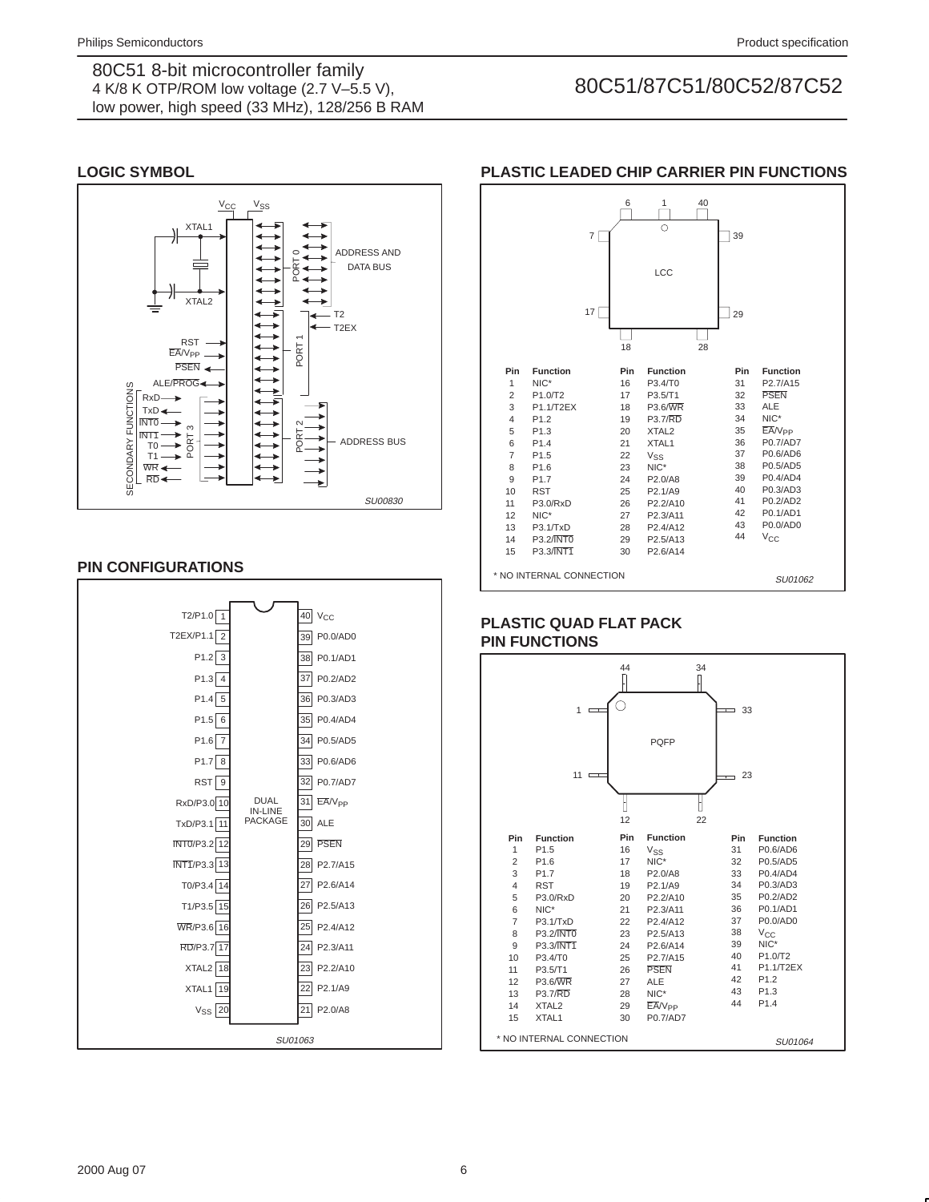## LOGIC SYMBOL

SU00830

## PIN CONFIGURATIONS

| Pin | Function | Pin | Function |
|---|---|---|---|
| 1 | T2/P1.0 | 40 | $V_{CC}$ |
| 2 | T2EX/P1.1 | 39 | P0.0/AD0 |
| 3 | P1.2 | 38 | P0.1/AD1 |
| 4 | P1.3 | 37 | P0.2/AD2 |
| 5 | P1.4 | 36 | P0.3/AD3 |
| 6 | P1.5 | 35 | P0.4/AD4 |
| 7 | P1.6 | 34 | P0.5/AD5 |
| 8 | P1.7 | 33 | P0.6/AD6 |
| 9 | RST | 32 | P0.7/AD7 |
| 10 | RxD/P3.0 | 31 | $\overline{EA}/V_{PP}$ |
| 11 | TxD/P3.1 | 30 | ALE |
| 12 | $\overline{INT0}$/P3.2 | 29 | $\overline{PSEN}$ |
| 13 | $\overline{INT1}$/P3.3 | 28 | P2.7/A15 |
| 14 | T0/P3.4 | 27 | P2.6/A14 |
| 15 | T1/P3.5 | 26 | P2.5/A13 |
| 16 | $\overline{WR}$/P3.6 | 25 | P2.4/A12 |
| 17 | $\overline{RD}$/P3.7 | 24 | P2.3/A11 |
| 18 | XTAL2 | 23 | P2.2/A10 |
| 19 | XTAL1 | 22 | P2.1/A9 |
| 20 | $V_{SS}$ | 21 | P2.0/A8 |

DUAL IN-LINE PACKAGE

SU01063

## PLASTIC LEADED CHIP CARRIER PIN FUNCTIONS

| Pin | Function | Pin | Function | Pin | Function |
|---|---|---|---|---|---|
| 1 | NIC* | 16 | P3.4/T0 | 31 | P2.7/A15 |
| 2 | P1.0/T2 | 17 | P3.5/T1 | 32 | $\overline{PSEN}$ |
| 3 | P1.1/T2EX | 18 | P3.6/$\overline{WR}$ | 33 | ALE |
| 4 | P1.2 | 19 | P3.7/$\overline{RD}$ | 34 | NIC* |
| 5 | P1.3 | 20 | XTAL2 | 35 | $\overline{EA}/V_{PP}$ |
| 6 | P1.4 | 21 | XTAL1 | 36 | P0.7/AD7 |
| 7 | P1.5 | 22 | $V_{SS}$ | 37 | P0.6/AD6 |
| 8 | P1.6 | 23 | NIC* | 38 | P0.5/AD5 |
| 9 | P1.7 | 24 | P2.0/A8 | 39 | P0.4/AD4 |
| 10 | RST | 25 | P2.1/A9 | 40 | P0.3/AD3 |
| 11 | P3.0/RxD | 26 | P2.2/A10 | 41 | P0.2/AD2 |
| 12 | NIC* | 27 | P2.3/A11 | 42 | P0.1/AD1 |
| 13 | P3.1/TxD | 28 | P2.4/A12 | 43 | P0.0/AD0 |
| 14 | P3.2/$\overline{INT0}$ | 29 | P2.5/A13 | 44 | $V_{CC}$ |
| 15 | P3.3/$\overline{INT1}$ | 30 | P2.6/A14 | | |

* NO INTERNAL CONNECTION

SU01062

## PLASTIC QUAD FLAT PACK PIN FUNCTIONS

| Pin | Function | Pin | Function | Pin | Function |
|---|---|---|---|---|---|
| 1 | P1.5 | 16 | $V_{SS}$ | 31 | P0.6/AD6 |
| 2 | P1.6 | 17 | NIC* | 32 | P0.5/AD5 |
| 3 | P1.7 | 18 | P2.0/A8 | 33 | P0.4/AD4 |
| 4 | RST | 19 | P2.1/A9 | 34 | P0.3/AD3 |
| 5 | P3.0/RxD | 20 | P2.2/A10 | 35 | P0.2/AD2 |
| 6 | NIC* | 21 | P2.3/A11 | 36 | P0.1/AD1 |
| 7 | P3.1/TxD | 22 | P2.4/A12 | 37 | P0.0/AD0 |
| 8 | P3.2/$\overline{INT0}$ | 23 | P2.5/A13 | 38 | $V_{CC}$ |
| 9 | P3.3/$\overline{INT1}$ | 24 | P2.6/A14 | 39 | NIC* |
| 10 | P3.4/T0 | 25 | P2.7/A15 | 40 | P1.0/T2 |
| 11 | P3.5/T1 | 26 | $\overline{PSEN}$ | 41 | P1.1/T2EX |
| 12 | P3.6/$\overline{WR}$ | 27 | ALE | 42 | P1.2 |
| 13 | P3.7/$\overline{RD}$ | 28 | NIC* | 43 | P1.3 |
| 14 | XTAL2 | 29 | $\overline{EA}/V_{PP}$ | 44 | P1.4 |
| 15 | XTAL1 | 30 | P0.7/AD7 | | |

* NO INTERNAL CONNECTION

SU01064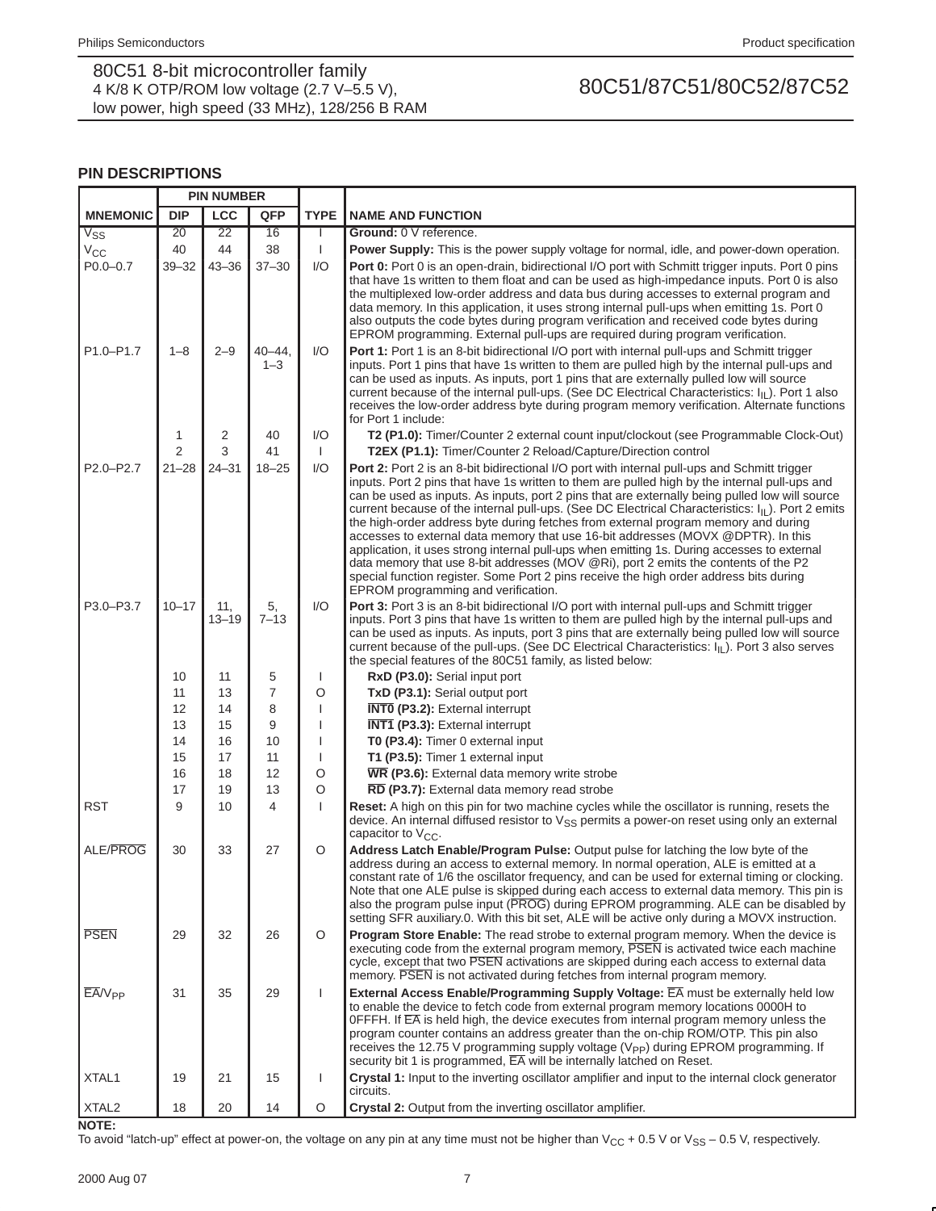## PIN DESCRIPTIONS

| MNEMONIC | PIN NUMBER DIP | LCC | QFP | TYPE | NAME AND FUNCTION |
|---|---|---|---|---|---|
| $V_{SS}$ | 20 | 22 | 16 | I | **Ground:** 0 V reference. |
| $V_{CC}$ | 40 | 44 | 38 | I | **Power Supply:** This is the power supply voltage for normal, idle, and power-down operation. |
| P0.0–0.7 | 39–32 | 43–36 | 37–30 | I/O | **Port 0:** Port 0 is an open-drain, bidirectional I/O port with Schmitt trigger inputs. Port 0 pins that have 1s written to them float and can be used as high-impedance inputs. Port 0 is also the multiplexed low-order address and data bus during accesses to external program and data memory. In this application, it uses strong internal pull-ups when emitting 1s. Port 0 also outputs the code bytes during program verification and received code bytes during EPROM programming. External pull-ups are required during program verification. |
| P1.0–P1.7 | 1–8 | 2–9 | 40–44, 1–3 | I/O | **Port 1:** Port 1 is an 8-bit bidirectional I/O port with internal pull-ups and Schmitt trigger inputs. Port 1 pins that have 1s written to them are pulled high by the internal pull-ups and can be used as inputs. As inputs, port 1 pins that are externally pulled low will source current because of the internal pull-ups. (See DC Electrical Characteristics: $I_{IL}$). Port 1 also receives the low-order address byte during program memory verification. Alternate functions for Port 1 include: |
| | 1 | 2 | 40 | I/O | **T2 (P1.0):** Timer/Counter 2 external count input/clockout (see Programmable Clock-Out) |
| | 2 | 3 | 41 | I | **T2EX (P1.1):** Timer/Counter 2 Reload/Capture/Direction control |
| P2.0–P2.7 | 21–28 | 24–31 | 18–25 | I/O | **Port 2:** Port 2 is an 8-bit bidirectional I/O port with internal pull-ups and Schmitt trigger inputs. Port 2 pins that have 1s written to them are pulled high by the internal pull-ups and can be used as inputs. As inputs, port 2 pins that are externally being pulled low will source current because of the internal pull-ups. (See DC Electrical Characteristics: $I_{IL}$). Port 2 emits the high-order address byte during fetches from external program memory and during accesses to external data memory that use 16-bit addresses (MOVX @DPTR). In this application, it uses strong internal pull-ups when emitting 1s. During accesses to external data memory that use 8-bit addresses (MOV @Ri), port 2 emits the contents of the P2 special function register. Some Port 2 pins receive the high order address bits during EPROM programming and verification. |
| P3.0–P3.7 | 10–17 | 11, 13–19 | 5, 7–13 | I/O | **Port 3:** Port 3 is an 8-bit bidirectional I/O port with internal pull-ups and Schmitt trigger inputs. Port 3 pins that have 1s written to them are pulled high by the internal pull-ups and can be used as inputs. As inputs, port 3 pins that are externally being pulled low will source current because of the pull-ups. (See DC Electrical Characteristics: $I_{IL}$). Port 3 also serves the special features of the 80C51 family, as listed below: |
| | 10 | 11 | 5 | I | **RxD (P3.0):** Serial input port |
| | 11 | 13 | 7 | O | **TxD (P3.1):** Serial output port |
| | 12 | 14 | 8 | I | **$\overline{\text{INT0}}$ (P3.2):** External interrupt |
| | 13 | 15 | 9 | I | **$\overline{\text{INT1}}$ (P3.3):** External interrupt |
| | 14 | 16 | 10 | I | **T0 (P3.4):** Timer 0 external input |
| | 15 | 17 | 11 | I | **T1 (P3.5):** Timer 1 external input |
| | 16 | 18 | 12 | O | **$\overline{\text{WR}}$ (P3.6):** External data memory write strobe |
| | 17 | 19 | 13 | O | **$\overline{\text{RD}}$ (P3.7):** External data memory read strobe |
| RST | 9 | 10 | 4 | I | **Reset:** A high on this pin for two machine cycles while the oscillator is running, resets the device. An internal diffused resistor to $V_{SS}$ permits a power-on reset using only an external capacitor to $V_{CC}$. |
| ALE/$\overline{\text{PROG}}$ | 30 | 33 | 27 | O | **Address Latch Enable/Program Pulse:** Output pulse for latching the low byte of the address during an access to external memory. In normal operation, ALE is emitted at a constant rate of 1/6 the oscillator frequency, and can be used for external timing or clocking. Note that one ALE pulse is skipped during each access to external data memory. This pin is also the program pulse input ($\overline{\text{PROG}}$) during EPROM programming. ALE can be disabled by setting SFR auxiliary.0. With this bit set, ALE will be active only during a MOVX instruction. |
| $\overline{\text{PSEN}}$ | 29 | 32 | 26 | O | **Program Store Enable:** The read strobe to external program memory. When the device is executing code from the external program memory, $\overline{\text{PSEN}}$ is activated twice each machine cycle, except that two $\overline{\text{PSEN}}$ activations are skipped during each access to external data memory. $\overline{\text{PSEN}}$ is not activated during fetches from internal program memory. |
| $\overline{\text{EA}}$/$V_{PP}$ | 31 | 35 | 29 | I | **External Access Enable/Programming Supply Voltage:** $\overline{\text{EA}}$ must be externally held low to enable the device to fetch code from external program memory locations 0000H to 0FFFH. If $\overline{\text{EA}}$ is held high, the device executes from internal program memory unless the program counter contains an address greater than the on-chip ROM/OTP. This pin also receives the 12.75 V programming supply voltage ($V_{PP}$) during EPROM programming. If security bit 1 is programmed, $\overline{\text{EA}}$ will be internally latched on Reset. |
| XTAL1 | 19 | 21 | 15 | I | **Crystal 1:** Input to the inverting oscillator amplifier and input to the internal clock generator circuits. |
| XTAL2 | 18 | 20 | 14 | O | **Crystal 2:** Output from the inverting oscillator amplifier. |

**NOTE:**
To avoid "latch-up" effect at power-on, the voltage on any pin at any time must not be higher than $V_{CC}$ + 0.5 V or $V_{SS}$ – 0.5 V, respectively.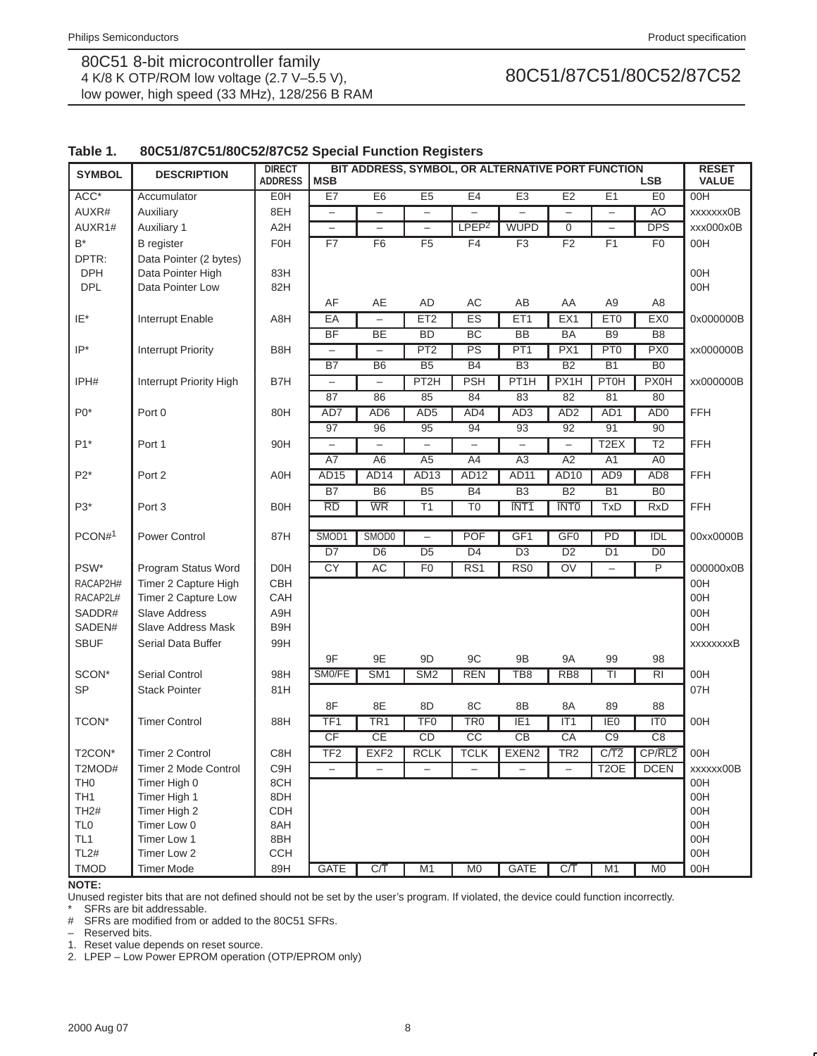## Table 1. 80C51/87C51/80C52/87C52 Special Function Registers

| SYMBOL | DESCRIPTION | DIRECT ADDRESS | MSB | | | | | | | LSB | RESET VALUE |
|---|---|---|---|---|---|---|---|---|---|---|---|
| | | | BIT ADDRESS, SYMBOL, OR ALTERNATIVE PORT FUNCTION | | | | | | | | |
| ACC* | Accumulator | E0H | E7 | E6 | E5 | E4 | E3 | E2 | E1 | E0 | 00H |
| AUXR# | Auxiliary | 8EH | – | – | – | – | – | – | – | AO | xxxxxxx0B |
| AUXR1# | Auxiliary 1 | A2H | – | – | – | LPEP[2] | WUPD | 0 | – | DPS | xxx000x0B |
| B* | B register | F0H | F7 | F6 | F5 | F4 | F3 | F2 | F1 | F0 | 00H |
| DPTR: | Data Pointer (2 bytes) | | | | | | | | | | |
| DPH | Data Pointer High | 83H | | | | | | | | | 00H |
| DPL | Data Pointer Low | 82H | | | | | | | | | 00H |
| | | | AF | AE | AD | AC | AB | AA | A9 | A8 | |
| IE* | Interrupt Enable | A8H | EA | – | ET2 | ES | ET1 | EX1 | ET0 | EX0 | 0x000000B |
| | | | BF | BE | BD | BC | BB | BA | B9 | B8 | |
| IP* | Interrupt Priority | B8H | – | – | PT2 | PS | PT1 | PX1 | PT0 | PX0 | xx000000B |
| | | | B7 | B6 | B5 | B4 | B3 | B2 | B1 | B0 | |
| IPH# | Interrupt Priority High | B7H | – | – | PT2H | PSH | PT1H | PX1H | PT0H | PX0H | xx000000B |
| | | | 87 | 86 | 85 | 84 | 83 | 82 | 81 | 80 | |
| P0* | Port 0 | 80H | AD7 | AD6 | AD5 | AD4 | AD3 | AD2 | AD1 | AD0 | FFH |
| | | | 97 | 96 | 95 | 94 | 93 | 92 | 91 | 90 | |
| P1* | Port 1 | 90H | – | – | – | – | – | – | T2EX | T2 | FFH |
| | | | A7 | A6 | A5 | A4 | A3 | A2 | A1 | A0 | |
| P2* | Port 2 | A0H | AD15 | AD14 | AD13 | AD12 | AD11 | AD10 | AD9 | AD8 | FFH |
| | | | B7 | B6 | B5 | B4 | B3 | B2 | B1 | B0 | |
| P3* | Port 3 | B0H | RD | WR | T1 | T0 | INT1 | INT0 | TxD | RxD | FFH |
| PCON#[1] | Power Control | 87H | SMOD1 | SMOD0 | – | POF | GF1 | GF0 | PD | IDL | 00xx0000B |
| | | | D7 | D6 | D5 | D4 | D3 | D2 | D1 | D0 | |
| PSW* | Program Status Word | D0H | CY | AC | F0 | RS1 | RS0 | OV | – | P | 000000x0B |
| RACAP2H# | Timer 2 Capture High | CBH | | | | | | | | | 00H |
| RACAP2L# | Timer 2 Capture Low | CAH | | | | | | | | | 00H |
| SADDR# | Slave Address | A9H | | | | | | | | | 00H |
| SADEN# | Slave Address Mask | B9H | | | | | | | | | 00H |
| SBUF | Serial Data Buffer | 99H | | | | | | | | | xxxxxxxxB |
| | | | 9F | 9E | 9D | 9C | 9B | 9A | 99 | 98 | |
| SCON* | Serial Control | 98H | SM0/FE | SM1 | SM2 | REN | TB8 | RB8 | TI | RI | 00H |
| SP | Stack Pointer | 81H | | | | | | | | | 07H |
| | | | 8F | 8E | 8D | 8C | 8B | 8A | 89 | 88 | |
| TCON* | Timer Control | 88H | TF1 | TR1 | TF0 | TR0 | IE1 | IT1 | IE0 | IT0 | 00H |
| | | | CF | CE | CD | CC | CB | CA | C9 | C8 | |
| T2CON* | Timer 2 Control | C8H | TF2 | EXF2 | RCLK | TCLK | EXEN2 | TR2 | C/T2 | CP/RL2 | 00H |
| T2MOD# | Timer 2 Mode Control | C9H | – | – | – | – | – | – | T2OE | DCEN | xxxxxx00B |
| TH0 | Timer High 0 | 8CH | | | | | | | | | 00H |
| TH1 | Timer High 1 | 8DH | | | | | | | | | 00H |
| TH2# | Timer High 2 | CDH | | | | | | | | | 00H |
| TL0 | Timer Low 0 | 8AH | | | | | | | | | 00H |
| TL1 | Timer Low 1 | 8BH | | | | | | | | | 00H |
| TL2# | Timer Low 2 | CCH | | | | | | | | | 00H |
| TMOD | Timer Mode | 89H | GATE | C/T | M1 | M0 | GATE | C/T | M1 | M0 | 00H |

**NOTE:**
Unused register bits that are not defined should not be set by the user's program. If violated, the device could function incorrectly.
* SFRs are bit addressable.
# SFRs are modified from or added to the 80C51 SFRs.
– Reserved bits.
1. Reset value depends on reset source.
2. LPEP – Low Power EPROM operation (OTP/EPROM only)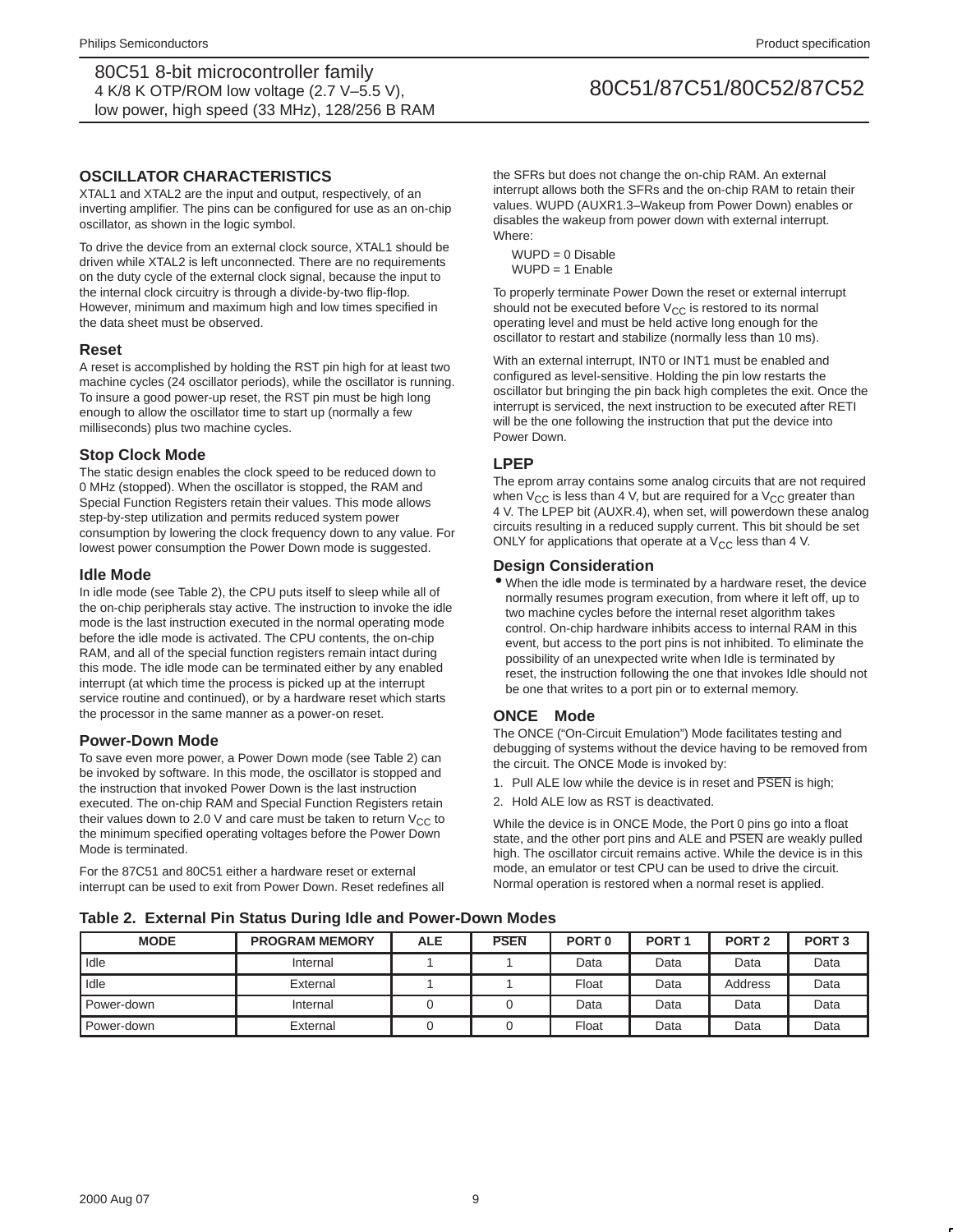## OSCILLATOR CHARACTERISTICS

XTAL1 and XTAL2 are the input and output, respectively, of an inverting amplifier. The pins can be configured for use as an on-chip oscillator, as shown in the logic symbol.

To drive the device from an external clock source, XTAL1 should be driven while XTAL2 is left unconnected. There are no requirements on the duty cycle of the external clock signal, because the input to the internal clock circuitry is through a divide-by-two flip-flop. However, minimum and maximum high and low times specified in the data sheet must be observed.

### Reset

A reset is accomplished by holding the RST pin high for at least two machine cycles (24 oscillator periods), while the oscillator is running. To insure a good power-up reset, the RST pin must be high long enough to allow the oscillator time to start up (normally a few milliseconds) plus two machine cycles.

### Stop Clock Mode

The static design enables the clock speed to be reduced down to 0 MHz (stopped). When the oscillator is stopped, the RAM and Special Function Registers retain their values. This mode allows step-by-step utilization and permits reduced system power consumption by lowering the clock frequency down to any value. For lowest power consumption the Power Down mode is suggested.

### Idle Mode

In idle mode (see Table 2), the CPU puts itself to sleep while all of the on-chip peripherals stay active. The instruction to invoke the idle mode is the last instruction executed in the normal operating mode before the idle mode is activated. The CPU contents, the on-chip RAM, and all of the special function registers remain intact during this mode. The idle mode can be terminated either by any enabled interrupt (at which time the process is picked up at the interrupt service routine and continued), or by a hardware reset which starts the processor in the same manner as a power-on reset.

### Power-Down Mode

To save even more power, a Power Down mode (see Table 2) can be invoked by software. In this mode, the oscillator is stopped and the instruction that invoked Power Down is the last instruction executed. The on-chip RAM and Special Function Registers retain their values down to 2.0 V and care must be taken to return $V_{CC}$ to the minimum specified operating voltages before the Power Down Mode is terminated.

For the 87C51 and 80C51 either a hardware reset or external interrupt can be used to exit from Power Down. Reset redefines all the SFRs but does not change the on-chip RAM. An external interrupt allows both the SFRs and the on-chip RAM to retain their values. WUPD (AUXR1.3–Wakeup from Power Down) enables or disables the wakeup from power down with external interrupt. Where:

WUPD = 0 Disable
WUPD = 1 Enable

To properly terminate Power Down the reset or external interrupt should not be executed before $V_{CC}$ is restored to its normal operating level and must be held active long enough for the oscillator to restart and stabilize (normally less than 10 ms).

With an external interrupt, INT0 or INT1 must be enabled and configured as level-sensitive. Holding the pin low restarts the oscillator but bringing the pin back high completes the exit. Once the interrupt is serviced, the next instruction to be executed after RETI will be the one following the instruction that put the device into Power Down.

### LPEP

The eprom array contains some analog circuits that are not required when $V_{CC}$ is less than 4 V, but are required for a $V_{CC}$ greater than 4 V. The LPEP bit (AUXR.4), when set, will powerdown these analog circuits resulting in a reduced supply current. This bit should be set ONLY for applications that operate at a $V_{CC}$ less than 4 V.

### Design Consideration

- When the idle mode is terminated by a hardware reset, the device normally resumes program execution, from where it left off, up to two machine cycles before the internal reset algorithm takes control. On-chip hardware inhibits access to internal RAM in this event, but access to the port pins is not inhibited. To eliminate the possibility of an unexpected write when Idle is terminated by reset, the instruction following the one that invokes Idle should not be one that writes to a port pin or to external memory.

### ONCE Mode

The ONCE ("On-Circuit Emulation") Mode facilitates testing and debugging of systems without the device having to be removed from the circuit. The ONCE Mode is invoked by:

1. Pull ALE low while the device is in reset and $\overline{PSEN}$ is high;
2. Hold ALE low as RST is deactivated.

While the device is in ONCE Mode, the Port 0 pins go into a float state, and the other port pins and ALE and $\overline{PSEN}$ are weakly pulled high. The oscillator circuit remains active. While the device is in this mode, an emulator or test CPU can be used to drive the circuit. Normal operation is restored when a normal reset is applied.

**Table 2. External Pin Status During Idle and Power-Down Modes**

| MODE | PROGRAM MEMORY | ALE | $\overline{PSEN}$ | PORT 0 | PORT 1 | PORT 2 | PORT 3 |
|---|---|---|---|---|---|---|---|
| Idle | Internal | 1 | 1 | Data | Data | Data | Data |
| Idle | External | 1 | 1 | Float | Data | Address | Data |
| Power-down | Internal | 0 | 0 | Data | Data | Data | Data |
| Power-down | External | 0 | 0 | Float | Data | Data | Data |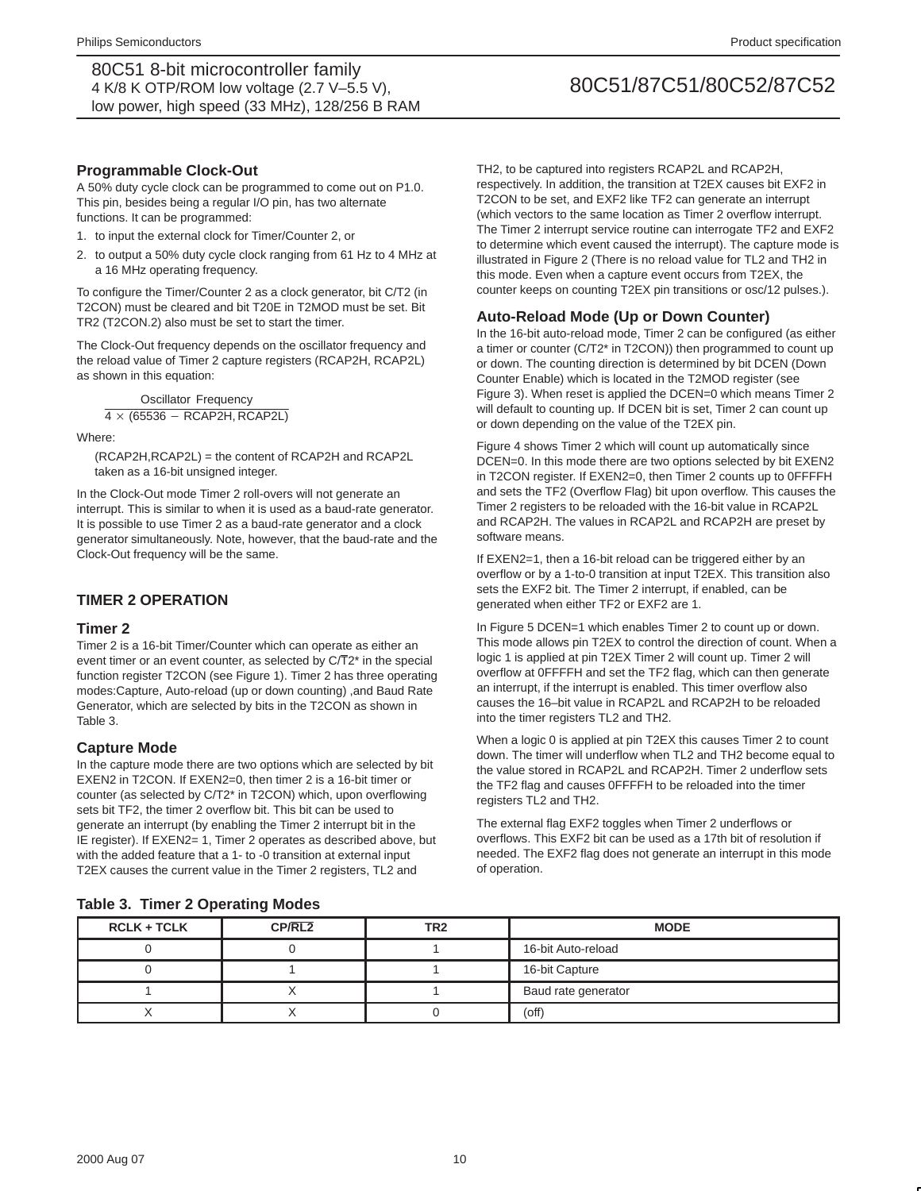## Programmable Clock-Out

A 50% duty cycle clock can be programmed to come out on P1.0. This pin, besides being a regular I/O pin, has two alternate functions. It can be programmed:

1. to input the external clock for Timer/Counter 2, or
2. to output a 50% duty cycle clock ranging from 61 Hz to 4 MHz at a 16 MHz operating frequency.

To configure the Timer/Counter 2 as a clock generator, bit C/T2 (in T2CON) must be cleared and bit T20E in T2MOD must be set. Bit TR2 (T2CON.2) also must be set to start the timer.

The Clock-Out frequency depends on the oscillator frequency and the reload value of Timer 2 capture registers (RCAP2H, RCAP2L) as shown in this equation:

$$\frac{\text{Oscillator Frequency}}{4 \times (65536 - \text{RCAP2H, RCAP2L})}$$

Where:

(RCAP2H,RCAP2L) = the content of RCAP2H and RCAP2L taken as a 16-bit unsigned integer.

In the Clock-Out mode Timer 2 roll-overs will not generate an interrupt. This is similar to when it is used as a baud-rate generator. It is possible to use Timer 2 as a baud-rate generator and a clock generator simultaneously. Note, however, that the baud-rate and the Clock-Out frequency will be the same.

## TIMER 2 OPERATION

### Timer 2

Timer 2 is a 16-bit Timer/Counter which can operate as either an event timer or an event counter, as selected by C/T2* in the special function register T2CON (see Figure 1). Timer 2 has three operating modes:Capture, Auto-reload (up or down counting) ,and Baud Rate Generator, which are selected by bits in the T2CON as shown in Table 3.

### Capture Mode

In the capture mode there are two options which are selected by bit EXEN2 in T2CON. If EXEN2=0, then timer 2 is a 16-bit timer or counter (as selected by C/T2* in T2CON) which, upon overflowing sets bit TF2, the timer 2 overflow bit. This bit can be used to generate an interrupt (by enabling the Timer 2 interrupt bit in the IE register). If EXEN2= 1, Timer 2 operates as described above, but with the added feature that a 1- to -0 transition at external input T2EX causes the current value in the Timer 2 registers, TL2 and TH2, to be captured into registers RCAP2L and RCAP2H, respectively. In addition, the transition at T2EX causes bit EXF2 in T2CON to be set, and EXF2 like TF2 can generate an interrupt (which vectors to the same location as Timer 2 overflow interrupt. The Timer 2 interrupt service routine can interrogate TF2 and EXF2 to determine which event caused the interrupt). The capture mode is illustrated in Figure 2 (There is no reload value for TL2 and TH2 in this mode. Even when a capture event occurs from T2EX, the counter keeps on counting T2EX pin transitions or osc/12 pulses.).

### Auto-Reload Mode (Up or Down Counter)

In the 16-bit auto-reload mode, Timer 2 can be configured (as either a timer or counter (C/T2* in T2CON)) then programmed to count up or down. The counting direction is determined by bit DCEN (Down Counter Enable) which is located in the T2MOD register (see Figure 3). When reset is applied the DCEN=0 which means Timer 2 will default to counting up. If DCEN bit is set, Timer 2 can count up or down depending on the value of the T2EX pin.

Figure 4 shows Timer 2 which will count up automatically since DCEN=0. In this mode there are two options selected by bit EXEN2 in T2CON register. If EXEN2=0, then Timer 2 counts up to 0FFFFH and sets the TF2 (Overflow Flag) bit upon overflow. This causes the Timer 2 registers to be reloaded with the 16-bit value in RCAP2L and RCAP2H. The values in RCAP2L and RCAP2H are preset by software means.

If EXEN2=1, then a 16-bit reload can be triggered either by an overflow or by a 1-to-0 transition at input T2EX. This transition also sets the EXF2 bit. The Timer 2 interrupt, if enabled, can be generated when either TF2 or EXF2 are 1.

In Figure 5 DCEN=1 which enables Timer 2 to count up or down. This mode allows pin T2EX to control the direction of count. When a logic 1 is applied at pin T2EX Timer 2 will count up. Timer 2 will overflow at 0FFFFH and set the TF2 flag, which can then generate an interrupt, if the interrupt is enabled. This timer overflow also causes the 16–bit value in RCAP2L and RCAP2H to be reloaded into the timer registers TL2 and TH2.

When a logic 0 is applied at pin T2EX this causes Timer 2 to count down. The timer will underflow when TL2 and TH2 become equal to the value stored in RCAP2L and RCAP2H. Timer 2 underflow sets the TF2 flag and causes 0FFFFH to be reloaded into the timer registers TL2 and TH2.

The external flag EXF2 toggles when Timer 2 underflows or overflows. This EXF2 bit can be used as a 17th bit of resolution if needed. The EXF2 flag does not generate an interrupt in this mode of operation.

**Table 3. Timer 2 Operating Modes**

| RCLK + TCLK | CP/$\overline{\text{RL2}}$ | TR2 | MODE |
|---|---|---|---|
| 0 | 0 | 1 | 16-bit Auto-reload |
| 0 | 1 | 1 | 16-bit Capture |
| 1 | X | 1 | Baud rate generator |
| X | X | 0 | (off) |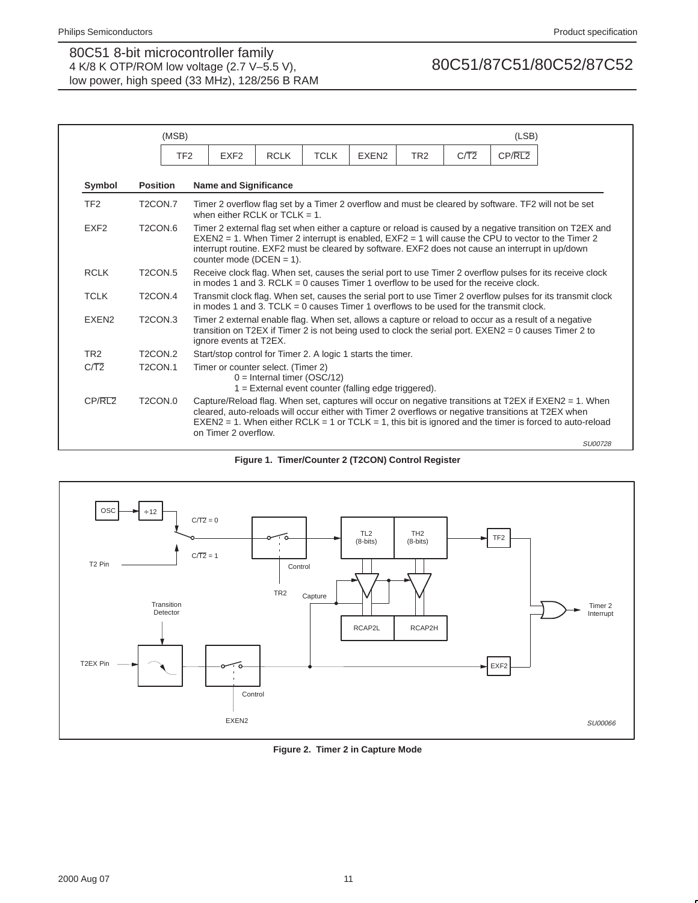| (MSB) | | | | | | | (LSB) |
|---|---|---|---|---|---|---|---|
| TF2 | EXF2 | RCLK | TCLK | EXEN2 | TR2 | C/$\overline{T2}$ | CP/$\overline{RL2}$ |

| Symbol | Position | Name and Significance |
|---|---|---|
| TF2 | T2CON.7 | Timer 2 overflow flag set by a Timer 2 overflow and must be cleared by software. TF2 will not be set when either RCLK or TCLK = 1. |
| EXF2 | T2CON.6 | Timer 2 external flag set when either a capture or reload is caused by a negative transition on T2EX and EXEN2 = 1. When Timer 2 interrupt is enabled, EXF2 = 1 will cause the CPU to vector to the Timer 2 interrupt routine. EXF2 must be cleared by software. EXF2 does not cause an interrupt in up/down counter mode (DCEN = 1). |
| RCLK | T2CON.5 | Receive clock flag. When set, causes the serial port to use Timer 2 overflow pulses for its receive clock in modes 1 and 3. RCLK = 0 causes Timer 1 overflow to be used for the receive clock. |
| TCLK | T2CON.4 | Transmit clock flag. When set, causes the serial port to use Timer 2 overflow pulses for its transmit clock in modes 1 and 3. TCLK = 0 causes Timer 1 overflows to be used for the transmit clock. |
| EXEN2 | T2CON.3 | Timer 2 external enable flag. When set, allows a capture or reload to occur as a result of a negative transition on T2EX if Timer 2 is not being used to clock the serial port. EXEN2 = 0 causes Timer 2 to ignore events at T2EX. |
| TR2 | T2CON.2 | Start/stop control for Timer 2. A logic 1 starts the timer. |
| C/$\overline{T2}$ | T2CON.1 | Timer or counter select. (Timer 2)<br>0 = Internal timer (OSC/12)<br>1 = External event counter (falling edge triggered). |
| CP/$\overline{RL2}$ | T2CON.0 | Capture/Reload flag. When set, captures will occur on negative transitions at T2EX if EXEN2 = 1. When cleared, auto-reloads will occur either with Timer 2 overflows or negative transitions at T2EX when EXEN2 = 1. When either RCLK = 1 or TCLK = 1, this bit is ignored and the timer is forced to auto-reload on Timer 2 overflow. |

*SU00728*

**Figure 1. Timer/Counter 2 (T2CON) Control Register**

**Figure 2. Timer 2 in Capture Mode**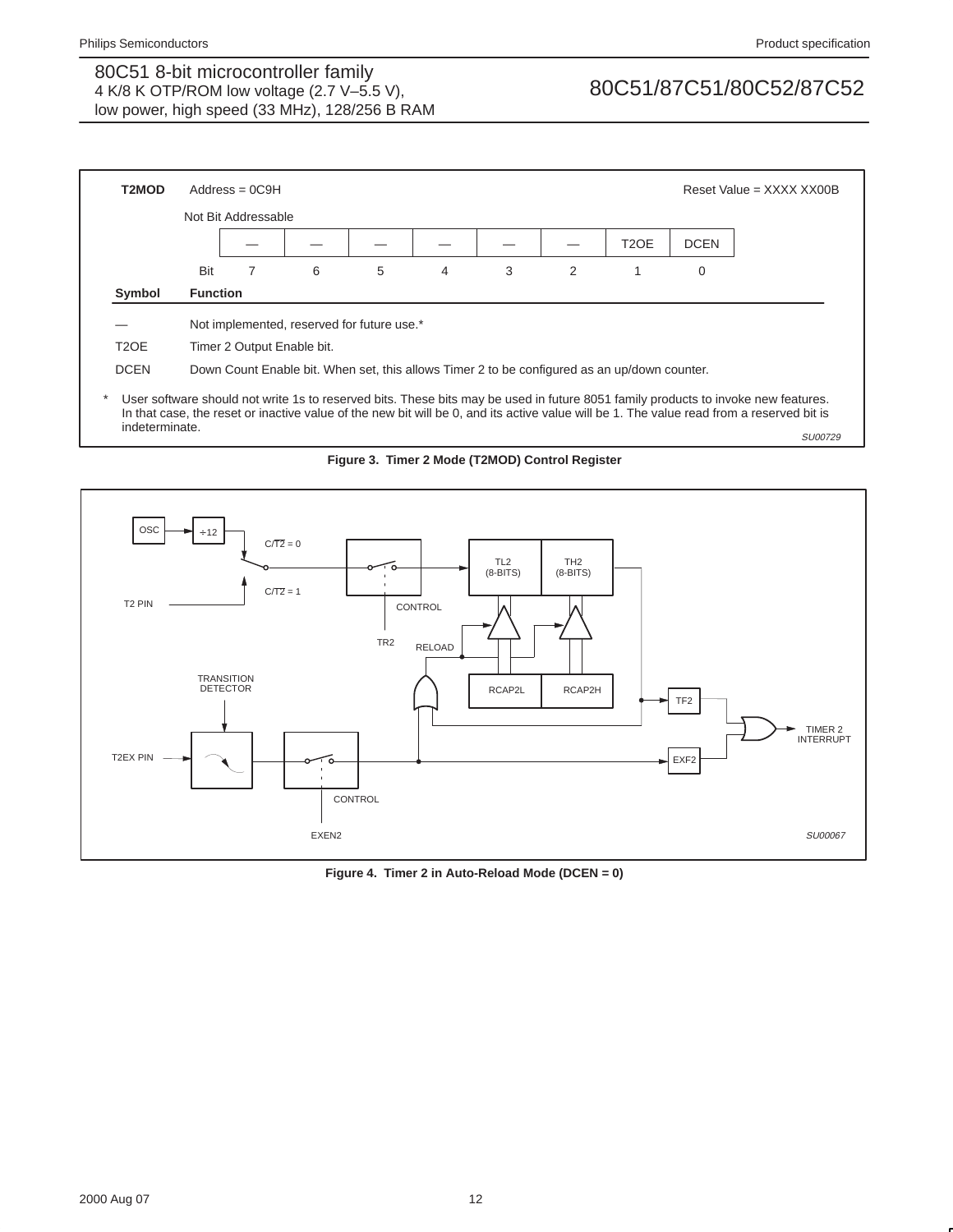**T2MOD** Address = 0C9H — Reset Value = XXXX XX00B

Not Bit Addressable

| Bit | 7 | 6 | 5 | 4 | 3 | 2 | 1 | 0 |
|---|---|---|---|---|---|---|---|---|
| | — | — | — | — | — | — | T2OE | DCEN |

| Symbol | Function |
|---|---|
| — | Not implemented, reserved for future use.* |
| T2OE | Timer 2 Output Enable bit. |
| DCEN | Down Count Enable bit. When set, this allows Timer 2 to be configured as an up/down counter. |

\* User software should not write 1s to reserved bits. These bits may be used in future 8051 family products to invoke new features. In that case, the reset or inactive value of the new bit will be 0, and its active value will be 1. The value read from a reserved bit is indeterminate.

SU00729

**Figure 3. Timer 2 Mode (T2MOD) Control Register**

**Figure 4. Timer 2 in Auto-Reload Mode (DCEN = 0)**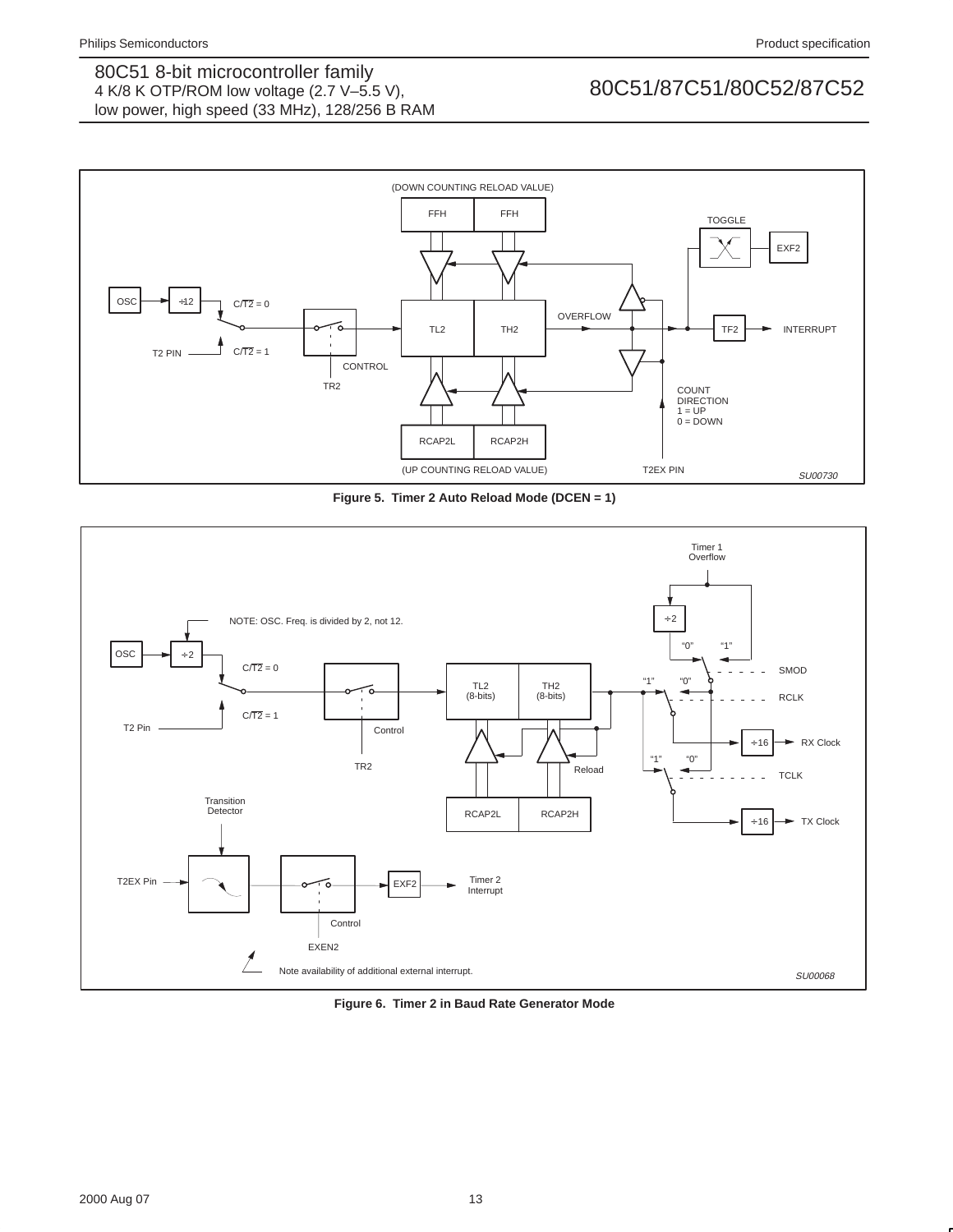**Figure 5. Timer 2 Auto Reload Mode (DCEN = 1)**

**Figure 6. Timer 2 in Baud Rate Generator Mode**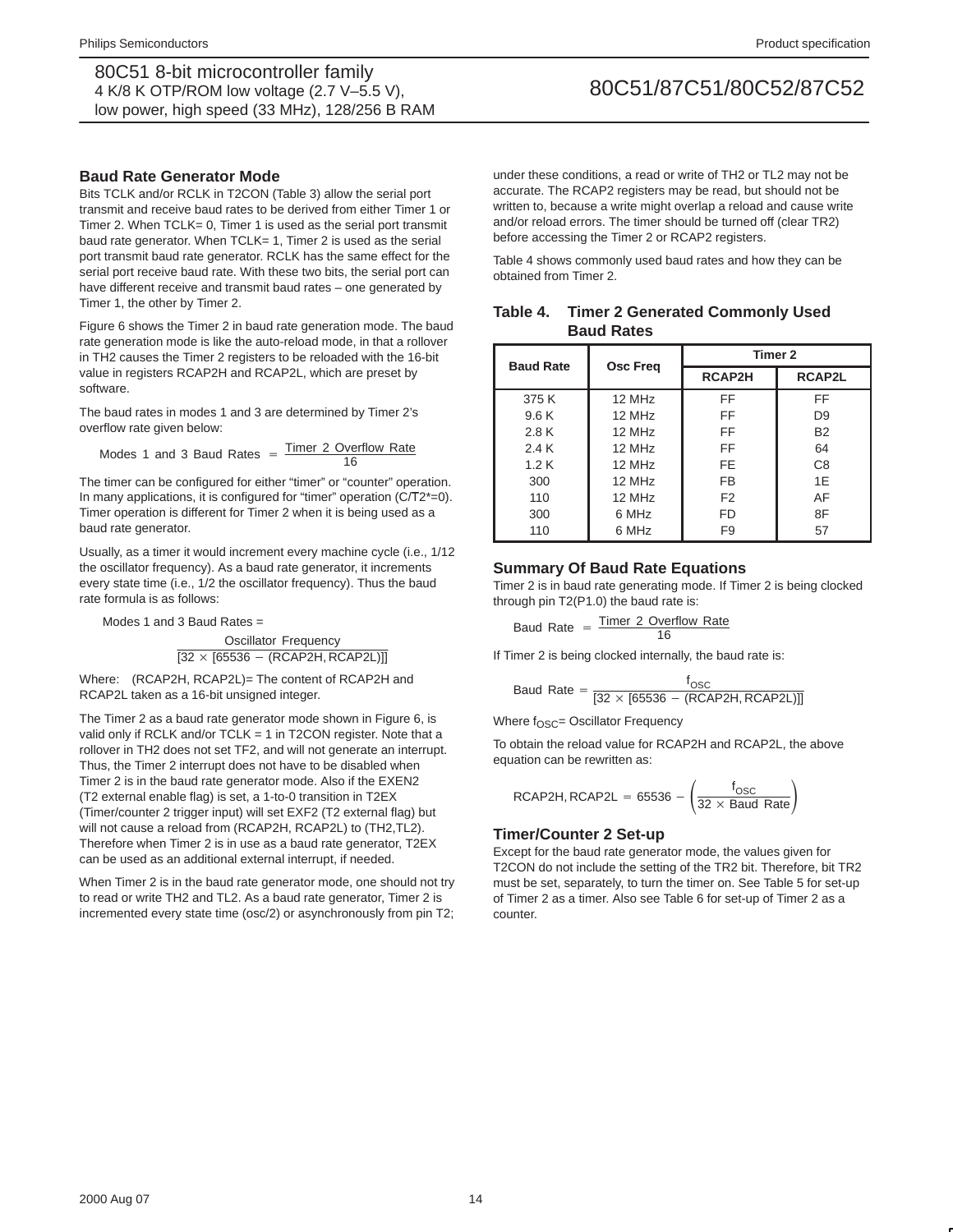### Baud Rate Generator Mode

Bits TCLK and/or RCLK in T2CON (Table 3) allow the serial port transmit and receive baud rates to be derived from either Timer 1 or Timer 2. When TCLK= 0, Timer 1 is used as the serial port transmit baud rate generator. When TCLK= 1, Timer 2 is used as the serial port transmit baud rate generator. RCLK has the same effect for the serial port receive baud rate. With these two bits, the serial port can have different receive and transmit baud rates – one generated by Timer 1, the other by Timer 2.

Figure 6 shows the Timer 2 in baud rate generation mode. The baud rate generation mode is like the auto-reload mode, in that a rollover in TH2 causes the Timer 2 registers to be reloaded with the 16-bit value in registers RCAP2H and RCAP2L, which are preset by software.

The baud rates in modes 1 and 3 are determined by Timer 2's overflow rate given below:

$$\text{Modes 1 and 3 Baud Rates} = \frac{\text{Timer 2 Overflow Rate}}{16}$$

The timer can be configured for either "timer" or "counter" operation. In many applications, it is configured for "timer" operation (C/T2*=0). Timer operation is different for Timer 2 when it is being used as a baud rate generator.

Usually, as a timer it would increment every machine cycle (i.e., 1/12 the oscillator frequency). As a baud rate generator, it increments every state time (i.e., 1/2 the oscillator frequency). Thus the baud rate formula is as follows:

$$\text{Modes 1 and 3 Baud Rates} = \frac{\text{Oscillator Frequency}}{[32 \times [65536 - (\text{RCAP2H, RCAP2L})]]}$$

Where: (RCAP2H, RCAP2L)= The content of RCAP2H and RCAP2L taken as a 16-bit unsigned integer.

The Timer 2 as a baud rate generator mode shown in Figure 6, is valid only if RCLK and/or TCLK = 1 in T2CON register. Note that a rollover in TH2 does not set TF2, and will not generate an interrupt. Thus, the Timer 2 interrupt does not have to be disabled when Timer 2 is in the baud rate generator mode. Also if the EXEN2 (T2 external enable flag) is set, a 1-to-0 transition in T2EX (Timer/counter 2 trigger input) will set EXF2 (T2 external flag) but will not cause a reload from (RCAP2H, RCAP2L) to (TH2,TL2). Therefore when Timer 2 is in use as a baud rate generator, T2EX can be used as an additional external interrupt, if needed.

When Timer 2 is in the baud rate generator mode, one should not try to read or write TH2 and TL2. As a baud rate generator, Timer 2 is incremented every state time (osc/2) or asynchronously from pin T2; under these conditions, a read or write of TH2 or TL2 may not be accurate. The RCAP2 registers may be read, but should not be written to, because a write might overlap a reload and cause write and/or reload errors. The timer should be turned off (clear TR2) before accessing the Timer 2 or RCAP2 registers.

Table 4 shows commonly used baud rates and how they can be obtained from Timer 2.

**Table 4. Timer 2 Generated Commonly Used Baud Rates**

| Baud Rate | Osc Freq | Timer 2 | |
|---|---|---|---|
| | | RCAP2H | RCAP2L |
| 375 K | 12 MHz | FF | FF |
| 9.6 K | 12 MHz | FF | D9 |
| 2.8 K | 12 MHz | FF | B2 |
| 2.4 K | 12 MHz | FF | 64 |
| 1.2 K | 12 MHz | FE | C8 |
| 300 | 12 MHz | FB | 1E |
| 110 | 12 MHz | F2 | AF |
| 300 | 6 MHz | FD | 8F |
| 110 | 6 MHz | F9 | 57 |

### Summary Of Baud Rate Equations

Timer 2 is in baud rate generating mode. If Timer 2 is being clocked through pin T2(P1.0) the baud rate is:

$$\text{Baud Rate} = \frac{\text{Timer 2 Overflow Rate}}{16}$$

If Timer 2 is being clocked internally, the baud rate is:

$$\text{Baud Rate} = \frac{f_{OSC}}{[32 \times [65536 - (\text{RCAP2H, RCAP2L})]]}$$

Where $f_{OSC}$= Oscillator Frequency

To obtain the reload value for RCAP2H and RCAP2L, the above equation can be rewritten as:

$$\text{RCAP2H, RCAP2L} = 65536 - \left(\frac{f_{OSC}}{32 \times \text{Baud Rate}}\right)$$

### Timer/Counter 2 Set-up

Except for the baud rate generator mode, the values given for T2CON do not include the setting of the TR2 bit. Therefore, bit TR2 must be set, separately, to turn the timer on. See Table 5 for set-up of Timer 2 as a timer. Also see Table 6 for set-up of Timer 2 as a counter.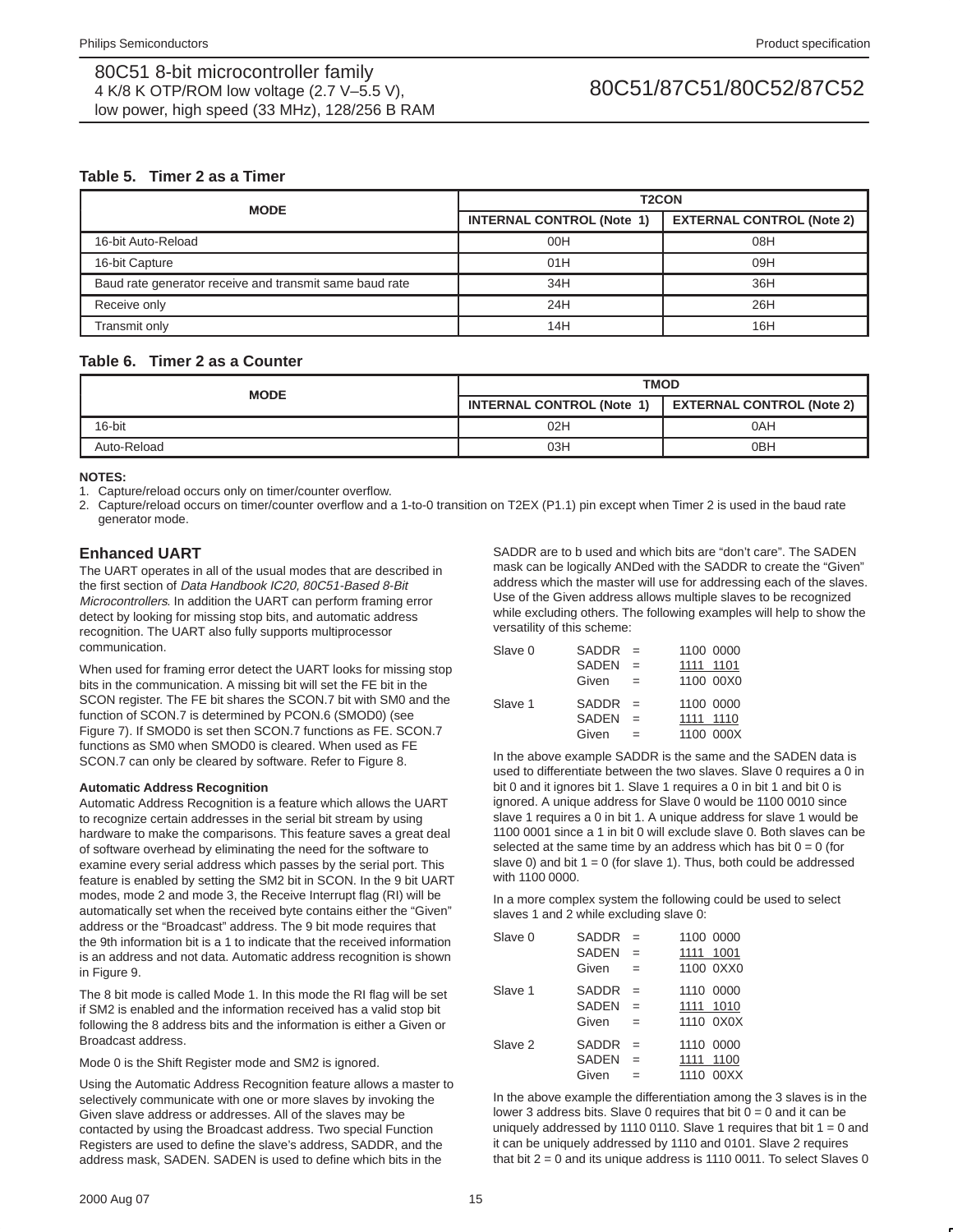**Table 5. Timer 2 as a Timer**

| MODE | T2CON | |
|---|---|---|
| | INTERNAL CONTROL (Note 1) | EXTERNAL CONTROL (Note 2) |
| 16-bit Auto-Reload | 00H | 08H |
| 16-bit Capture | 01H | 09H |
| Baud rate generator receive and transmit same baud rate | 34H | 36H |
| Receive only | 24H | 26H |
| Transmit only | 14H | 16H |

**Table 6. Timer 2 as a Counter**

| MODE | TMOD | |
|---|---|---|
| | INTERNAL CONTROL (Note 1) | EXTERNAL CONTROL (Note 2) |
| 16-bit | 02H | 0AH |
| Auto-Reload | 03H | 0BH |

**NOTES:**
1. Capture/reload occurs only on timer/counter overflow.
2. Capture/reload occurs on timer/counter overflow and a 1-to-0 transition on T2EX (P1.1) pin except when Timer 2 is used in the baud rate generator mode.

## Enhanced UART

The UART operates in all of the usual modes that are described in the first section of *Data Handbook IC20, 80C51-Based 8-Bit Microcontrollers*. In addition the UART can perform framing error detect by looking for missing stop bits, and automatic address recognition. The UART also fully supports multiprocessor communication.

When used for framing error detect the UART looks for missing stop bits in the communication. A missing bit will set the FE bit in the SCON register. The FE bit shares the SCON.7 bit with SM0 and the function of SCON.7 is determined by PCON.6 (SMOD0) (see Figure 7). If SMOD0 is set then SCON.7 functions as FE. SCON.7 functions as SM0 when SMOD0 is cleared. When used as FE SCON.7 can only be cleared by software. Refer to Figure 8.

#### Automatic Address Recognition

Automatic Address Recognition is a feature which allows the UART to recognize certain addresses in the serial bit stream by using hardware to make the comparisons. This feature saves a great deal of software overhead by eliminating the need for the software to examine every serial address which passes by the serial port. This feature is enabled by setting the SM2 bit in SCON. In the 9 bit UART modes, mode 2 and mode 3, the Receive Interrupt flag (RI) will be automatically set when the received byte contains either the “Given” address or the “Broadcast” address. The 9 bit mode requires that the 9th information bit is a 1 to indicate that the received information is an address and not data. Automatic address recognition is shown in Figure 9.

The 8 bit mode is called Mode 1. In this mode the RI flag will be set if SM2 is enabled and the information received has a valid stop bit following the 8 address bits and the information is either a Given or Broadcast address.

Mode 0 is the Shift Register mode and SM2 is ignored.

Using the Automatic Address Recognition feature allows a master to selectively communicate with one or more slaves by invoking the Given slave address or addresses. All of the slaves may be contacted by using the Broadcast address. Two special Function Registers are used to define the slave’s address, SADDR, and the address mask, SADEN. SADEN is used to define which bits in the SADDR are to b used and which bits are “don’t care”. The SADEN mask can be logically ANDed with the SADDR to create the “Given” address which the master will use for addressing each of the slaves. Use of the Given address allows multiple slaves to be recognized while excluding others. The following examples will help to show the versatility of this scheme:

```
Slave 0    SADDR  =   1100 0000
           SADEN  =   1111 1101
           Given  =   1100 00X0

Slave 1    SADDR  =   1100 0000
           SADEN  =   1111 1110
           Given  =   1100 000X
```

In the above example SADDR is the same and the SADEN data is used to differentiate between the two slaves. Slave 0 requires a 0 in bit 0 and it ignores bit 1. Slave 1 requires a 0 in bit 1 and bit 0 is ignored. A unique address for Slave 0 would be 1100 0010 since slave 1 requires a 0 in bit 1. A unique address for slave 1 would be 1100 0001 since a 1 in bit 0 will exclude slave 0. Both slaves can be selected at the same time by an address which has bit 0 = 0 (for slave 0) and bit 1 = 0 (for slave 1). Thus, both could be addressed with 1100 0000.

In a more complex system the following could be used to select slaves 1 and 2 while excluding slave 0:

```
Slave 0    SADDR  =   1100 0000
           SADEN  =   1111 1001
           Given  =   1100 0XX0

Slave 1    SADDR  =   1110 0000
           SADEN  =   1111 1010
           Given  =   1110 0X0X

Slave 2    SADDR  =   1110 0000
           SADEN  =   1111 1100
           Given  =   1110 00XX
```

In the above example the differentiation among the 3 slaves is in the lower 3 address bits. Slave 0 requires that bit 0 = 0 and it can be uniquely addressed by 1110 0110. Slave 1 requires that bit 1 = 0 and it can be uniquely addressed by 1110 and 0101. Slave 2 requires that bit 2 = 0 and its unique address is 1110 0011. To select Slaves 0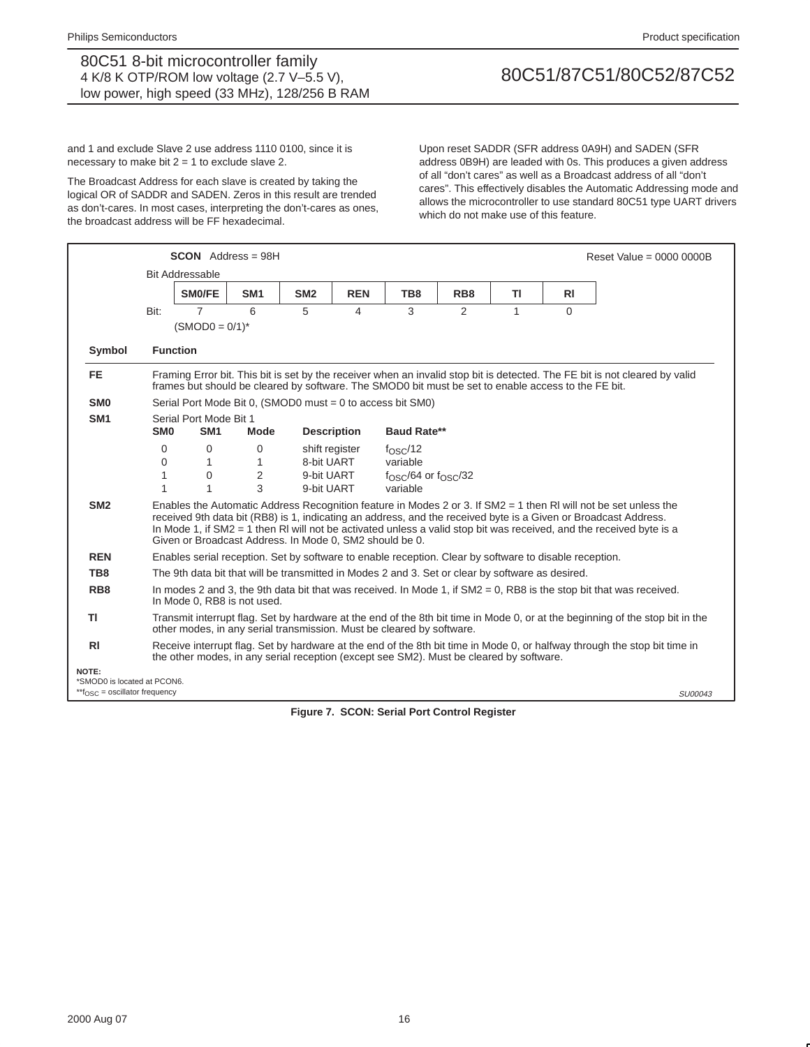and 1 and exclude Slave 2 use address 1110 0100, since it is necessary to make bit 2 = 1 to exclude slave 2.

The Broadcast Address for each slave is created by taking the logical OR of SADDR and SADEN. Zeros in this result are trended as don't-cares. In most cases, interpreting the don't-cares as ones, the broadcast address will be FF hexadecimal.

Upon reset SADDR (SFR address 0A9H) and SADEN (SFR address 0B9H) are leaded with 0s. This produces a given address of all "don't cares" as well as a Broadcast address of all "don't cares". This effectively disables the Automatic Addressing mode and allows the microcontroller to use standard 80C51 type UART drivers which do not make use of this feature.

**SCON** Address = 98H — Reset Value = 0000 0000B

Bit Addressable

| Bit: | 7 | 6 | 5 | 4 | 3 | 2 | 1 | 0 |
|---|---|---|---|---|---|---|---|---|
| | SM0/FE | SM1 | SM2 | REN | TB8 | RB8 | TI | RI |

(SMOD0 = 0/1)*

| Symbol | Function |
|---|---|
| FE | Framing Error bit. This bit is set by the receiver when an invalid stop bit is detected. The FE bit is not cleared by valid frames but should be cleared by software. The SMOD0 bit must be set to enable access to the FE bit. |
| SM0 | Serial Port Mode Bit 0, (SMOD0 must = 0 to access bit SM0) |
| SM1 | Serial Port Mode Bit 1 |

| SM0 | SM1 | Mode | Description | Baud Rate** |
|---|---|---|---|---|
| 0 | 0 | 0 | shift register | $f_{OSC}/12$ |
| 0 | 1 | 1 | 8-bit UART | variable |
| 1 | 0 | 2 | 9-bit UART | $f_{OSC}/64$ or $f_{OSC}/32$ |
| 1 | 1 | 3 | 9-bit UART | variable |

| Symbol | Function |
|---|---|
| SM2 | Enables the Automatic Address Recognition feature in Modes 2 or 3. If SM2 = 1 then RI will not be set unless the received 9th data bit (RB8) is 1, indicating an address, and the received byte is a Given or Broadcast Address. In Mode 1, if SM2 = 1 then RI will not be activated unless a valid stop bit was received, and the received byte is a Given or Broadcast Address. In Mode 0, SM2 should be 0. |
| REN | Enables serial reception. Set by software to enable reception. Clear by software to disable reception. |
| TB8 | The 9th data bit that will be transmitted in Modes 2 and 3. Set or clear by software as desired. |
| RB8 | In modes 2 and 3, the 9th data bit that was received. In Mode 1, if SM2 = 0, RB8 is the stop bit that was received. In Mode 0, RB8 is not used. |
| TI | Transmit interrupt flag. Set by hardware at the end of the 8th bit time in Mode 0, or at the beginning of the stop bit in the other modes, in any serial transmission. Must be cleared by software. |
| RI | Receive interrupt flag. Set by hardware at the end of the 8th bit time in Mode 0, or halfway through the stop bit time in the other modes, in any serial reception (except see SM2). Must be cleared by software. |

**NOTE:**
*SMOD0 is located at PCON6.
**$f_{OSC}$ = oscillator frequency

SU00043

**Figure 7. SCON: Serial Port Control Register**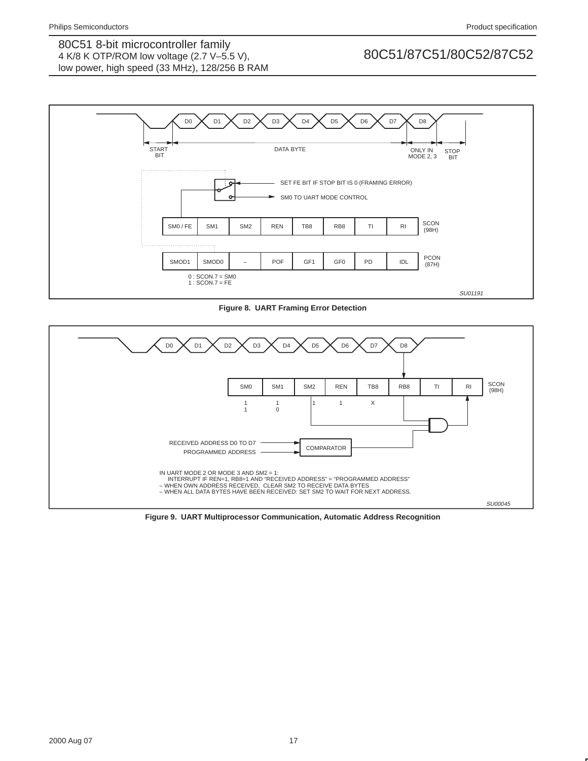START BIT | DATA BYTE | ONLY IN MODE 2, 3 | STOP BIT

SET FE BIT IF STOP BIT IS 0 (FRAMING ERROR)

SM0 TO UART MODE CONTROL

| SM0 / FE | SM1 | SM2 | REN | TB8 | RB8 | TI | RI | SCON (98H) |
|---|---|---|---|---|---|---|---|---|

| SMOD1 | SMOD0 | – | POF | GF1 | GF0 | PD | IDL | PCON (87H) |
|---|---|---|---|---|---|---|---|---|

0 : SCON.7 = SM0
1 : SCON.7 = FE

SU01191

**Figure 8. UART Framing Error Detection**

| SM0 | SM1 | SM2 | REN | TB8 | RB8 | TI | RI | SCON (98H) |
|---|---|---|---|---|---|---|---|---|
| 1 | 1 | 1 | 1 | X | | | | |
| 1 | 0 | | | | | | | |

RECEIVED ADDRESS D0 TO D7

PROGRAMMED ADDRESS

COMPARATOR

IN UART MODE 2 OR MODE 3 AND SM2 = 1:
INTERRUPT IF REN=1, RB8=1 AND "RECEIVED ADDRESS" = "PROGRAMMED ADDRESS"
– WHEN OWN ADDRESS RECEIVED, CLEAR SM2 TO RECEIVE DATA BYTES
– WHEN ALL DATA BYTES HAVE BEEN RECEIVED: SET SM2 TO WAIT FOR NEXT ADDRESS.

SU00045

**Figure 9. UART Multiprocessor Communication, Automatic Address Recognition**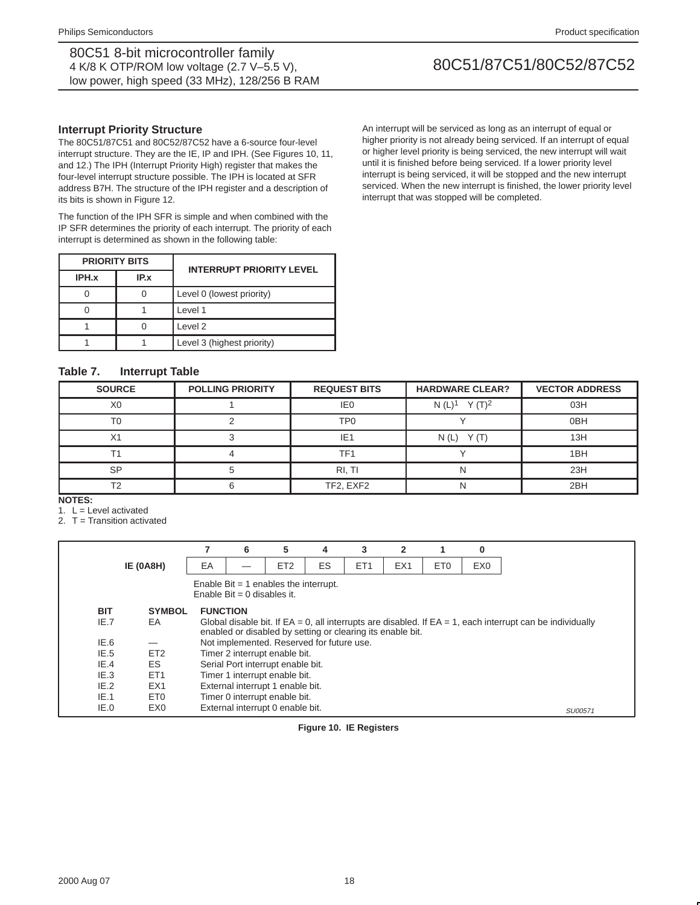## Interrupt Priority Structure

The 80C51/87C51 and 80C52/87C52 have a 6-source four-level interrupt structure. They are the IE, IP and IPH. (See Figures 10, 11, and 12.) The IPH (Interrupt Priority High) register that makes the four-level interrupt structure possible. The IPH is located at SFR address B7H. The structure of the IPH register and a description of its bits is shown in Figure 12.

The function of the IPH SFR is simple and when combined with the IP SFR determines the priority of each interrupt. The priority of each interrupt is determined as shown in the following table:

| PRIORITY BITS | | INTERRUPT PRIORITY LEVEL |
|---|---|---|
| IPH.x | IP.x | |
| 0 | 0 | Level 0 (lowest priority) |
| 0 | 1 | Level 1 |
| 1 | 0 | Level 2 |
| 1 | 1 | Level 3 (highest priority) |

An interrupt will be serviced as long as an interrupt of equal or higher priority is not already being serviced. If an interrupt of equal or higher level priority is being serviced, the new interrupt will wait until it is finished before being serviced. If a lower priority level interrupt is being serviced, it will be stopped and the new interrupt serviced. When the new interrupt is finished, the lower priority level interrupt that was stopped will be completed.

**Table 7. Interrupt Table**

| SOURCE | POLLING PRIORITY | REQUEST BITS | HARDWARE CLEAR? | VECTOR ADDRESS |
|---|---|---|---|---|
| X0 | 1 | IE0 | N (L)[1] Y (T)[2] | 03H |
| T0 | 2 | TP0 | Y | 0BH |
| X1 | 3 | IE1 | N (L) Y (T) | 13H |
| T1 | 4 | TF1 | Y | 1BH |
| SP | 5 | RI, TI | N | 23H |
| T2 | 6 | TF2, EXF2 | N | 2BH |

**NOTES:**
1. L = Level activated
2. T = Transition activated

| | 7 | 6 | 5 | 4 | 3 | 2 | 1 | 0 |
|---|---|---|---|---|---|---|---|---|
| IE (0A8H) | EA | — | ET2 | ES | ET1 | EX1 | ET0 | EX0 |

Enable Bit = 1 enables the interrupt.
Enable Bit = 0 disables it.

| BIT | SYMBOL | FUNCTION |
|---|---|---|
| IE.7 | EA | Global disable bit. If EA = 0, all interrupts are disabled. If EA = 1, each interrupt can be individually enabled or disabled by setting or clearing its enable bit. |
| IE.6 | — | Not implemented. Reserved for future use. |
| IE.5 | ET2 | Timer 2 interrupt enable bit. |
| IE.4 | ES | Serial Port interrupt enable bit. |
| IE.3 | ET1 | Timer 1 interrupt enable bit. |
| IE.2 | EX1 | External interrupt 1 enable bit. |
| IE.1 | ET0 | Timer 0 interrupt enable bit. |
| IE.0 | EX0 | External interrupt 0 enable bit. |

SU00571

**Figure 10. IE Registers**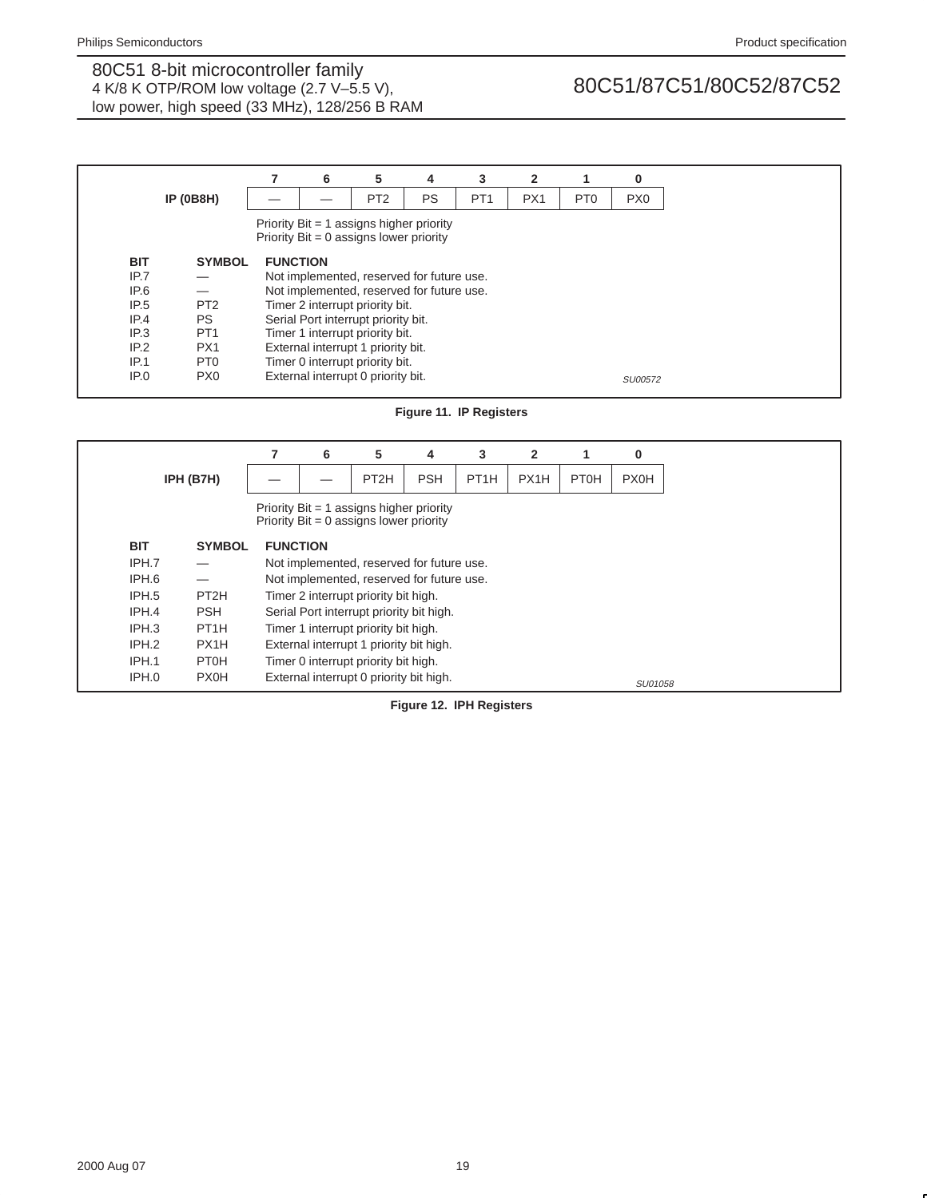**IP (0B8H)**

| 7 | 6 | 5 | 4 | 3 | 2 | 1 | 0 |
|---|---|---|---|---|---|---|---|
| — | — | PT2 | PS | PT1 | PX1 | PT0 | PX0 |

Priority Bit = 1 assigns higher priority
Priority Bit = 0 assigns lower priority

| BIT | SYMBOL | FUNCTION |
|---|---|---|
| IP.7 | — | Not implemented, reserved for future use. |
| IP.6 | — | Not implemented, reserved for future use. |
| IP.5 | PT2 | Timer 2 interrupt priority bit. |
| IP.4 | PS | Serial Port interrupt priority bit. |
| IP.3 | PT1 | Timer 1 interrupt priority bit. |
| IP.2 | PX1 | External interrupt 1 priority bit. |
| IP.1 | PT0 | Timer 0 interrupt priority bit. |
| IP.0 | PX0 | External interrupt 0 priority bit. |

SU00572

**Figure 11. IP Registers**

**IPH (B7H)**

| 7 | 6 | 5 | 4 | 3 | 2 | 1 | 0 |
|---|---|---|---|---|---|---|---|
| — | — | PT2H | PSH | PT1H | PX1H | PT0H | PX0H |

Priority Bit = 1 assigns higher priority
Priority Bit = 0 assigns lower priority

| BIT | SYMBOL | FUNCTION |
|---|---|---|
| IPH.7 | — | Not implemented, reserved for future use. |
| IPH.6 | — | Not implemented, reserved for future use. |
| IPH.5 | PT2H | Timer 2 interrupt priority bit high. |
| IPH.4 | PSH | Serial Port interrupt priority bit high. |
| IPH.3 | PT1H | Timer 1 interrupt priority bit high. |
| IPH.2 | PX1H | External interrupt 1 priority bit high. |
| IPH.1 | PT0H | Timer 0 interrupt priority bit high. |
| IPH.0 | PX0H | External interrupt 0 priority bit high. |

SU01058

**Figure 12. IPH Registers**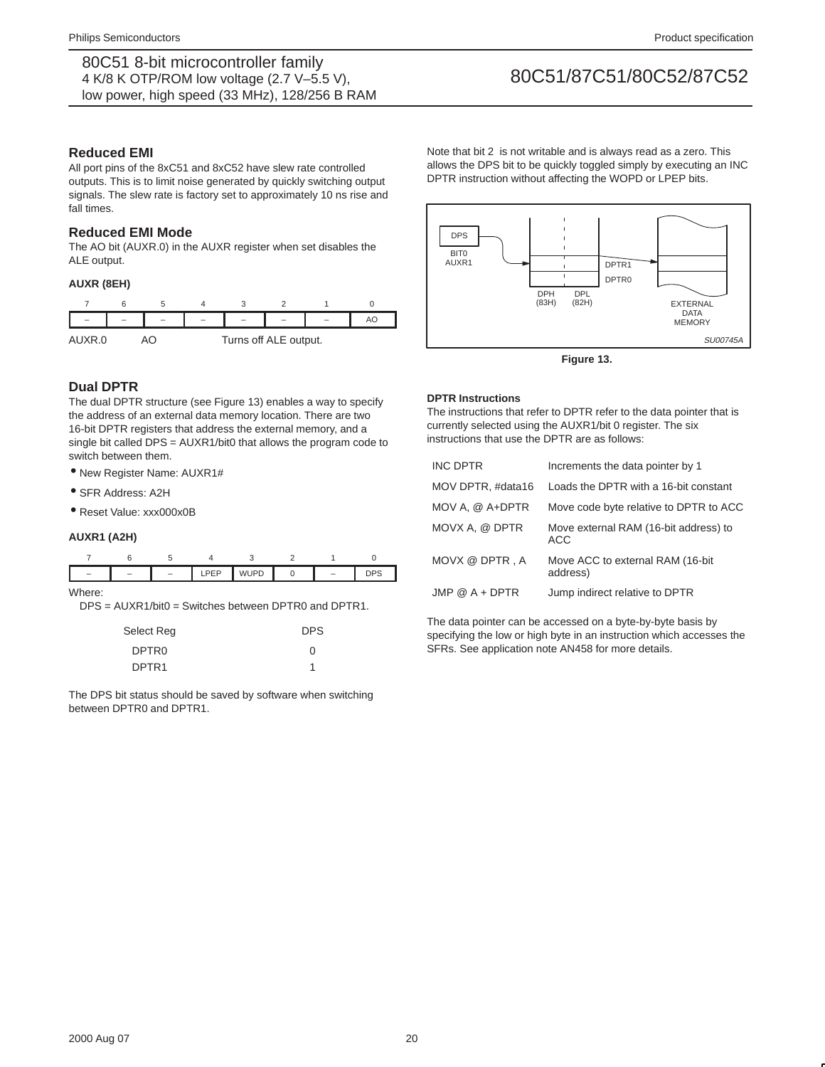## Reduced EMI

All port pins of the 8xC51 and 8xC52 have slew rate controlled outputs. This is to limit noise generated by quickly switching output signals. The slew rate is factory set to approximately 10 ns rise and fall times.

## Reduced EMI Mode

The AO bit (AUXR.0) in the AUXR register when set disables the ALE output.

**AUXR (8EH)**

| 7 | 6 | 5 | 4 | 3 | 2 | 1 | 0 |
|---|---|---|---|---|---|---|---|
| – | – | – | – | – | – | – | AO |

AUXR.0 AO Turns off ALE output.

## Dual DPTR

The dual DPTR structure (see Figure 13) enables a way to specify the address of an external data memory location. There are two 16-bit DPTR registers that address the external memory, and a single bit called DPS = AUXR1/bit0 that allows the program code to switch between them.

- New Register Name: AUXR1#
- SFR Address: A2H
- Reset Value: xxx000x0B

**AUXR1 (A2H)**

| 7 | 6 | 5 | 4 | 3 | 2 | 1 | 0 |
|---|---|---|---|---|---|---|---|
| – | – | – | LPEP | WUPD | 0 | – | DPS |

Where:

DPS = AUXR1/bit0 = Switches between DPTR0 and DPTR1.

| Select Reg | DPS |
|---|---|
| DPTR0 | 0 |
| DPTR1 | 1 |

The DPS bit status should be saved by software when switching between DPTR0 and DPTR1.

Note that bit 2 is not writable and is always read as a zero. This allows the DPS bit to be quickly toggled simply by executing an INC DPTR instruction without affecting the WOPD or LPEP bits.

DPS BIT0 AUXR1 DPTR1 DPTR0 DPH (83H) DPL (82H) EXTERNAL DATA MEMORY SU00745A

**Figure 13.**

**DPTR Instructions**

The instructions that refer to DPTR refer to the data pointer that is currently selected using the AUXR1/bit 0 register. The six instructions that use the DPTR are as follows:

| | |
|---|---|
| INC DPTR | Increments the data pointer by 1 |
| MOV DPTR, #data16 | Loads the DPTR with a 16-bit constant |
| MOV A, @ A+DPTR | Move code byte relative to DPTR to ACC |
| MOVX A, @ DPTR | Move external RAM (16-bit address) to ACC |
| MOVX @ DPTR , A | Move ACC to external RAM (16-bit address) |
| JMP @ A + DPTR | Jump indirect relative to DPTR |

The data pointer can be accessed on a byte-by-byte basis by specifying the low or high byte in an instruction which accesses the SFRs. See application note AN458 for more details.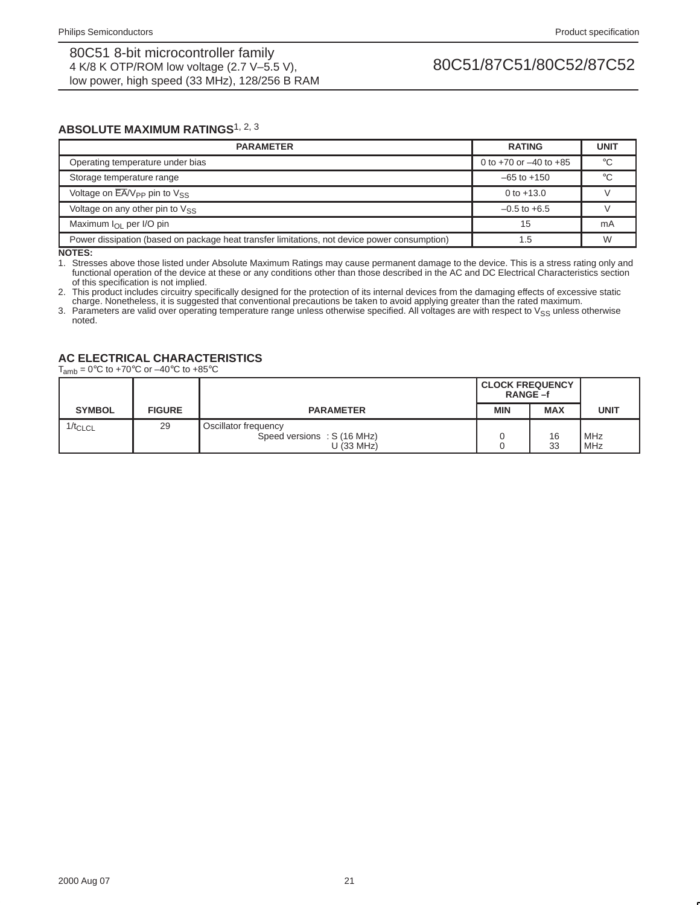## ABSOLUTE MAXIMUM RATINGS[1, 2, 3]

| PARAMETER | RATING | UNIT |
|---|---|---|
| Operating temperature under bias | 0 to +70 or –40 to +85 | °C |
| Storage temperature range | –65 to +150 | °C |
| Voltage on $\overline{EA}$/$V_{PP}$ pin to $V_{SS}$ | 0 to +13.0 | V |
| Voltage on any other pin to $V_{SS}$ | –0.5 to +6.5 | V |
| Maximum $I_{OL}$ per I/O pin | 15 | mA |
| Power dissipation (based on package heat transfer limitations, not device power consumption) | 1.5 | W |

**NOTES:**

1. Stresses above those listed under Absolute Maximum Ratings may cause permanent damage to the device. This is a stress rating only and functional operation of the device at these or any conditions other than those described in the AC and DC Electrical Characteristics section of this specification is not implied.
2. This product includes circuitry specifically designed for the protection of its internal devices from the damaging effects of excessive static charge. Nonetheless, it is suggested that conventional precautions be taken to avoid applying greater than the rated maximum.
3. Parameters are valid over operating temperature range unless otherwise specified. All voltages are with respect to $V_{SS}$ unless otherwise noted.

## AC ELECTRICAL CHARACTERISTICS

$T_{amb}$ = 0°C to +70°C or –40°C to +85°C

| SYMBOL | FIGURE | PARAMETER | CLOCK FREQUENCY RANGE –f | | UNIT |
|---|---|---|---|---|---|
| | | | MIN | MAX | |
| $1/t_{CLCL}$ | 29 | Oscillator frequency<br>Speed versions : S (16 MHz)<br>U (33 MHz) | <br>0<br>0 | <br>16<br>33 | <br>MHz<br>MHz |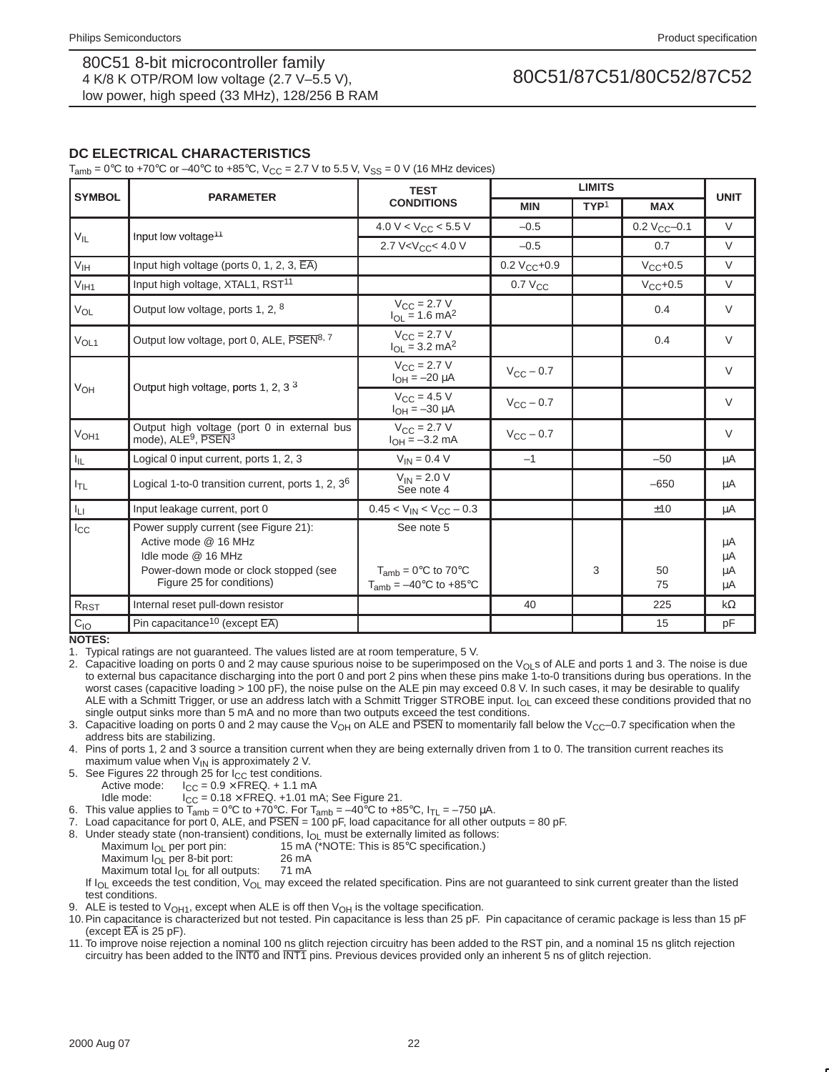## DC ELECTRICAL CHARACTERISTICS

$T_{amb}$ = 0°C to +70°C or –40°C to +85°C, $V_{CC}$ = 2.7 V to 5.5 V, $V_{SS}$ = 0 V (16 MHz devices)

| SYMBOL | PARAMETER | TEST CONDITIONS | LIMITS | | | UNIT |
|---|---|---|---|---|---|---|
| | | | MIN | TYP[1] | MAX | |
| $V_{IL}$ | Input low voltage[11] | 4.0 V < $V_{CC}$ < 5.5 V | –0.5 | | 0.2 $V_{CC}$–0.1 | V |
| | | 2.7 V<$V_{CC}$< 4.0 V | –0.5 | | 0.7 | V |
| $V_{IH}$ | Input high voltage (ports 0, 1, 2, 3, $\overline{EA}$) | | 0.2 $V_{CC}$+0.9 | | $V_{CC}$+0.5 | V |
| $V_{IH1}$ | Input high voltage, XTAL1, RST[11] | | 0.7 $V_{CC}$ | | $V_{CC}$+0.5 | V |
| $V_{OL}$ | Output low voltage, ports 1, 2, [8] | $V_{CC}$ = 2.7 V, $I_{OL}$ = 1.6 mA[2] | | | 0.4 | V |
| $V_{OL1}$ | Output low voltage, port 0, ALE, $\overline{PSEN}$[8, 7] | $V_{CC}$ = 2.7 V, $I_{OL}$ = 3.2 mA[2] | | | 0.4 | V |
| $V_{OH}$ | Output high voltage, ports 1, 2, 3 [3] | $V_{CC}$ = 2.7 V, $I_{OH}$ = –20 μA | $V_{CC}$ – 0.7 | | | V |
| | | $V_{CC}$ = 4.5 V, $I_{OH}$ = –30 μA | $V_{CC}$ – 0.7 | | | V |
| $V_{OH1}$ | Output high voltage (port 0 in external bus mode), ALE[9], $\overline{PSEN}$[3] | $V_{CC}$ = 2.7 V, $I_{OH}$ = –3.2 mA | $V_{CC}$ – 0.7 | | | V |
| $I_{IL}$ | Logical 0 input current, ports 1, 2, 3 | $V_{IN}$ = 0.4 V | –1 | | –50 | μA |
| $I_{TL}$ | Logical 1-to-0 transition current, ports 1, 2, 3[6] | $V_{IN}$ = 2.0 V, See note 4 | | | –650 | μA |
| $I_{LI}$ | Input leakage current, port 0 | 0.45 < $V_{IN}$ < $V_{CC}$ – 0.3 | | | ±10 | μA |
| $I_{CC}$ | Power supply current (see Figure 21): | See note 5 | | | | |
| | Active mode @ 16 MHz | | | | | μA |
| | Idle mode @ 16 MHz | | | | | μA |
| | Power-down mode or clock stopped (see Figure 25 for conditions) | $T_{amb}$ = 0°C to 70°C | | 3 | 50 | μA |
| | | $T_{amb}$ = –40°C to +85°C | | | 75 | μA |
| $R_{RST}$ | Internal reset pull-down resistor | | 40 | | 225 | kΩ |
| $C_{IO}$ | Pin capacitance[10] (except $\overline{EA}$) | | | | 15 | pF |

**NOTES:**

1. Typical ratings are not guaranteed. The values listed are at room temperature, 5 V.
2. Capacitive loading on ports 0 and 2 may cause spurious noise to be superimposed on the $V_{OL}$s of ALE and ports 1 and 3. The noise is due to external bus capacitance discharging into the port 0 and port 2 pins when these pins make 1-to-0 transitions during bus operations. In the worst cases (capacitive loading > 100 pF), the noise pulse on the ALE pin may exceed 0.8 V. In such cases, it may be desirable to qualify ALE with a Schmitt Trigger, or use an address latch with a Schmitt Trigger STROBE input. $I_{OL}$ can exceed these conditions provided that no single output sinks more than 5 mA and no more than two outputs exceed the test conditions.
3. Capacitive loading on ports 0 and 2 may cause the $V_{OH}$ on ALE and $\overline{PSEN}$ to momentarily fall below the $V_{CC}$–0.7 specification when the address bits are stabilizing.
4. Pins of ports 1, 2 and 3 source a transition current when they are being externally driven from 1 to 0. The transition current reaches its maximum value when $V_{IN}$ is approximately 2 V.
5. See Figures 22 through 25 for $I_{CC}$ test conditions.
   Active mode: $I_{CC}$ = 0.9 × FREQ. + 1.1 mA
   Idle mode: $I_{CC}$ = 0.18 × FREQ. +1.01 mA; See Figure 21.
6. This value applies to $T_{amb}$ = 0°C to +70°C. For $T_{amb}$ = –40°C to +85°C, $I_{TL}$ = –750 μA.
7. Load capacitance for port 0, ALE, and $\overline{PSEN}$ = 100 pF, load capacitance for all other outputs = 80 pF.
8. Under steady state (non-transient) conditions, $I_{OL}$ must be externally limited as follows:
   Maximum $I_{OL}$ per port pin: 15 mA (*NOTE: This is 85°C specification.)
   Maximum $I_{OL}$ per 8-bit port: 26 mA
   Maximum total $I_{OL}$ for all outputs: 71 mA
   If $I_{OL}$ exceeds the test condition, $V_{OL}$ may exceed the related specification. Pins are not guaranteed to sink current greater than the listed test conditions.
9. ALE is tested to $V_{OH1}$, except when ALE is off then $V_{OH}$ is the voltage specification.
10. Pin capacitance is characterized but not tested. Pin capacitance is less than 25 pF. Pin capacitance of ceramic package is less than 15 pF (except $\overline{EA}$ is 25 pF).
11. To improve noise rejection a nominal 100 ns glitch rejection circuitry has been added to the RST pin, and a nominal 15 ns glitch rejection circuitry has been added to the $\overline{INT0}$ and $\overline{INT1}$ pins. Previous devices provided only an inherent 5 ns of glitch rejection.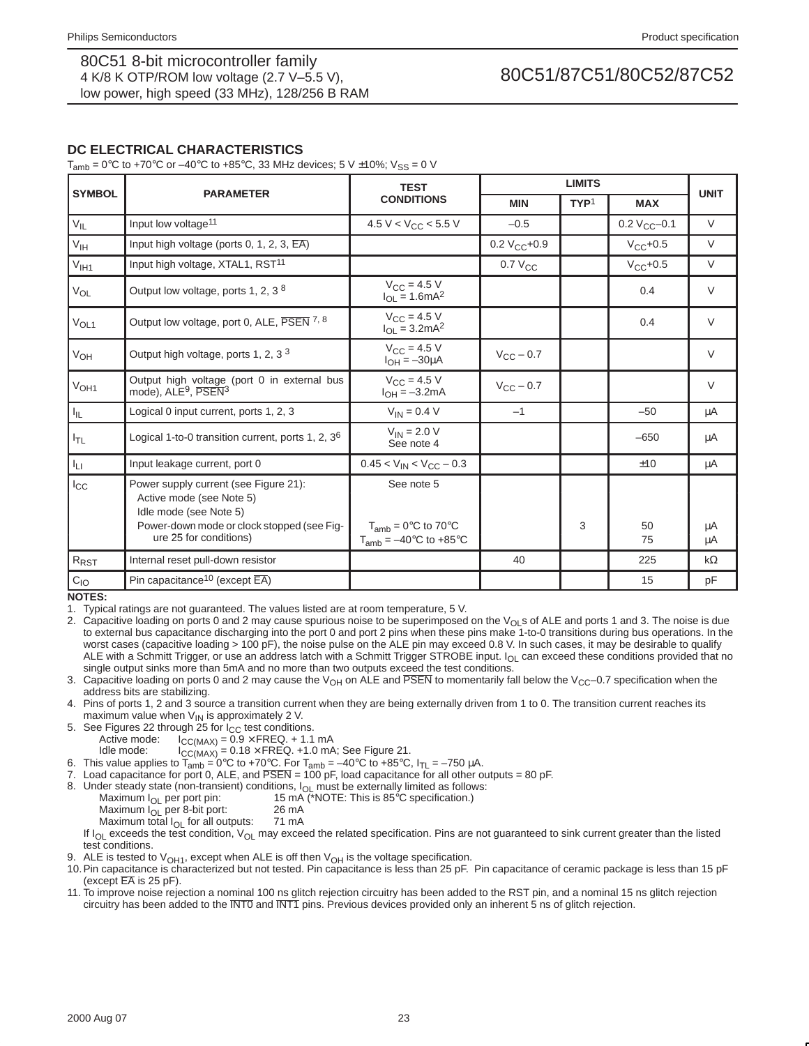## DC ELECTRICAL CHARACTERISTICS

$T_{amb}$ = 0°C to +70°C or –40°C to +85°C, 33 MHz devices; 5 V ±10%; $V_{SS}$ = 0 V

| SYMBOL | PARAMETER | TEST CONDITIONS | LIMITS | | | UNIT |
|---|---|---|---|---|---|---|
| | | | MIN | TYP[1] | MAX | |
| $V_{IL}$ | Input low voltage[11] | 4.5 V < $V_{CC}$ < 5.5 V | –0.5 | | 0.2 $V_{CC}$–0.1 | V |
| $V_{IH}$ | Input high voltage (ports 0, 1, 2, 3, $\overline{EA}$) | | 0.2 $V_{CC}$+0.9 | | $V_{CC}$+0.5 | V |
| $V_{IH1}$ | Input high voltage, XTAL1, RST[11] | | 0.7 $V_{CC}$ | | $V_{CC}$+0.5 | V |
| $V_{OL}$ | Output low voltage, ports 1, 2, 3 [8] | $V_{CC}$ = 4.5 V<br>$I_{OL}$ = 1.6mA[2] | | | 0.4 | V |
| $V_{OL1}$ | Output low voltage, port 0, ALE, $\overline{PSEN}$ [7, 8] | $V_{CC}$ = 4.5 V<br>$I_{OL}$ = 3.2mA[2] | | | 0.4 | V |
| $V_{OH}$ | Output high voltage, ports 1, 2, 3 [3] | $V_{CC}$ = 4.5 V<br>$I_{OH}$ = –30μA | $V_{CC}$ – 0.7 | | | V |
| $V_{OH1}$ | Output high voltage (port 0 in external bus mode), ALE[9], $\overline{PSEN}$[3] | $V_{CC}$ = 4.5 V<br>$I_{OH}$ = –3.2mA | $V_{CC}$ – 0.7 | | | V |
| $I_{IL}$ | Logical 0 input current, ports 1, 2, 3 | $V_{IN}$ = 0.4 V | –1 | | –50 | μA |
| $I_{TL}$ | Logical 1-to-0 transition current, ports 1, 2, 3[6] | $V_{IN}$ = 2.0 V<br>See note 4 | | | –650 | μA |
| $I_{LI}$ | Input leakage current, port 0 | 0.45 < $V_{IN}$ < $V_{CC}$ – 0.3 | | | ±10 | μA |
| $I_{CC}$ | Power supply current (see Figure 21):<br>Active mode (see Note 5)<br>Idle mode (see Note 5)<br>Power-down mode or clock stopped (see Figure 25 for conditions) | See note 5<br><br><br>$T_{amb}$ = 0°C to 70°C<br>$T_{amb}$ = –40°C to +85°C | | <br><br><br>3 | <br><br><br>50<br>75 | <br><br><br>μA<br>μA |
| $R_{RST}$ | Internal reset pull-down resistor | | 40 | | 225 | kΩ |
| $C_{IO}$ | Pin capacitance[10] (except $\overline{EA}$) | | | | 15 | pF |

**NOTES:**

1. Typical ratings are not guaranteed. The values listed are at room temperature, 5 V.
2. Capacitive loading on ports 0 and 2 may cause spurious noise to be superimposed on the $V_{OL}$s of ALE and ports 1 and 3. The noise is due to external bus capacitance discharging into the port 0 and port 2 pins when these pins make 1-to-0 transitions during bus operations. In the worst cases (capacitive loading > 100 pF), the noise pulse on the ALE pin may exceed 0.8 V. In such cases, it may be desirable to qualify ALE with a Schmitt Trigger, or use an address latch with a Schmitt Trigger STROBE input. $I_{OL}$ can exceed these conditions provided that no single output sinks more than 5mA and no more than two outputs exceed the test conditions.
3. Capacitive loading on ports 0 and 2 may cause the $V_{OH}$ on ALE and $\overline{PSEN}$ to momentarily fall below the $V_{CC}$–0.7 specification when the address bits are stabilizing.
4. Pins of ports 1, 2 and 3 source a transition current when they are being externally driven from 1 to 0. The transition current reaches its maximum value when $V_{IN}$ is approximately 2 V.
5. See Figures 22 through 25 for $I_{CC}$ test conditions.
   Active mode: $I_{CC(MAX)}$ = 0.9 × FREQ. + 1.1 mA
   Idle mode: $I_{CC(MAX)}$ = 0.18 × FREQ. +1.0 mA; See Figure 21.
6. This value applies to $T_{amb}$ = 0°C to +70°C. For $T_{amb}$ = –40°C to +85°C, $I_{TL}$ = –750 μA.
7. Load capacitance for port 0, ALE, and $\overline{PSEN}$ = 100 pF, load capacitance for all other outputs = 80 pF.
8. Under steady state (non-transient) conditions, $I_{OL}$ must be externally limited as follows:
   Maximum $I_{OL}$ per port pin: 15 mA (*NOTE: This is 85°C specification.)
   Maximum $I_{OL}$ per 8-bit port: 26 mA
   Maximum total $I_{OL}$ for all outputs: 71 mA
   If $I_{OL}$ exceeds the test condition, $V_{OL}$ may exceed the related specification. Pins are not guaranteed to sink current greater than the listed test conditions.
9. ALE is tested to $V_{OH1}$, except when ALE is off then $V_{OH}$ is the voltage specification.
10. Pin capacitance is characterized but not tested. Pin capacitance is less than 25 pF. Pin capacitance of ceramic package is less than 15 pF (except $\overline{EA}$ is 25 pF).
11. To improve noise rejection a nominal 100 ns glitch rejection circuitry has been added to the RST pin, and a nominal 15 ns glitch rejection circuitry has been added to the $\overline{INT0}$ and $\overline{INT1}$ pins. Previous devices provided only an inherent 5 ns of glitch rejection.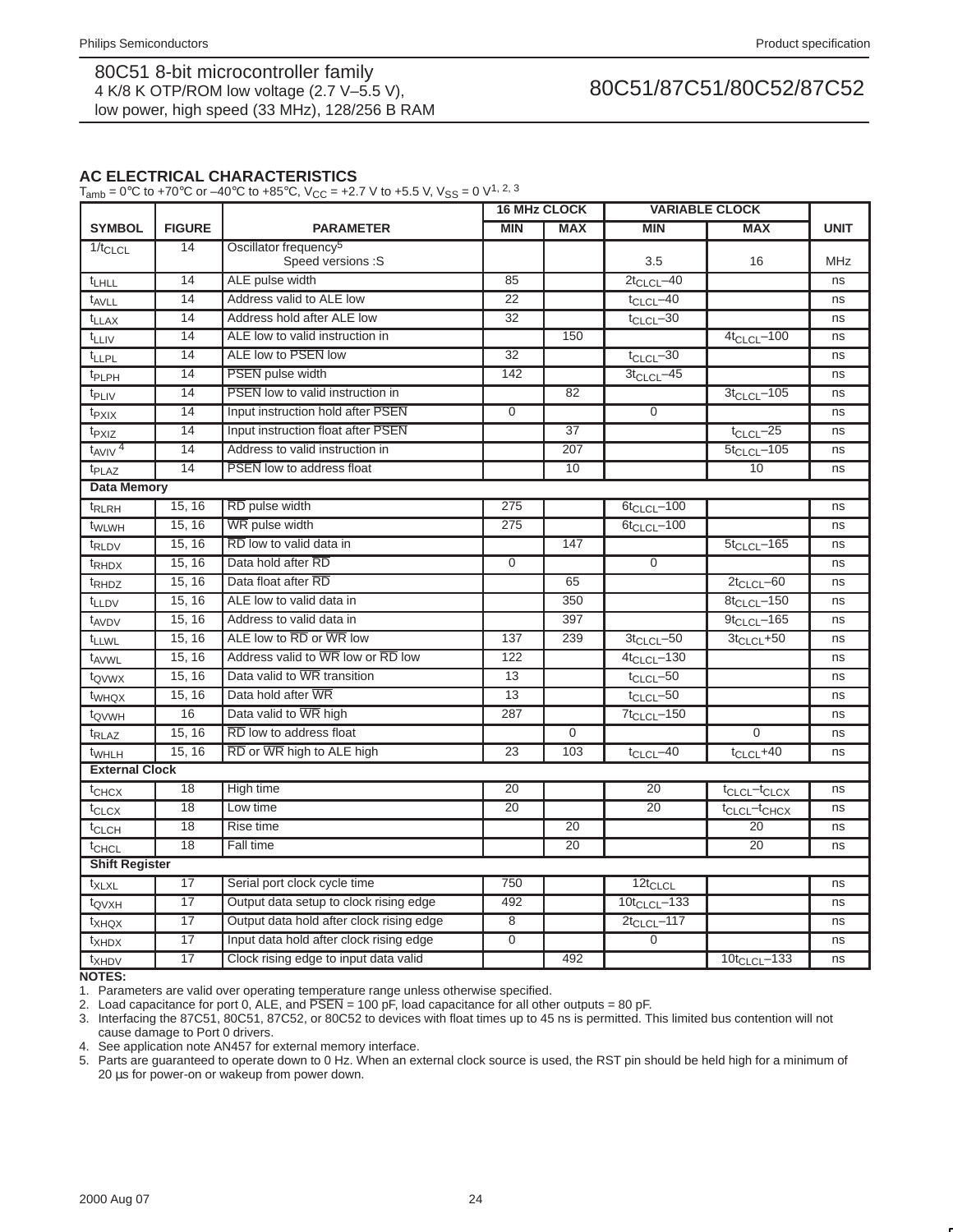## AC ELECTRICAL CHARACTERISTICS

$T_{amb}$ = 0°C to +70°C or –40°C to +85°C, $V_{CC}$ = +2.7 V to +5.5 V, $V_{SS}$ = 0 V[1, 2, 3]

| SYMBOL | FIGURE | PARAMETER | 16 MHz CLOCK | | VARIABLE CLOCK | | UNIT |
|---|---|---|---|---|---|---|---|
| | | | MIN | MAX | MIN | MAX | |
| $1/t_{CLCL}$ | 14 | Oscillator frequency[5] Speed versions :S | | | 3.5 | 16 | MHz |
| $t_{LHLL}$ | 14 | ALE pulse width | 85 | | $2t_{CLCL}$–40 | | ns |
| $t_{AVLL}$ | 14 | Address valid to ALE low | 22 | | $t_{CLCL}$–40 | | ns |
| $t_{LLAX}$ | 14 | Address hold after ALE low | 32 | | $t_{CLCL}$–30 | | ns |
| $t_{LLIV}$ | 14 | ALE low to valid instruction in | | 150 | | $4t_{CLCL}$–100 | ns |
| $t_{LLPL}$ | 14 | ALE low to PSEN low | 32 | | $t_{CLCL}$–30 | | ns |
| $t_{PLPH}$ | 14 | PSEN pulse width | 142 | | $3t_{CLCL}$–45 | | ns |
| $t_{PLIV}$ | 14 | PSEN low to valid instruction in | | 82 | | $3t_{CLCL}$–105 | ns |
| $t_{PXIX}$ | 14 | Input instruction hold after PSEN | 0 | | 0 | | ns |
| $t_{PXIZ}$ | 14 | Input instruction float after PSEN | | 37 | | $t_{CLCL}$–25 | ns |
| $t_{AVIV}$[4] | 14 | Address to valid instruction in | | 207 | | $5t_{CLCL}$–105 | ns |
| $t_{PLAZ}$ | 14 | PSEN low to address float | | 10 | | 10 | ns |
| **Data Memory** | | | | | | | |
| $t_{RLRH}$ | 15, 16 | RD pulse width | 275 | | $6t_{CLCL}$–100 | | ns |
| $t_{WLWH}$ | 15, 16 | WR pulse width | 275 | | $6t_{CLCL}$–100 | | ns |
| $t_{RLDV}$ | 15, 16 | RD low to valid data in | | 147 | | $5t_{CLCL}$–165 | ns |
| $t_{RHDX}$ | 15, 16 | Data hold after RD | 0 | | 0 | | ns |
| $t_{RHDZ}$ | 15, 16 | Data float after RD | | 65 | | $2t_{CLCL}$–60 | ns |
| $t_{LLDV}$ | 15, 16 | ALE low to valid data in | | 350 | | $8t_{CLCL}$–150 | ns |
| $t_{AVDV}$ | 15, 16 | Address to valid data in | | 397 | | $9t_{CLCL}$–165 | ns |
| $t_{LLWL}$ | 15, 16 | ALE low to RD or WR low | 137 | 239 | $3t_{CLCL}$–50 | $3t_{CLCL}$+50 | ns |
| $t_{AVWL}$ | 15, 16 | Address valid to WR low or RD low | 122 | | $4t_{CLCL}$–130 | | ns |
| $t_{QVWX}$ | 15, 16 | Data valid to WR transition | 13 | | $t_{CLCL}$–50 | | ns |
| $t_{WHQX}$ | 15, 16 | Data hold after WR | 13 | | $t_{CLCL}$–50 | | ns |
| $t_{QVWH}$ | 16 | Data valid to WR high | 287 | | $7t_{CLCL}$–150 | | ns |
| $t_{RLAZ}$ | 15, 16 | RD low to address float | | 0 | | 0 | ns |
| $t_{WHLH}$ | 15, 16 | RD or WR high to ALE high | 23 | 103 | $t_{CLCL}$–40 | $t_{CLCL}$+40 | ns |
| **External Clock** | | | | | | | |
| $t_{CHCX}$ | 18 | High time | 20 | | 20 | $t_{CLCL}$–$t_{CLCX}$ | ns |
| $t_{CLCX}$ | 18 | Low time | 20 | | 20 | $t_{CLCL}$–$t_{CHCX}$ | ns |
| $t_{CLCH}$ | 18 | Rise time | | 20 | | 20 | ns |
| $t_{CHCL}$ | 18 | Fall time | | 20 | | 20 | ns |
| **Shift Register** | | | | | | | |
| $t_{XLXL}$ | 17 | Serial port clock cycle time | 750 | | $12t_{CLCL}$ | | ns |
| $t_{QVXH}$ | 17 | Output data setup to clock rising edge | 492 | | $10t_{CLCL}$–133 | | ns |
| $t_{XHQX}$ | 17 | Output data hold after clock rising edge | 8 | | $2t_{CLCL}$–117 | | ns |
| $t_{XHDX}$ | 17 | Input data hold after clock rising edge | 0 | | 0 | | ns |
| $t_{XHDV}$ | 17 | Clock rising edge to input data valid | | 492 | | $10t_{CLCL}$–133 | ns |

**NOTES:**

1. Parameters are valid over operating temperature range unless otherwise specified.
2. Load capacitance for port 0, ALE, and PSEN = 100 pF, load capacitance for all other outputs = 80 pF.
3. Interfacing the 87C51, 80C51, 87C52, or 80C52 to devices with float times up to 45 ns is permitted. This limited bus contention will not cause damage to Port 0 drivers.
4. See application note AN457 for external memory interface.
5. Parts are guaranteed to operate down to 0 Hz. When an external clock source is used, the RST pin should be held high for a minimum of 20 µs for power-on or wakeup from power down.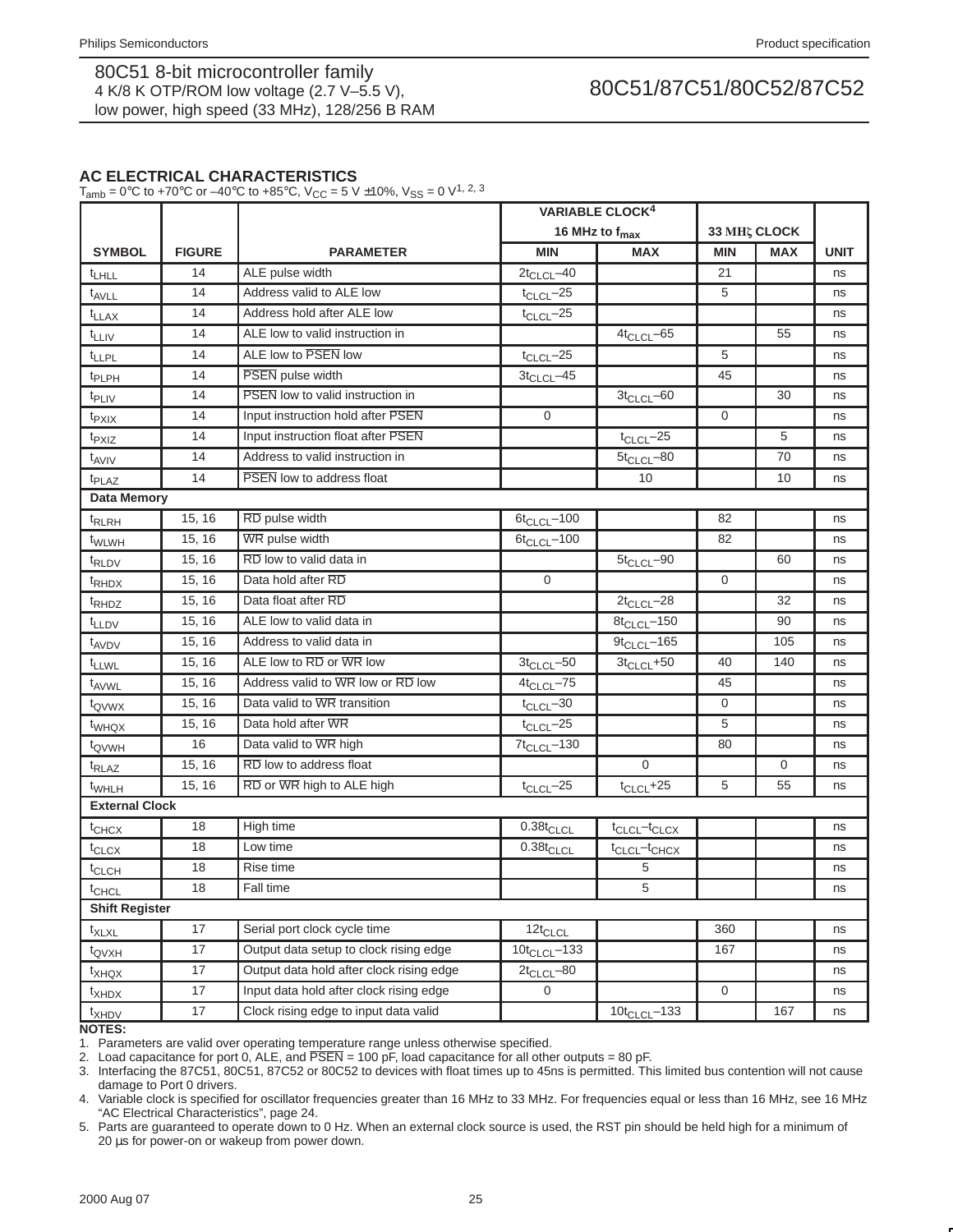## AC ELECTRICAL CHARACTERISTICS

$T_{amb}$ = 0°C to +70°C or –40°C to +85°C, $V_{CC}$ = 5 V ±10%, $V_{SS}$ = 0 V[1, 2, 3]

| SYMBOL | FIGURE | PARAMETER | VARIABLE CLOCK[4] 16 MHz to $f_{max}$ MIN | VARIABLE CLOCK[4] 16 MHz to $f_{max}$ MAX | 33 MHz CLOCK MIN | 33 MHz CLOCK MAX | UNIT |
|---|---|---|---|---|---|---|---|
| $t_{LHLL}$ | 14 | ALE pulse width | $2t_{CLCL}$–40 | | 21 | | ns |
| $t_{AVLL}$ | 14 | Address valid to ALE low | $t_{CLCL}$–25 | | 5 | | ns |
| $t_{LLAX}$ | 14 | Address hold after ALE low | $t_{CLCL}$–25 | | | | ns |
| $t_{LLIV}$ | 14 | ALE low to valid instruction in | | $4t_{CLCL}$–65 | | 55 | ns |
| $t_{LLPL}$ | 14 | ALE low to $\overline{PSEN}$ low | $t_{CLCL}$–25 | | 5 | | ns |
| $t_{PLPH}$ | 14 | $\overline{PSEN}$ pulse width | $3t_{CLCL}$–45 | | 45 | | ns |
| $t_{PLIV}$ | 14 | $\overline{PSEN}$ low to valid instruction in | | $3t_{CLCL}$–60 | | 30 | ns |
| $t_{PXIX}$ | 14 | Input instruction hold after $\overline{PSEN}$ | 0 | | 0 | | ns |
| $t_{PXIZ}$ | 14 | Input instruction float after $\overline{PSEN}$ | | $t_{CLCL}$–25 | | 5 | ns |
| $t_{AVIV}$ | 14 | Address to valid instruction in | | $5t_{CLCL}$–80 | | 70 | ns |
| $t_{PLAZ}$ | 14 | $\overline{PSEN}$ low to address float | | 10 | | 10 | ns |
| **Data Memory** | | | | | | | |
| $t_{RLRH}$ | 15, 16 | $\overline{RD}$ pulse width | $6t_{CLCL}$–100 | | 82 | | ns |
| $t_{WLWH}$ | 15, 16 | $\overline{WR}$ pulse width | $6t_{CLCL}$–100 | | 82 | | ns |
| $t_{RLDV}$ | 15, 16 | $\overline{RD}$ low to valid data in | | $5t_{CLCL}$–90 | | 60 | ns |
| $t_{RHDX}$ | 15, 16 | Data hold after $\overline{RD}$ | 0 | | 0 | | ns |
| $t_{RHDZ}$ | 15, 16 | Data float after $\overline{RD}$ | | $2t_{CLCL}$–28 | | 32 | ns |
| $t_{LLDV}$ | 15, 16 | ALE low to valid data in | | $8t_{CLCL}$–150 | | 90 | ns |
| $t_{AVDV}$ | 15, 16 | Address to valid data in | | $9t_{CLCL}$–165 | | 105 | ns |
| $t_{LLWL}$ | 15, 16 | ALE low to $\overline{RD}$ or $\overline{WR}$ low | $3t_{CLCL}$–50 | $3t_{CLCL}$+50 | 40 | 140 | ns |
| $t_{AVWL}$ | 15, 16 | Address valid to $\overline{WR}$ low or $\overline{RD}$ low | $4t_{CLCL}$–75 | | 45 | | ns |
| $t_{QVWX}$ | 15, 16 | Data valid to $\overline{WR}$ transition | $t_{CLCL}$–30 | | 0 | | ns |
| $t_{WHQX}$ | 15, 16 | Data hold after $\overline{WR}$ | $t_{CLCL}$–25 | | 5 | | ns |
| $t_{QVWH}$ | 16 | Data valid to $\overline{WR}$ high | $7t_{CLCL}$–130 | | 80 | | ns |
| $t_{RLAZ}$ | 15, 16 | $\overline{RD}$ low to address float | | 0 | | 0 | ns |
| $t_{WHLH}$ | 15, 16 | $\overline{RD}$ or $\overline{WR}$ high to ALE high | $t_{CLCL}$–25 | $t_{CLCL}$+25 | 5 | 55 | ns |
| **External Clock** | | | | | | | |
| $t_{CHCX}$ | 18 | High time | $0.38t_{CLCL}$ | $t_{CLCL}$–$t_{CLCX}$ | | | ns |
| $t_{CLCX}$ | 18 | Low time | $0.38t_{CLCL}$ | $t_{CLCL}$–$t_{CHCX}$ | | | ns |
| $t_{CLCH}$ | 18 | Rise time | | 5 | | | ns |
| $t_{CHCL}$ | 18 | Fall time | | 5 | | | ns |
| **Shift Register** | | | | | | | |
| $t_{XLXL}$ | 17 | Serial port clock cycle time | $12t_{CLCL}$ | | 360 | | ns |
| $t_{QVXH}$ | 17 | Output data setup to clock rising edge | $10t_{CLCL}$–133 | | 167 | | ns |
| $t_{XHQX}$ | 17 | Output data hold after clock rising edge | $2t_{CLCL}$–80 | | | | ns |
| $t_{XHDX}$ | 17 | Input data hold after clock rising edge | 0 | | 0 | | ns |
| $t_{XHDV}$ | 17 | Clock rising edge to input data valid | | $10t_{CLCL}$–133 | | 167 | ns |

**NOTES:**

1. Parameters are valid over operating temperature range unless otherwise specified.
2. Load capacitance for port 0, ALE, and $\overline{PSEN}$ = 100 pF, load capacitance for all other outputs = 80 pF.
3. Interfacing the 87C51, 80C51, 87C52 or 80C52 to devices with float times up to 45ns is permitted. This limited bus contention will not cause damage to Port 0 drivers.
4. Variable clock is specified for oscillator frequencies greater than 16 MHz to 33 MHz. For frequencies equal or less than 16 MHz, see 16 MHz "AC Electrical Characteristics", page 24.
5. Parts are guaranteed to operate down to 0 Hz. When an external clock source is used, the RST pin should be held high for a minimum of 20 µs for power-on or wakeup from power down.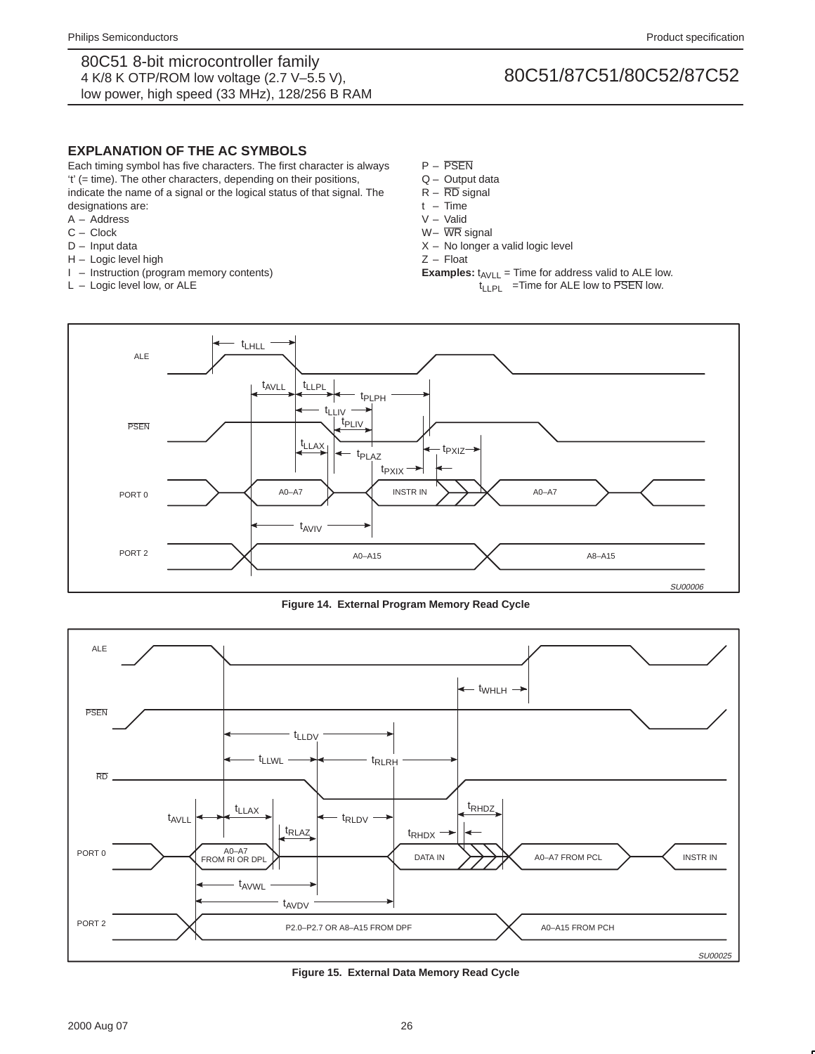## EXPLANATION OF THE AC SYMBOLS

Each timing symbol has five characters. The first character is always 't' (= time). The other characters, depending on their positions, indicate the name of a signal or the logical status of that signal. The designations are:

- A – Address
- C – Clock
- D – Input data
- H – Logic level high
- I – Instruction (program memory contents)
- L – Logic level low, or ALE
- P – $\overline{\text{PSEN}}$
- Q – Output data
- R – $\overline{\text{RD}}$ signal
- t – Time
- V – Valid
- W – $\overline{\text{WR}}$ signal
- X – No longer a valid logic level
- Z – Float

**Examples:** $t_{AVLL}$ = Time for address valid to ALE low.
$t_{LLPL}$ = Time for ALE low to $\overline{\text{PSEN}}$ low.

**Figure 14. External Program Memory Read Cycle**

**Figure 15. External Data Memory Read Cycle**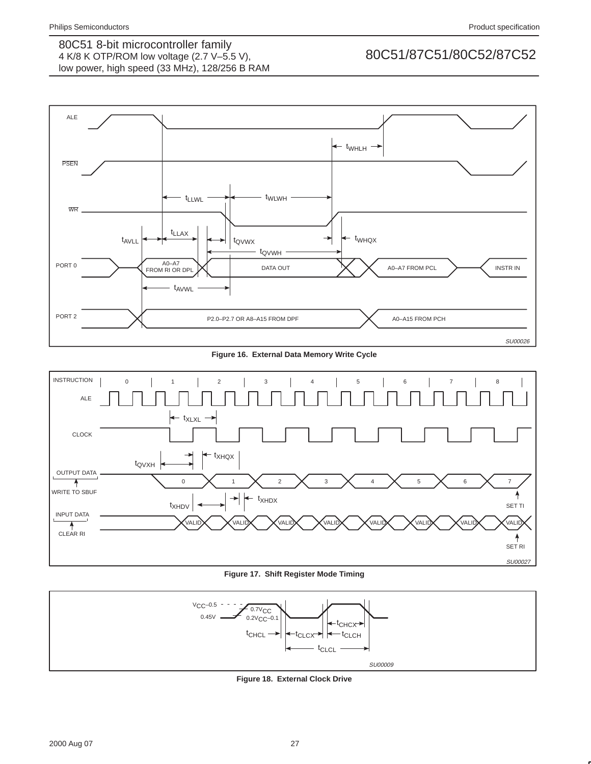Figure 16.  External Data Memory Write Cycle

Figure 17.  Shift Register Mode Timing

Figure 18.  External Clock Drive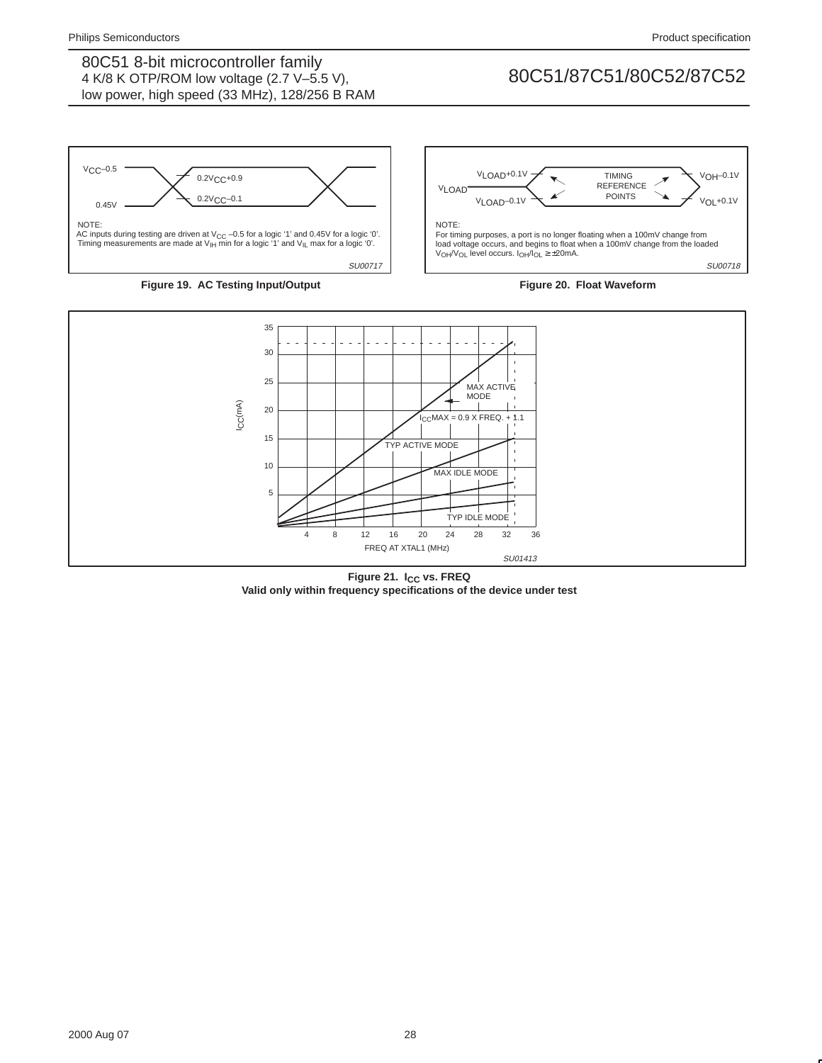VCC–0.5

0.45V

0.2VCC+0.9

0.2VCC–0.1

NOTE:
AC inputs during testing are driven at $V_{CC}$ –0.5 for a logic '1' and 0.45V for a logic '0'. Timing measurements are made at $V_{IH}$ min for a logic '1' and $V_{IL}$ max for a logic '0'.

SU00717

**Figure 19. AC Testing Input/Output**

VLOAD+0.1V

VLOAD

VLOAD–0.1V

TIMING REFERENCE POINTS

VOH–0.1V

VOL+0.1V

NOTE:
For timing purposes, a port is no longer floating when a 100mV change from load voltage occurs, and begins to float when a 100mV change from the loaded $V_{OH}/V_{OL}$ level occurs. $I_{OH}/I_{OL} \geq \pm 20$mA.

SU00718

**Figure 20. Float Waveform**

$I_{CC}$(mA)

MAX ACTIVE MODE

$I_{CC}$MAX = 0.9 X FREQ. + 1.1

TYP ACTIVE MODE

MAX IDLE MODE

TYP IDLE MODE

FREQ AT XTAL1 (MHz)

SU01413

**Figure 21. $I_{CC}$ vs. FREQ**
**Valid only within frequency specifications of the device under test**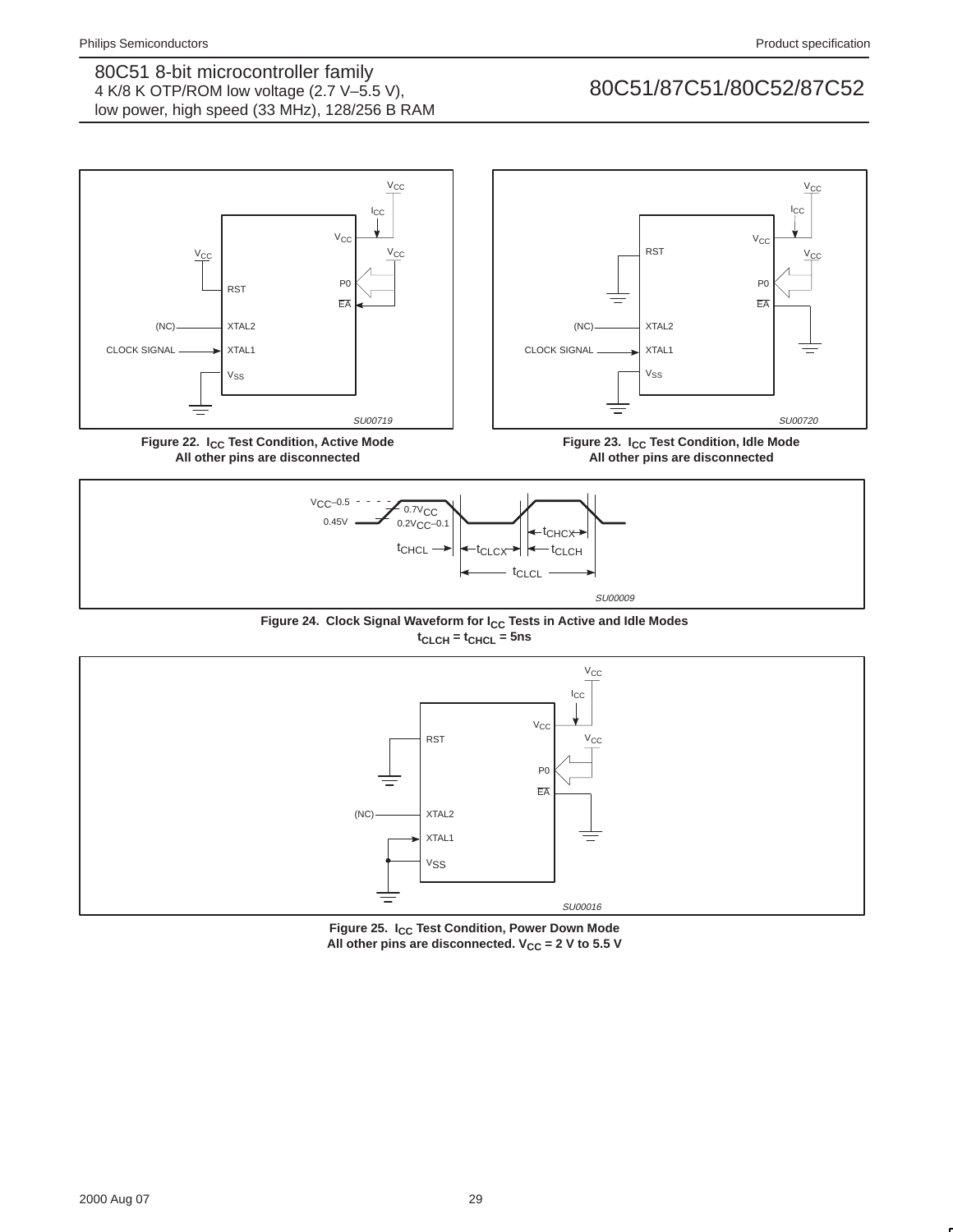Figure 22. $I_{CC}$ Test Condition, Active Mode
All other pins are disconnected

Figure 23. $I_{CC}$ Test Condition, Idle Mode
All other pins are disconnected

Figure 24. Clock Signal Waveform for $I_{CC}$ Tests in Active and Idle Modes
$t_{CLCH} = t_{CHCL} = 5ns$

Figure 25. $I_{CC}$ Test Condition, Power Down Mode
All other pins are disconnected. $V_{CC}$ = 2 V to 5.5 V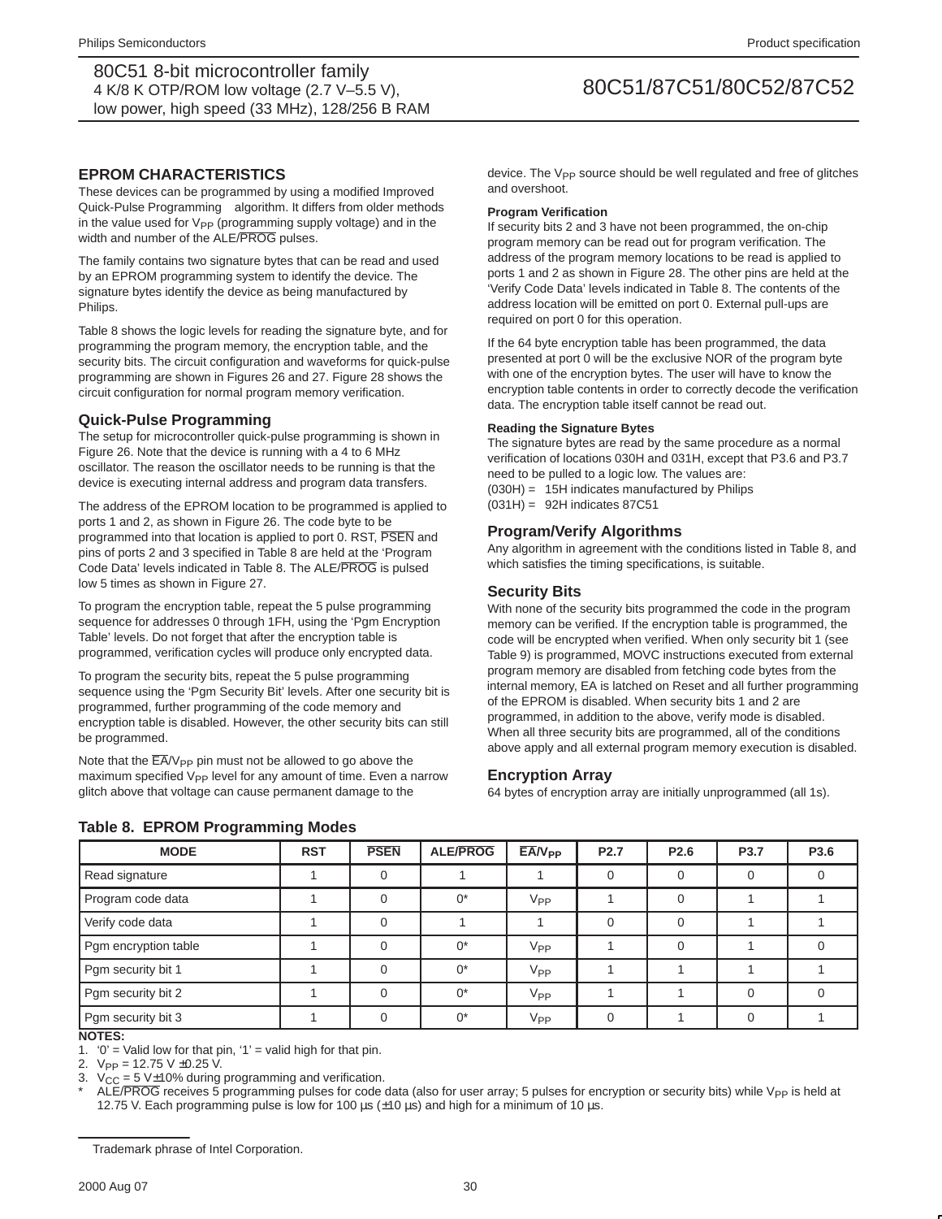## EPROM CHARACTERISTICS

These devices can be programmed by using a modified Improved Quick-Pulse Programming algorithm. It differs from older methods in the value used for $V_{PP}$ (programming supply voltage) and in the width and number of the ALE/PROG pulses.

The family contains two signature bytes that can be read and used by an EPROM programming system to identify the device. The signature bytes identify the device as being manufactured by Philips.

Table 8 shows the logic levels for reading the signature byte, and for programming the program memory, the encryption table, and the security bits. The circuit configuration and waveforms for quick-pulse programming are shown in Figures 26 and 27. Figure 28 shows the circuit configuration for normal program memory verification.

### Quick-Pulse Programming

The setup for microcontroller quick-pulse programming is shown in Figure 26. Note that the device is running with a 4 to 6 MHz oscillator. The reason the oscillator needs to be running is that the device is executing internal address and program data transfers.

The address of the EPROM location to be programmed is applied to ports 1 and 2, as shown in Figure 26. The code byte to be programmed into that location is applied to port 0. RST, PSEN and pins of ports 2 and 3 specified in Table 8 are held at the 'Program Code Data' levels indicated in Table 8. The ALE/PROG is pulsed low 5 times as shown in Figure 27.

To program the encryption table, repeat the 5 pulse programming sequence for addresses 0 through 1FH, using the 'Pgm Encryption Table' levels. Do not forget that after the encryption table is programmed, verification cycles will produce only encrypted data.

To program the security bits, repeat the 5 pulse programming sequence using the 'Pgm Security Bit' levels. After one security bit is programmed, further programming of the code memory and encryption table is disabled. However, the other security bits can still be programmed.

Note that the EA/$V_{PP}$ pin must not be allowed to go above the maximum specified $V_{PP}$ level for any amount of time. Even a narrow glitch above that voltage can cause permanent damage to the device. The $V_{PP}$ source should be well regulated and free of glitches and overshoot.

#### Program Verification

If security bits 2 and 3 have not been programmed, the on-chip program memory can be read out for program verification. The address of the program memory locations to be read is applied to ports 1 and 2 as shown in Figure 28. The other pins are held at the 'Verify Code Data' levels indicated in Table 8. The contents of the address location will be emitted on port 0. External pull-ups are required on port 0 for this operation.

If the 64 byte encryption table has been programmed, the data presented at port 0 will be the exclusive NOR of the program byte with one of the encryption bytes. The user will have to know the encryption table contents in order to correctly decode the verification data. The encryption table itself cannot be read out.

#### Reading the Signature Bytes

The signature bytes are read by the same procedure as a normal verification of locations 030H and 031H, except that P3.6 and P3.7 need to be pulled to a logic low. The values are:
(030H) = 15H indicates manufactured by Philips
(031H) = 92H indicates 87C51

### Program/Verify Algorithms

Any algorithm in agreement with the conditions listed in Table 8, and which satisfies the timing specifications, is suitable.

### Security Bits

With none of the security bits programmed the code in the program memory can be verified. If the encryption table is programmed, the code will be encrypted when verified. When only security bit 1 (see Table 9) is programmed, MOVC instructions executed from external program memory are disabled from fetching code bytes from the internal memory, EA is latched on Reset and all further programming of the EPROM is disabled. When security bits 1 and 2 are programmed, in addition to the above, verify mode is disabled. When all three security bits are programmed, all of the conditions above apply and all external program memory execution is disabled.

### Encryption Array

64 bytes of encryption array are initially unprogrammed (all 1s).

**Table 8. EPROM Programming Modes**

| MODE | RST | PSEN | ALE/PROG | EA/$V_{PP}$ | P2.7 | P2.6 | P3.7 | P3.6 |
|---|---|---|---|---|---|---|---|---|
| Read signature | 1 | 0 | 1 | 1 | 0 | 0 | 0 | 0 |
| Program code data | 1 | 0 | 0* | $V_{PP}$ | 1 | 0 | 1 | 1 |
| Verify code data | 1 | 0 | 1 | 1 | 0 | 0 | 1 | 1 |
| Pgm encryption table | 1 | 0 | 0* | $V_{PP}$ | 1 | 0 | 1 | 0 |
| Pgm security bit 1 | 1 | 0 | 0* | $V_{PP}$ | 1 | 1 | 1 | 1 |
| Pgm security bit 2 | 1 | 0 | 0* | $V_{PP}$ | 1 | 1 | 0 | 0 |
| Pgm security bit 3 | 1 | 0 | 0* | $V_{PP}$ | 0 | 1 | 0 | 1 |

**NOTES:**
1. '0' = Valid low for that pin, '1' = valid high for that pin.
2. $V_{PP}$ = 12.75 V ±0.25 V.
3. $V_{CC}$ = 5 V±10% during programming and verification.
* ALE/PROG receives 5 programming pulses for code data (also for user array; 5 pulses for encryption or security bits) while $V_{PP}$ is held at 12.75 V. Each programming pulse is low for 100 μs (±10 μs) and high for a minimum of 10 μs.

Trademark phrase of Intel Corporation.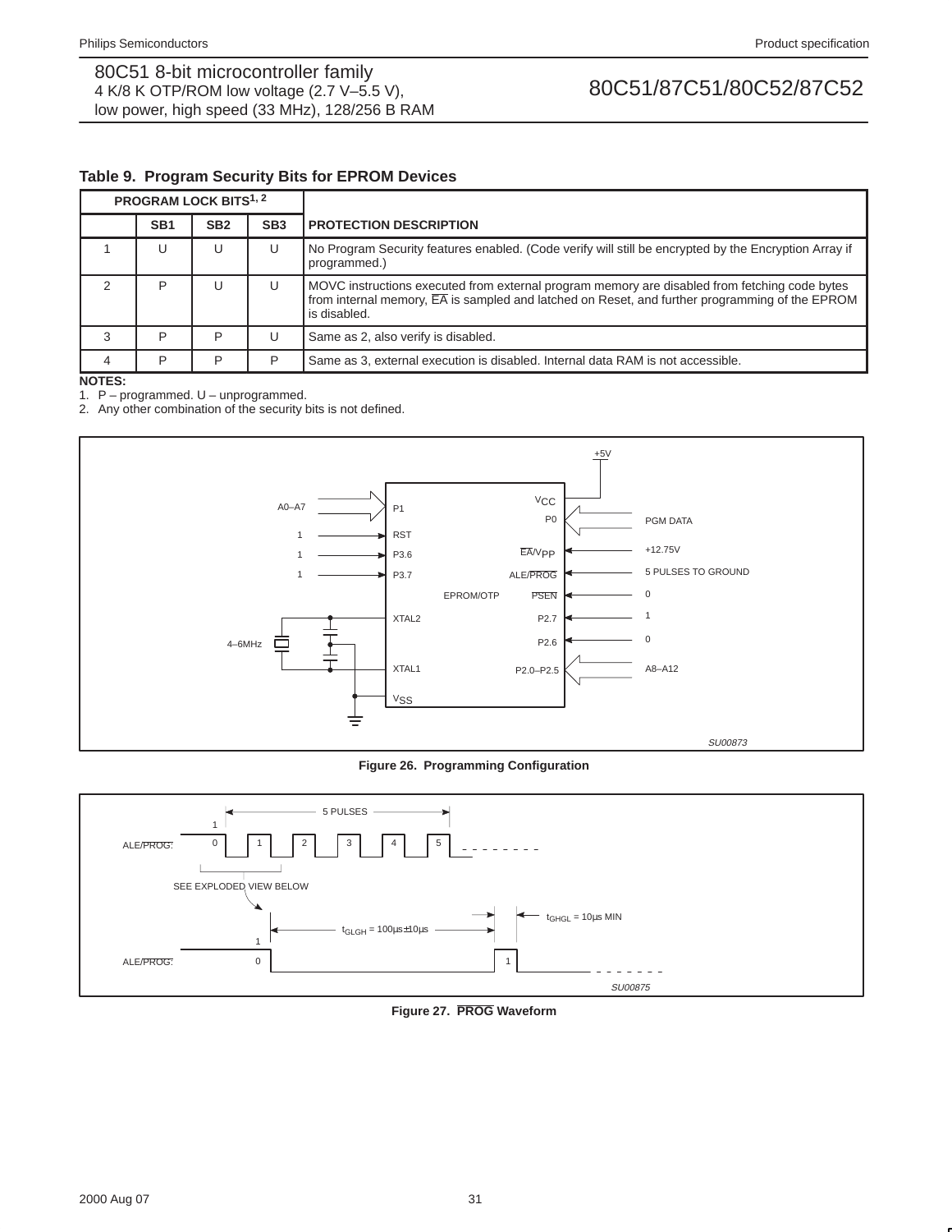### Table 9. Program Security Bits for EPROM Devices

| PROGRAM LOCK BITS[1, 2] | | | | |
|---|---|---|---|---|
| | SB1 | SB2 | SB3 | PROTECTION DESCRIPTION |
| 1 | U | U | U | No Program Security features enabled. (Code verify will still be encrypted by the Encryption Array if programmed.) |
| 2 | P | U | U | MOVC instructions executed from external program memory are disabled from fetching code bytes from internal memory, EA is sampled and latched on Reset, and further programming of the EPROM is disabled. |
| 3 | P | P | U | Same as 2, also verify is disabled. |
| 4 | P | P | P | Same as 3, external execution is disabled. Internal data RAM is not accessible. |

**NOTES:**
1. P – programmed. U – unprogrammed.
2. Any other combination of the security bits is not defined.

**Figure 26. Programming Configuration**

**Figure 27. PROG Waveform**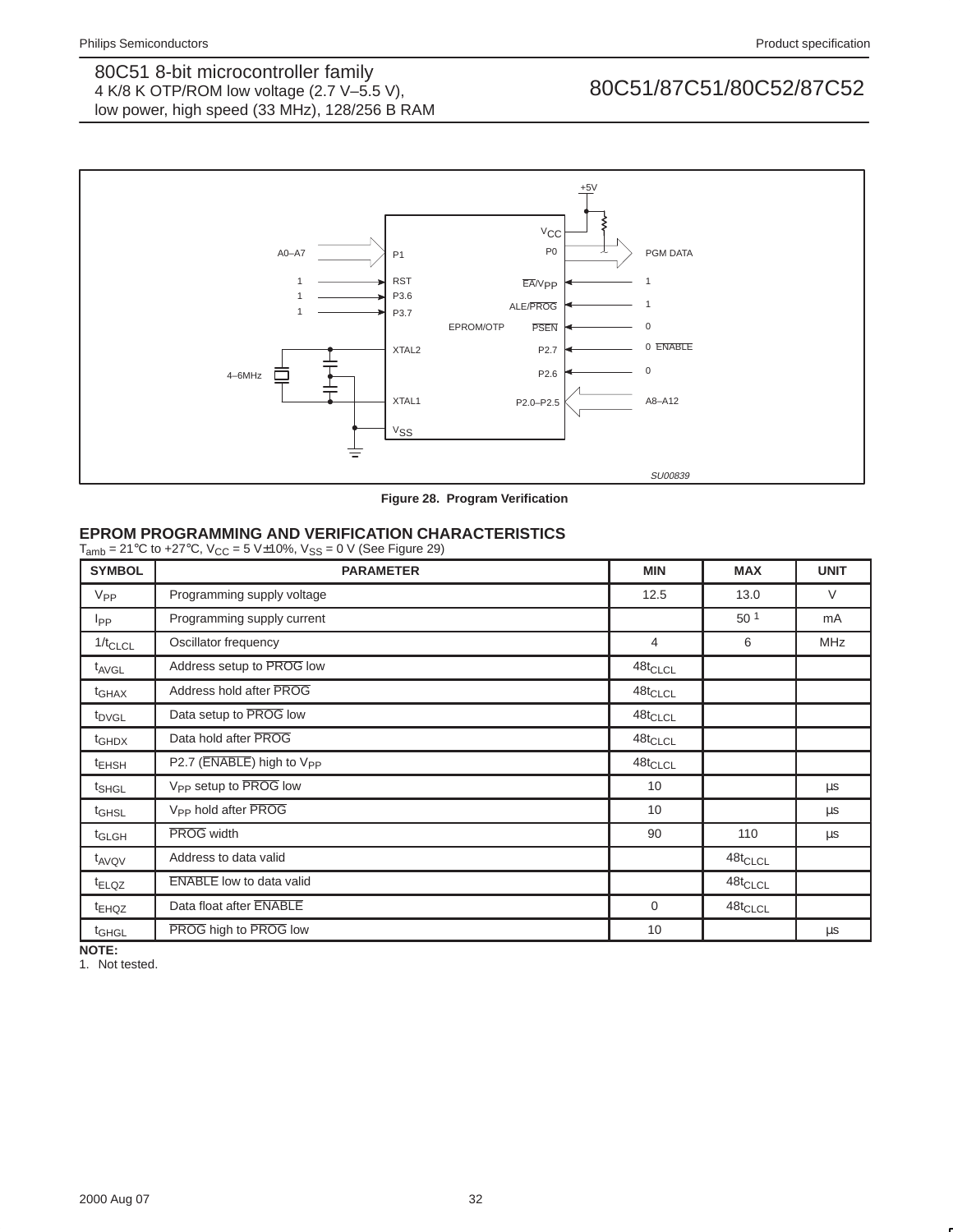Figure 28. Program Verification

## EPROM PROGRAMMING AND VERIFICATION CHARACTERISTICS

$T_{amb}$ = 21°C to +27°C, $V_{CC}$ = 5 V±10%, $V_{SS}$ = 0 V (See Figure 29)

| SYMBOL | PARAMETER | MIN | MAX | UNIT |
|---|---|---|---|---|
| $V_{PP}$ | Programming supply voltage | 12.5 | 13.0 | V |
| $I_{PP}$ | Programming supply current | | 50 [1] | mA |
| $1/t_{CLCL}$ | Oscillator frequency | 4 | 6 | MHz |
| $t_{AVGL}$ | Address setup to $\overline{PROG}$ low | $48t_{CLCL}$ | | |
| $t_{GHAX}$ | Address hold after $\overline{PROG}$ | $48t_{CLCL}$ | | |
| $t_{DVGL}$ | Data setup to $\overline{PROG}$ low | $48t_{CLCL}$ | | |
| $t_{GHDX}$ | Data hold after $\overline{PROG}$ | $48t_{CLCL}$ | | |
| $t_{EHSH}$ | P2.7 ($\overline{ENABLE}$) high to $V_{PP}$ | $48t_{CLCL}$ | | |
| $t_{SHGL}$ | $V_{PP}$ setup to $\overline{PROG}$ low | 10 | | µs |
| $t_{GHSL}$ | $V_{PP}$ hold after $\overline{PROG}$ | 10 | | µs |
| $t_{GLGH}$ | $\overline{PROG}$ width | 90 | 110 | µs |
| $t_{AVQV}$ | Address to data valid | | $48t_{CLCL}$ | |
| $t_{ELQZ}$ | $\overline{ENABLE}$ low to data valid | | $48t_{CLCL}$ | |
| $t_{EHQZ}$ | Data float after $\overline{ENABLE}$ | 0 | $48t_{CLCL}$ | |
| $t_{GHGL}$ | $\overline{PROG}$ high to $\overline{PROG}$ low | 10 | | µs |

**NOTE:**
1. Not tested.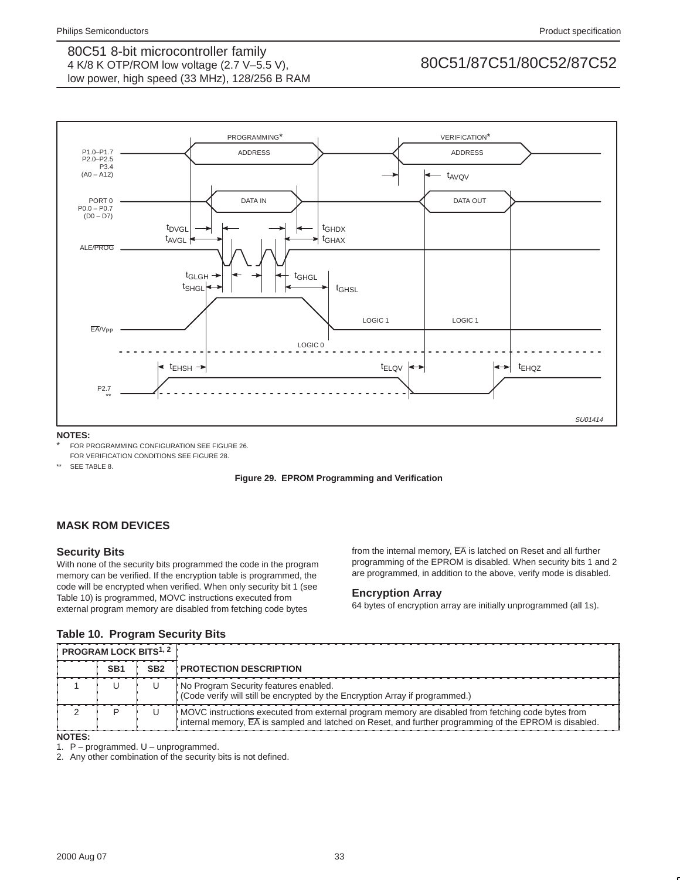NOTES:
\* FOR PROGRAMMING CONFIGURATION SEE FIGURE 26.
FOR VERIFICATION CONDITIONS SEE FIGURE 28.
\*\* SEE TABLE 8.

**Figure 29. EPROM Programming and Verification**

## MASK ROM DEVICES

### Security Bits

With none of the security bits programmed the code in the program memory can be verified. If the encryption table is programmed, the code will be encrypted when verified. When only security bit 1 (see Table 10) is programmed, MOVC instructions executed from external program memory are disabled from fetching code bytes from the internal memory, $\overline{EA}$ is latched on Reset and all further programming of the EPROM is disabled. When security bits 1 and 2 are programmed, in addition to the above, verify mode is disabled.

### Encryption Array

64 bytes of encryption array are initially unprogrammed (all 1s).

**Table 10. Program Security Bits**

| PROGRAM LOCK BITS[1, 2] | | | |
|---|---|---|---|
| | SB1 | SB2 | PROTECTION DESCRIPTION |
| 1 | U | U | No Program Security features enabled. (Code verify will still be encrypted by the Encryption Array if programmed.) |
| 2 | P | U | MOVC instructions executed from external program memory are disabled from fetching code bytes from internal memory, $\overline{EA}$ is sampled and latched on Reset, and further programming of the EPROM is disabled. |

NOTES:
1. P – programmed. U – unprogrammed.
2. Any other combination of the security bits is not defined.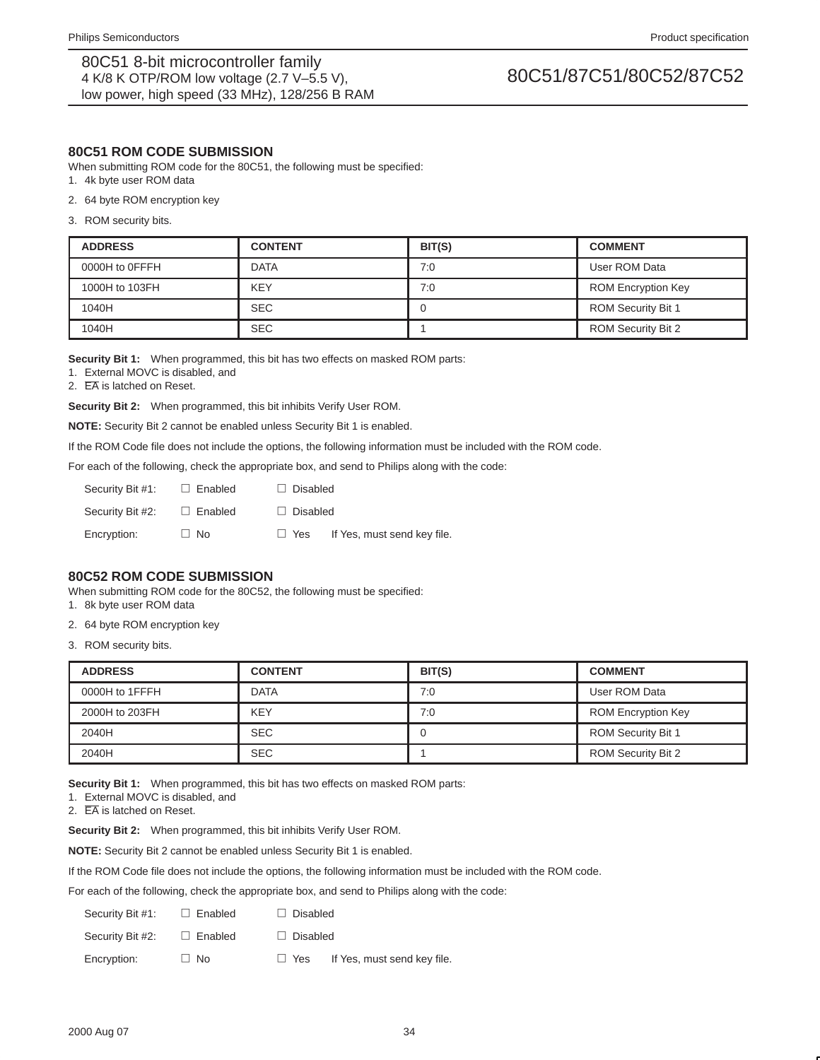## 80C51 ROM CODE SUBMISSION

When submitting ROM code for the 80C51, the following must be specified:

1. 4k byte user ROM data
2. 64 byte ROM encryption key
3. ROM security bits.

| ADDRESS | CONTENT | BIT(S) | COMMENT |
|---|---|---|---|
| 0000H to 0FFFH | DATA | 7:0 | User ROM Data |
| 1000H to 103FH | KEY | 7:0 | ROM Encryption Key |
| 1040H | SEC | 0 | ROM Security Bit 1 |
| 1040H | SEC | 1 | ROM Security Bit 2 |

**Security Bit 1:** When programmed, this bit has two effects on masked ROM parts:

1. External MOVC is disabled, and
2. $\overline{EA}$ is latched on Reset.

**Security Bit 2:** When programmed, this bit inhibits Verify User ROM.

**NOTE:** Security Bit 2 cannot be enabled unless Security Bit 1 is enabled.

If the ROM Code file does not include the options, the following information must be included with the ROM code.

For each of the following, check the appropriate box, and send to Philips along with the code:

Security Bit #1: ☐ Enabled ☐ Disabled

Security Bit #2: ☐ Enabled ☐ Disabled

Encryption: ☐ No ☐ Yes If Yes, must send key file.

## 80C52 ROM CODE SUBMISSION

When submitting ROM code for the 80C52, the following must be specified:

1. 8k byte user ROM data
2. 64 byte ROM encryption key
3. ROM security bits.

| ADDRESS | CONTENT | BIT(S) | COMMENT |
|---|---|---|---|
| 0000H to 1FFFH | DATA | 7:0 | User ROM Data |
| 2000H to 203FH | KEY | 7:0 | ROM Encryption Key |
| 2040H | SEC | 0 | ROM Security Bit 1 |
| 2040H | SEC | 1 | ROM Security Bit 2 |

**Security Bit 1:** When programmed, this bit has two effects on masked ROM parts:

1. External MOVC is disabled, and
2. $\overline{EA}$ is latched on Reset.

**Security Bit 2:** When programmed, this bit inhibits Verify User ROM.

**NOTE:** Security Bit 2 cannot be enabled unless Security Bit 1 is enabled.

If the ROM Code file does not include the options, the following information must be included with the ROM code.

For each of the following, check the appropriate box, and send to Philips along with the code:

Security Bit #1: ☐ Enabled ☐ Disabled

Security Bit #2: ☐ Enabled ☐ Disabled

Encryption: ☐ No ☐ Yes If Yes, must send key file.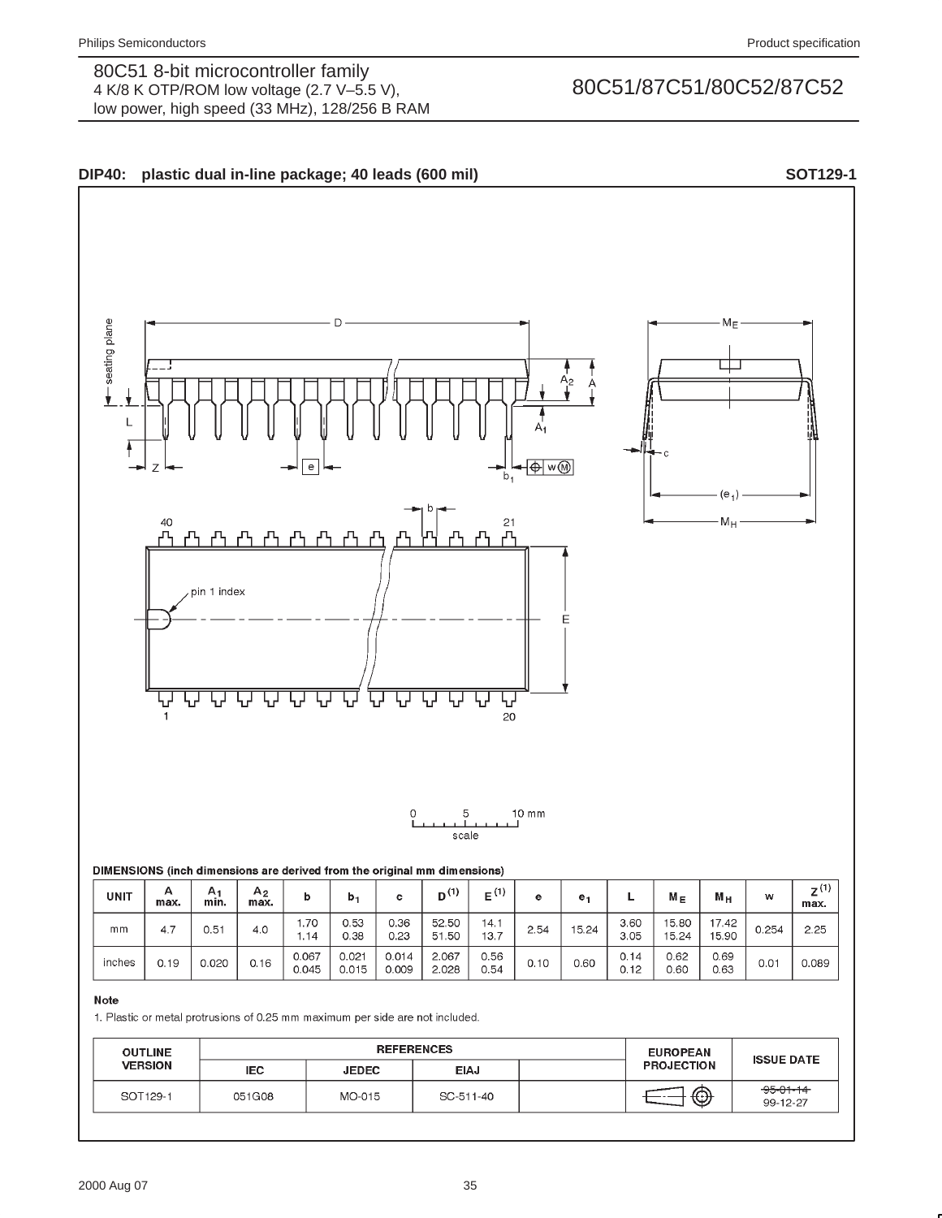## DIP40: plastic dual in-line package; 40 leads (600 mil) — SOT129-1

**DIMENSIONS (inch dimensions are derived from the original mm dimensions)**

| UNIT | A max. | $A_1$ min. | $A_2$ max. | b | $b_1$ | c | $D^{(1)}$ | $E^{(1)}$ | e | $e_1$ | L | $M_E$ | $M_H$ | w | $Z^{(1)}$ max. |
|---|---|---|---|---|---|---|---|---|---|---|---|---|---|---|---|
| mm | 4.7 | 0.51 | 4.0 | 1.70<br>1.14 | 0.53<br>0.38 | 0.36<br>0.23 | 52.50<br>51.50 | 14.1<br>13.7 | 2.54 | 15.24 | 3.60<br>3.05 | 15.80<br>15.24 | 17.42<br>15.90 | 0.254 | 2.25 |
| inches | 0.19 | 0.020 | 0.16 | 0.067<br>0.045 | 0.021<br>0.015 | 0.014<br>0.009 | 2.067<br>2.028 | 0.56<br>0.54 | 0.10 | 0.60 | 0.14<br>0.12 | 0.62<br>0.60 | 0.69<br>0.63 | 0.01 | 0.089 |

**Note**

1. Plastic or metal protrusions of 0.25 mm maximum per side are not included.

| OUTLINE VERSION | REFERENCES | | | | EUROPEAN PROJECTION | ISSUE DATE |
|---|---|---|---|---|---|---|
| | IEC | JEDEC | EIAJ | | | |
| SOT129-1 | 051G08 | MO-015 | SC-511-40 | | | ~~95-01-14~~<br>99-12-27 |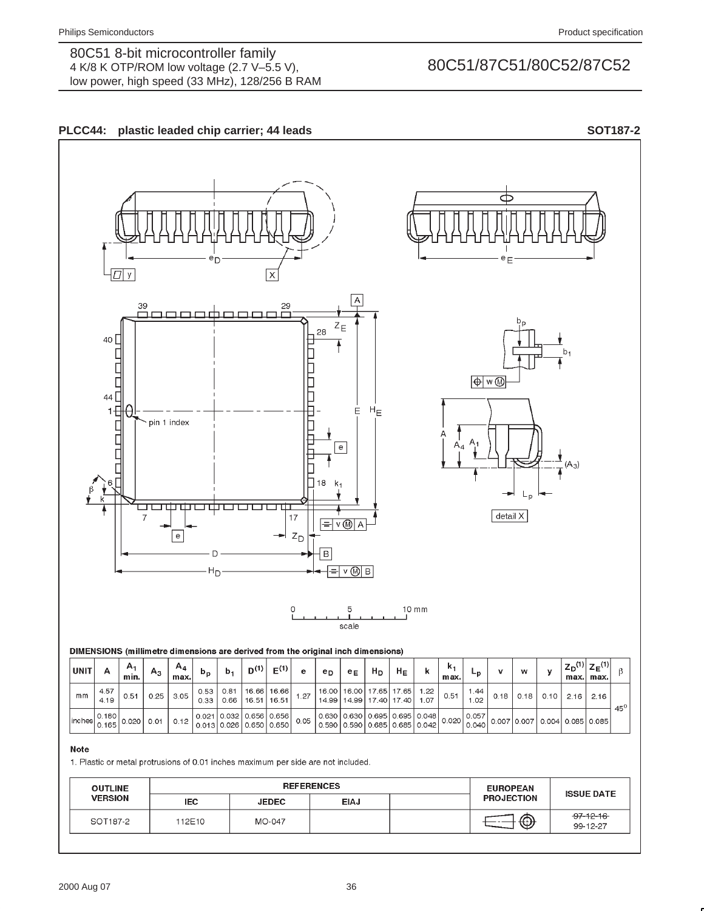## PLCC44: plastic leaded chip carrier; 44 leads — SOT187-2

0 — 5 — 10 mm
scale

**DIMENSIONS (millimetre dimensions are derived from the original inch dimensions)**

| UNIT | A | $A_1$ min. | $A_3$ | $A_4$ max. | $b_p$ | $b_1$ | $D^{(1)}$ | $E^{(1)}$ | e | $e_D$ | $e_E$ | $H_D$ | $H_E$ | k | $k_1$ max. | $L_p$ | v | w | y | $Z_D^{(1)}$ max. | $Z_E^{(1)}$ max. | β |
|---|---|---|---|---|---|---|---|---|---|---|---|---|---|---|---|---|---|---|---|---|---|---|
| mm | 4.57<br>4.19 | 0.51 | 0.25 | 3.05 | 0.53<br>0.33 | 0.81<br>0.66 | 16.66<br>16.51 | 16.66<br>16.51 | 1.27 | 16.00<br>14.99 | 16.00<br>14.99 | 17.65<br>17.40 | 17.65<br>17.40 | 1.22<br>1.07 | 0.51 | 1.44<br>1.02 | 0.18 | 0.18 | 0.10 | 2.16 | 2.16 | 45° |
| inches | 0.180<br>0.165 | 0.020 | 0.01 | 0.12 | 0.021<br>0.013 | 0.032<br>0.026 | 0.656<br>0.650 | 0.656<br>0.650 | 0.05 | 0.630<br>0.590 | 0.630<br>0.590 | 0.695<br>0.685 | 0.695<br>0.685 | 0.048<br>0.042 | 0.020 | 0.057<br>0.040 | 0.007 | 0.007 | 0.004 | 0.085 | 0.085 | |

**Note**

1. Plastic or metal protrusions of 0.01 inches maximum per side are not included.

| OUTLINE VERSION | REFERENCES | | | | EUROPEAN PROJECTION | ISSUE DATE |
|---|---|---|---|---|---|---|
| | IEC | JEDEC | EIAJ | | | |
| SOT187-2 | 112E10 | MO-047 | | | | ~~97-12-16~~<br>99-12-27 |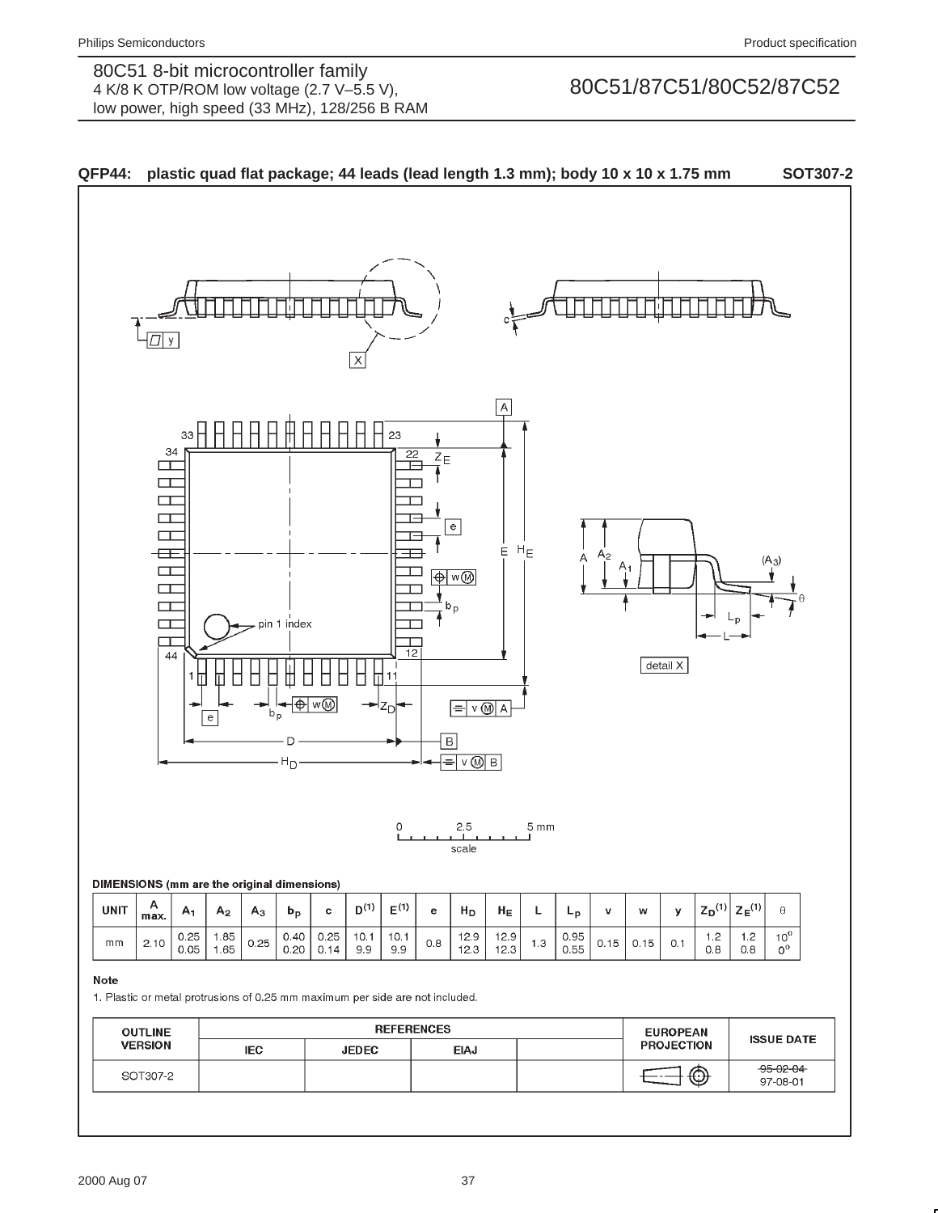## QFP44: plastic quad flat package; 44 leads (lead length 1.3 mm); body 10 x 10 x 1.75 mm — SOT307-2

**DIMENSIONS (mm are the original dimensions)**

| UNIT | A max. | $A_1$ | $A_2$ | $A_3$ | $b_p$ | c | $D^{(1)}$ | $E^{(1)}$ | e | $H_D$ | $H_E$ | L | $L_p$ | v | w | y | $Z_D^{(1)}$ | $Z_E^{(1)}$ | θ |
|---|---|---|---|---|---|---|---|---|---|---|---|---|---|---|---|---|---|---|---|
| mm | 2.10 | 0.25<br>0.05 | 1.85<br>1.65 | 0.25 | 0.40<br>0.20 | 0.25<br>0.14 | 10.1<br>9.9 | 10.1<br>9.9 | 0.8 | 12.9<br>12.3 | 12.9<br>12.3 | 1.3 | 0.95<br>0.55 | 0.15 | 0.15 | 0.1 | 1.2<br>0.8 | 1.2<br>0.8 | 10°<br>0° |

**Note**

1. Plastic or metal protrusions of 0.25 mm maximum per side are not included.

| OUTLINE VERSION | REFERENCES | | | | EUROPEAN PROJECTION | ISSUE DATE |
|---|---|---|---|---|---|---|
| | IEC | JEDEC | EIAJ | | | |
| SOT307-2 | | | | | | ~~95-02-04~~<br>97-08-01 |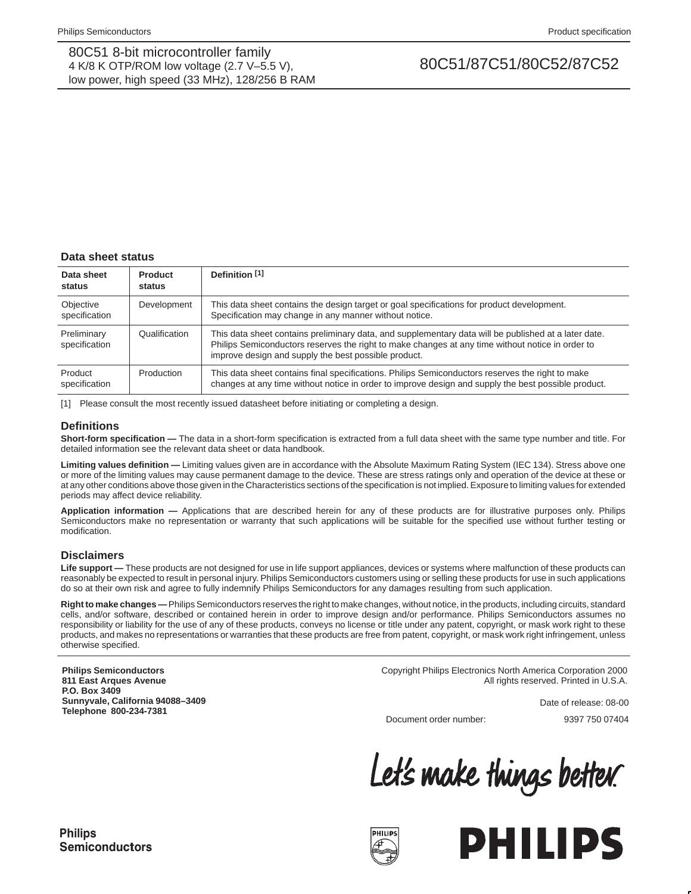## Data sheet status

| Data sheet status | Product status | Definition [1] |
| --- | --- | --- |
| Objective specification | Development | This data sheet contains the design target or goal specifications for product development. Specification may change in any manner without notice. |
| Preliminary specification | Qualification | This data sheet contains preliminary data, and supplementary data will be published at a later date. Philips Semiconductors reserves the right to make changes at any time without notice in order to improve design and supply the best possible product. |
| Product specification | Production | This data sheet contains final specifications. Philips Semiconductors reserves the right to make changes at any time without notice in order to improve design and supply the best possible product. |

[1] Please consult the most recently issued datasheet before initiating or completing a design.

## Definitions

**Short-form specification —** The data in a short-form specification is extracted from a full data sheet with the same type number and title. For detailed information see the relevant data sheet or data handbook.

**Limiting values definition —** Limiting values given are in accordance with the Absolute Maximum Rating System (IEC 134). Stress above one or more of the limiting values may cause permanent damage to the device. These are stress ratings only and operation of the device at these or at any other conditions above those given in the Characteristics sections of the specification is not implied. Exposure to limiting values for extended periods may affect device reliability.

**Application information —** Applications that are described herein for any of these products are for illustrative purposes only. Philips Semiconductors make no representation or warranty that such applications will be suitable for the specified use without further testing or modification.

## Disclaimers

**Life support —** These products are not designed for use in life support appliances, devices or systems where malfunction of these products can reasonably be expected to result in personal injury. Philips Semiconductors customers using or selling these products for use in such applications do so at their own risk and agree to fully indemnify Philips Semiconductors for any damages resulting from such application.

**Right to make changes —** Philips Semiconductors reserves the right to make changes, without notice, in the products, including circuits, standard cells, and/or software, described or contained herein in order to improve design and/or performance. Philips Semiconductors assumes no responsibility or liability for the use of any of these products, conveys no license or title under any patent, copyright, or mask work right to these products, and makes no representations or warranties that these products are free from patent, copyright, or mask work right infringement, unless otherwise specified.

**Philips Semiconductors**
**811 East Arques Avenue**
**P.O. Box 3409**
**Sunnyvale, California 94088–3409**
**Telephone 800-234-7381**

Copyright Philips Electronics North America Corporation 2000
All rights reserved. Printed in U.S.A.

Date of release: 08-00

Document order number: 9397 750 07404

Let's make things better.

Philips Semiconductors

PHILIPS